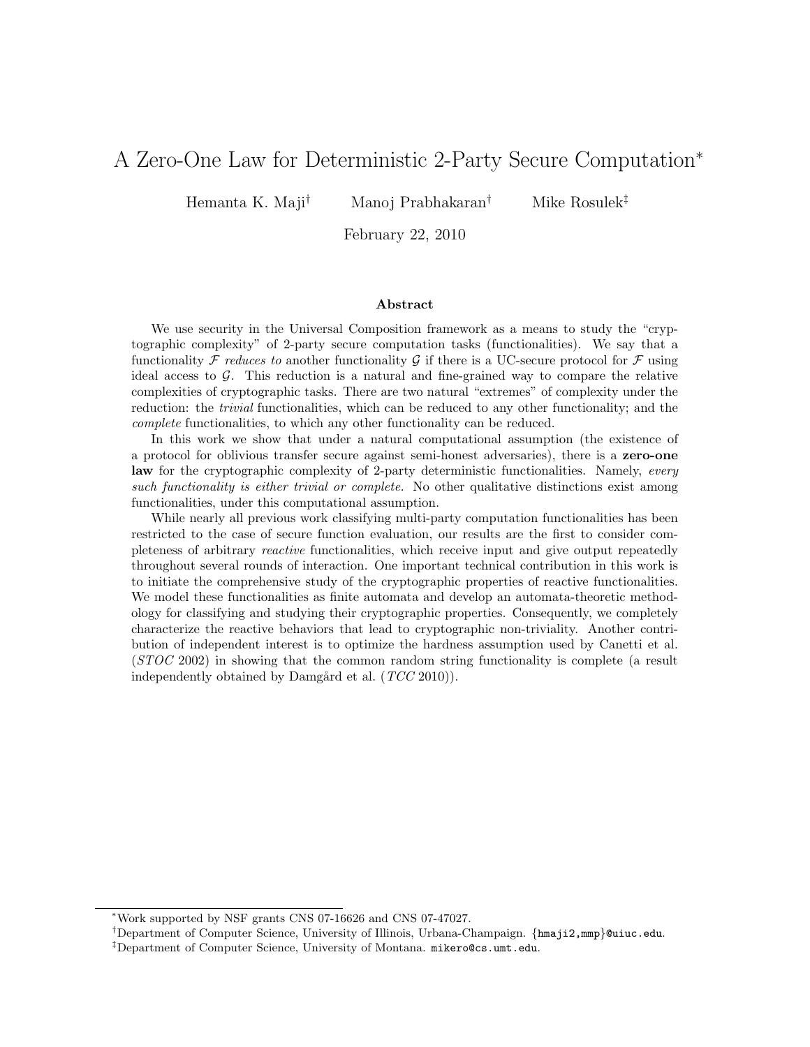# A Zero-One Law for Deterministic 2-Party Secure Computation[*]

Hemanta K. Maji[†] Manoj Prabhakaran[†] Mike Rosulek[‡]

February 22, 2010

## Abstract

We use security in the Universal Composition framework as a means to study the "cryptographic complexity" of 2-party secure computation tasks (functionalities). We say that a functionality $\mathcal{F}$ *reduces to* another functionality $\mathcal{G}$ if there is a UC-secure protocol for $\mathcal{F}$ using ideal access to $\mathcal{G}$. This reduction is a natural and fine-grained way to compare the relative complexities of cryptographic tasks. There are two natural "extremes" of complexity under the reduction: the *trivial* functionalities, which can be reduced to any other functionality; and the *complete* functionalities, to which any other functionality can be reduced.

In this work we show that under a natural computational assumption (the existence of a protocol for oblivious transfer secure against semi-honest adversaries), there is a **zero-one law** for the cryptographic complexity of 2-party deterministic functionalities. Namely, *every such functionality is either trivial or complete.* No other qualitative distinctions exist among functionalities, under this computational assumption.

While nearly all previous work classifying multi-party computation functionalities has been restricted to the case of secure function evaluation, our results are the first to consider completeness of arbitrary *reactive* functionalities, which receive input and give output repeatedly throughout several rounds of interaction. One important technical contribution in this work is to initiate the comprehensive study of the cryptographic properties of reactive functionalities. We model these functionalities as finite automata and develop an automata-theoretic methodology for classifying and studying their cryptographic properties. Consequently, we completely characterize the reactive behaviors that lead to cryptographic non-triviality. Another contribution of independent interest is to optimize the hardness assumption used by Canetti et al. (*STOC* 2002) in showing that the common random string functionality is complete (a result independently obtained by Damgård et al. (*TCC* 2010)).

---

[*] Work supported by NSF grants CNS 07-16626 and CNS 07-47027.

[†] Department of Computer Science, University of Illinois, Urbana-Champaign. {hmaji2,mmp}@uiuc.edu.

[‡] Department of Computer Science, University of Montana. mikero@cs.umt.edu.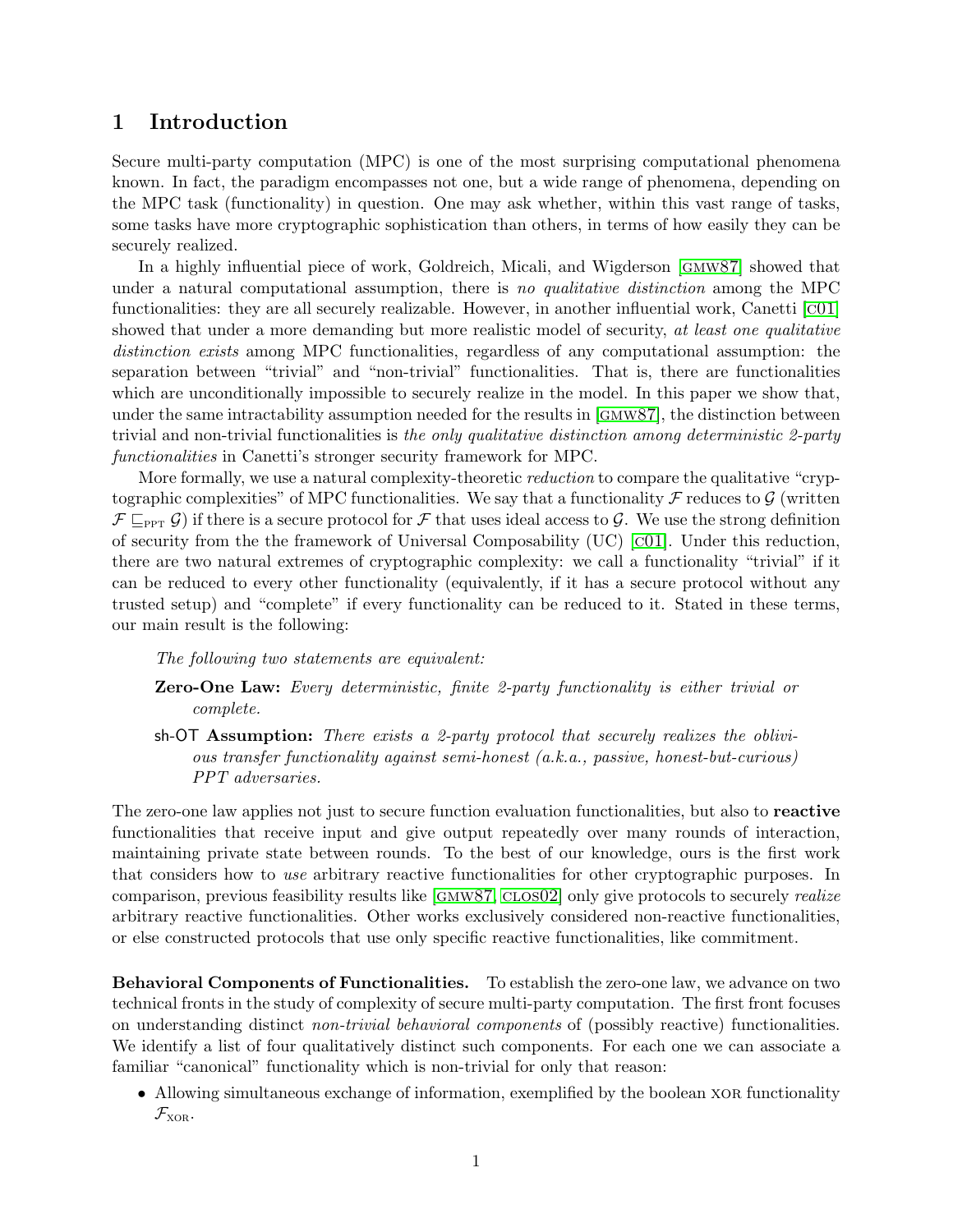# 1 Introduction

Secure multi-party computation (MPC) is one of the most surprising computational phenomena known. In fact, the paradigm encompasses not one, but a wide range of phenomena, depending on the MPC task (functionality) in question. One may ask whether, within this vast range of tasks, some tasks have more cryptographic sophistication than others, in terms of how easily they can be securely realized.

In a highly influential piece of work, Goldreich, Micali, and Wigderson [GMW87] showed that under a natural computational assumption, there is *no qualitative distinction* among the MPC functionalities: they are all securely realizable. However, in another influential work, Canetti [C01] showed that under a more demanding but more realistic model of security, *at least one qualitative distinction exists* among MPC functionalities, regardless of any computational assumption: the separation between "trivial" and "non-trivial" functionalities. That is, there are functionalities which are unconditionally impossible to securely realize in the model. In this paper we show that, under the same intractability assumption needed for the results in [GMW87], the distinction between trivial and non-trivial functionalities is *the only qualitative distinction among deterministic 2-party functionalities* in Canetti's stronger security framework for MPC.

More formally, we use a natural complexity-theoretic *reduction* to compare the qualitative "cryptographic complexities" of MPC functionalities. We say that a functionality $\mathcal{F}$ reduces to $\mathcal{G}$ (written $\mathcal{F} \sqsubseteq_{\text{PPT}} \mathcal{G}$) if there is a secure protocol for $\mathcal{F}$ that uses ideal access to $\mathcal{G}$. We use the strong definition of security from the the framework of Universal Composability (UC) [C01]. Under this reduction, there are two natural extremes of cryptographic complexity: we call a functionality "trivial" if it can be reduced to every other functionality (equivalently, if it has a secure protocol without any trusted setup) and "complete" if every functionality can be reduced to it. Stated in these terms, our main result is the following:

> *The following two statements are equivalent:*
>
> **Zero-One Law:** *Every deterministic, finite 2-party functionality is either trivial or complete.*
>
> sh-OT **Assumption:** *There exists a 2-party protocol that securely realizes the oblivious transfer functionality against semi-honest (a.k.a., passive, honest-but-curious) PPT adversaries.*

The zero-one law applies not just to secure function evaluation functionalities, but also to **reactive** functionalities that receive input and give output repeatedly over many rounds of interaction, maintaining private state between rounds. To the best of our knowledge, ours is the first work that considers how to *use* arbitrary reactive functionalities for other cryptographic purposes. In comparison, previous feasibility results like [GMW87, CLOS02] only give protocols to securely *realize* arbitrary reactive functionalities. Other works exclusively considered non-reactive functionalities, or else constructed protocols that use only specific reactive functionalities, like commitment.

**Behavioral Components of Functionalities.** To establish the zero-one law, we advance on two technical fronts in the study of complexity of secure multi-party computation. The first front focuses on understanding distinct *non-trivial behavioral components* of (possibly reactive) functionalities. We identify a list of four qualitatively distinct such components. For each one we can associate a familiar "canonical" functionality which is non-trivial for only that reason:

- Allowing simultaneous exchange of information, exemplified by the boolean XOR functionality $\mathcal{F}_{\text{XOR}}$.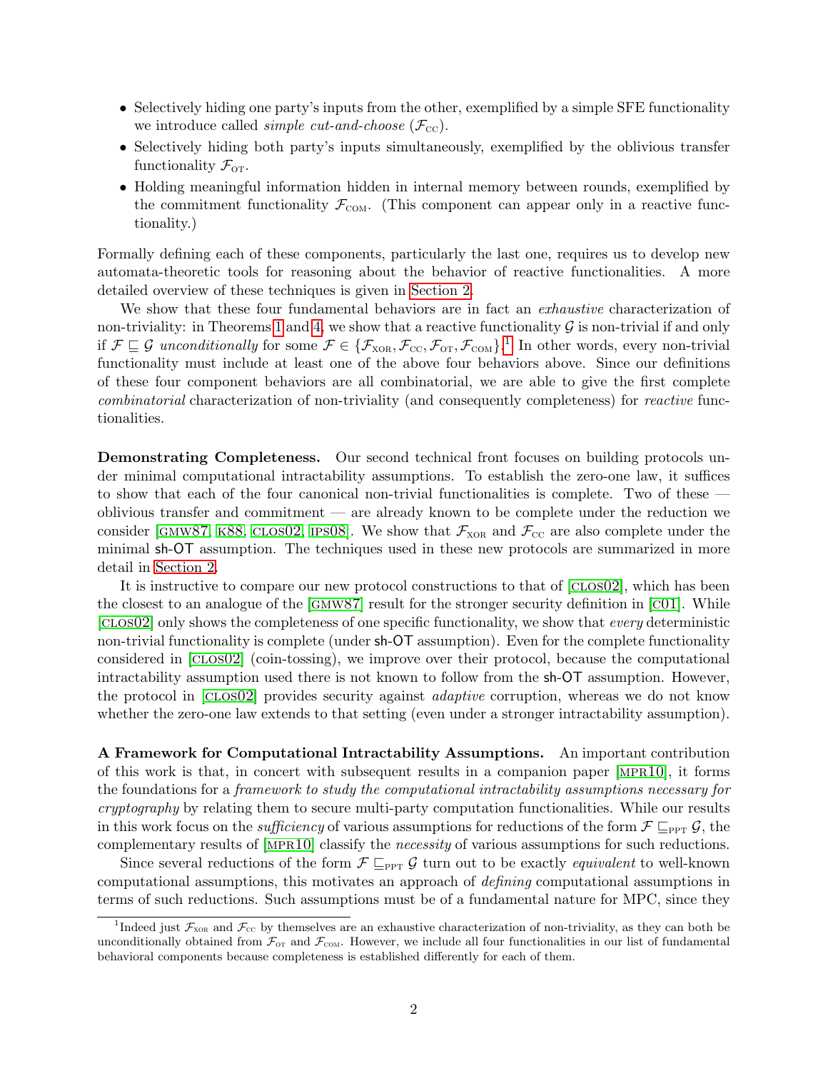- Selectively hiding one party's inputs from the other, exemplified by a simple SFE functionality we introduce called *simple cut-and-choose* ($\mathcal{F}_{\text{CC}}$).
- Selectively hiding both party's inputs simultaneously, exemplified by the oblivious transfer functionality $\mathcal{F}_{\text{OT}}$.
- Holding meaningful information hidden in internal memory between rounds, exemplified by the commitment functionality $\mathcal{F}_{\text{COM}}$. (This component can appear only in a reactive functionality.)

Formally defining each of these components, particularly the last one, requires us to develop new automata-theoretic tools for reasoning about the behavior of reactive functionalities. A more detailed overview of these techniques is given in Section 2.

We show that these four fundamental behaviors are in fact an *exhaustive* characterization of non-triviality: in Theorems 1 and 4, we show that a reactive functionality $\mathcal{G}$ is non-trivial if and only if $\mathcal{F} \sqsubseteq \mathcal{G}$ *unconditionally* for some $\mathcal{F} \in \{\mathcal{F}_{\text{XOR}}, \mathcal{F}_{\text{CC}}, \mathcal{F}_{\text{OT}}, \mathcal{F}_{\text{COM}}\}$.[1] In other words, every non-trivial functionality must include at least one of the above four behaviors above. Since our definitions of these four component behaviors are all combinatorial, we are able to give the first complete *combinatorial* characterization of non-triviality (and consequently completeness) for *reactive* functionalities.

**Demonstrating Completeness.** Our second technical front focuses on building protocols under minimal computational intractability assumptions. To establish the zero-one law, it suffices to show that each of the four canonical non-trivial functionalities is complete. Two of these — oblivious transfer and commitment — are already known to be complete under the reduction we consider [GMW87, K88, CLOS02, IPS08]. We show that $\mathcal{F}_{\text{XOR}}$ and $\mathcal{F}_{\text{CC}}$ are also complete under the minimal sh-OT assumption. The techniques used in these new protocols are summarized in more detail in Section 2.

It is instructive to compare our new protocol constructions to that of [CLOS02], which has been the closest to an analogue of the [GMW87] result for the stronger security definition in [C01]. While [CLOS02] only shows the completeness of one specific functionality, we show that *every* deterministic non-trivial functionality is complete (under sh-OT assumption). Even for the complete functionality considered in [CLOS02] (coin-tossing), we improve over their protocol, because the computational intractability assumption used there is not known to follow from the sh-OT assumption. However, the protocol in [CLOS02] provides security against *adaptive* corruption, whereas we do not know whether the zero-one law extends to that setting (even under a stronger intractability assumption).

**A Framework for Computational Intractability Assumptions.** An important contribution of this work is that, in concert with subsequent results in a companion paper [MPR10], it forms the foundations for a *framework to study the computational intractability assumptions necessary for cryptography* by relating them to secure multi-party computation functionalities. While our results in this work focus on the *sufficiency* of various assumptions for reductions of the form $\mathcal{F} \sqsubseteq_{\text{PPT}} \mathcal{G}$, the complementary results of [MPR10] classify the *necessity* of various assumptions for such reductions.

Since several reductions of the form $\mathcal{F} \sqsubseteq_{\text{PPT}} \mathcal{G}$ turn out to be exactly *equivalent* to well-known computational assumptions, this motivates an approach of *defining* computational assumptions in terms of such reductions. Such assumptions must be of a fundamental nature for MPC, since they

[1] Indeed just $\mathcal{F}_{\text{XOR}}$ and $\mathcal{F}_{\text{CC}}$ by themselves are an exhaustive characterization of non-triviality, as they can both be unconditionally obtained from $\mathcal{F}_{\text{OT}}$ and $\mathcal{F}_{\text{COM}}$. However, we include all four functionalities in our list of fundamental behavioral components because completeness is established differently for each of them.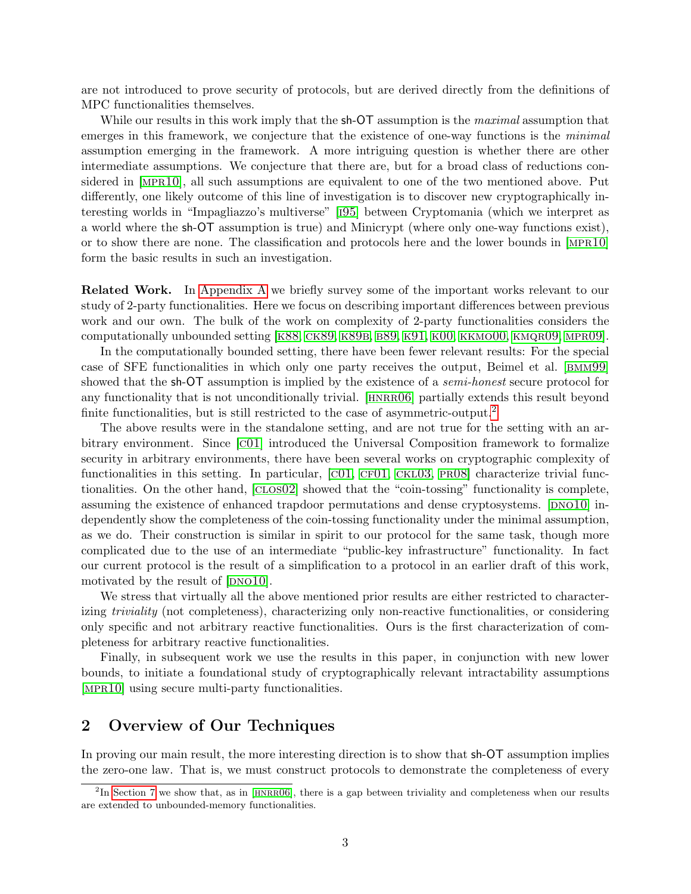are not introduced to prove security of protocols, but are derived directly from the definitions of MPC functionalities themselves.

While our results in this work imply that the sh-OT assumption is the *maximal* assumption that emerges in this framework, we conjecture that the existence of one-way functions is the *minimal* assumption emerging in the framework. A more intriguing question is whether there are other intermediate assumptions. We conjecture that there are, but for a broad class of reductions considered in [MPR10], all such assumptions are equivalent to one of the two mentioned above. Put differently, one likely outcome of this line of investigation is to discover new cryptographically interesting worlds in "Impagliazzo's multiverse" [I95] between Cryptomania (which we interpret as a world where the sh-OT assumption is true) and Minicrypt (where only one-way functions exist), or to show there are none. The classification and protocols here and the lower bounds in [MPR10] form the basic results in such an investigation.

**Related Work.** In Appendix A we briefly survey some of the important works relevant to our study of 2-party functionalities. Here we focus on describing important differences between previous work and our own. The bulk of the work on complexity of 2-party functionalities considers the computationally unbounded setting [K88, CK89, K89B, B89, K91, K00, KKMO00, KMQR09, MPR09].

In the computationally bounded setting, there have been fewer relevant results: For the special case of SFE functionalities in which only one party receives the output, Beimel et al. [BMM99] showed that the sh-OT assumption is implied by the existence of a *semi-honest* secure protocol for any functionality that is not unconditionally trivial. [HNRR06] partially extends this result beyond finite functionalities, but is still restricted to the case of asymmetric-output.[2]

The above results were in the standalone setting, and are not true for the setting with an arbitrary environment. Since [C01] introduced the Universal Composition framework to formalize security in arbitrary environments, there have been several works on cryptographic complexity of functionalities in this setting. In particular, [C01, CF01, CKL03, PR08] characterize trivial functionalities. On the other hand, [CLOS02] showed that the "coin-tossing" functionality is complete, assuming the existence of enhanced trapdoor permutations and dense cryptosystems. [DNO10] independently show the completeness of the coin-tossing functionality under the minimal assumption, as we do. Their construction is similar in spirit to our protocol for the same task, though more complicated due to the use of an intermediate "public-key infrastructure" functionality. In fact our current protocol is the result of a simplification to a protocol in an earlier draft of this work, motivated by the result of [DNO10].

We stress that virtually all the above mentioned prior results are either restricted to characterizing *triviality* (not completeness), characterizing only non-reactive functionalities, or considering only specific and not arbitrary reactive functionalities. Ours is the first characterization of completeness for arbitrary reactive functionalities.

Finally, in subsequent work we use the results in this paper, in conjunction with new lower bounds, to initiate a foundational study of cryptographically relevant intractability assumptions [MPR10] using secure multi-party functionalities.

## 2 Overview of Our Techniques

In proving our main result, the more interesting direction is to show that sh-OT assumption implies the zero-one law. That is, we must construct protocols to demonstrate the completeness of every

[2]In Section 7 we show that, as in [HNRR06], there is a gap between triviality and completeness when our results are extended to unbounded-memory functionalities.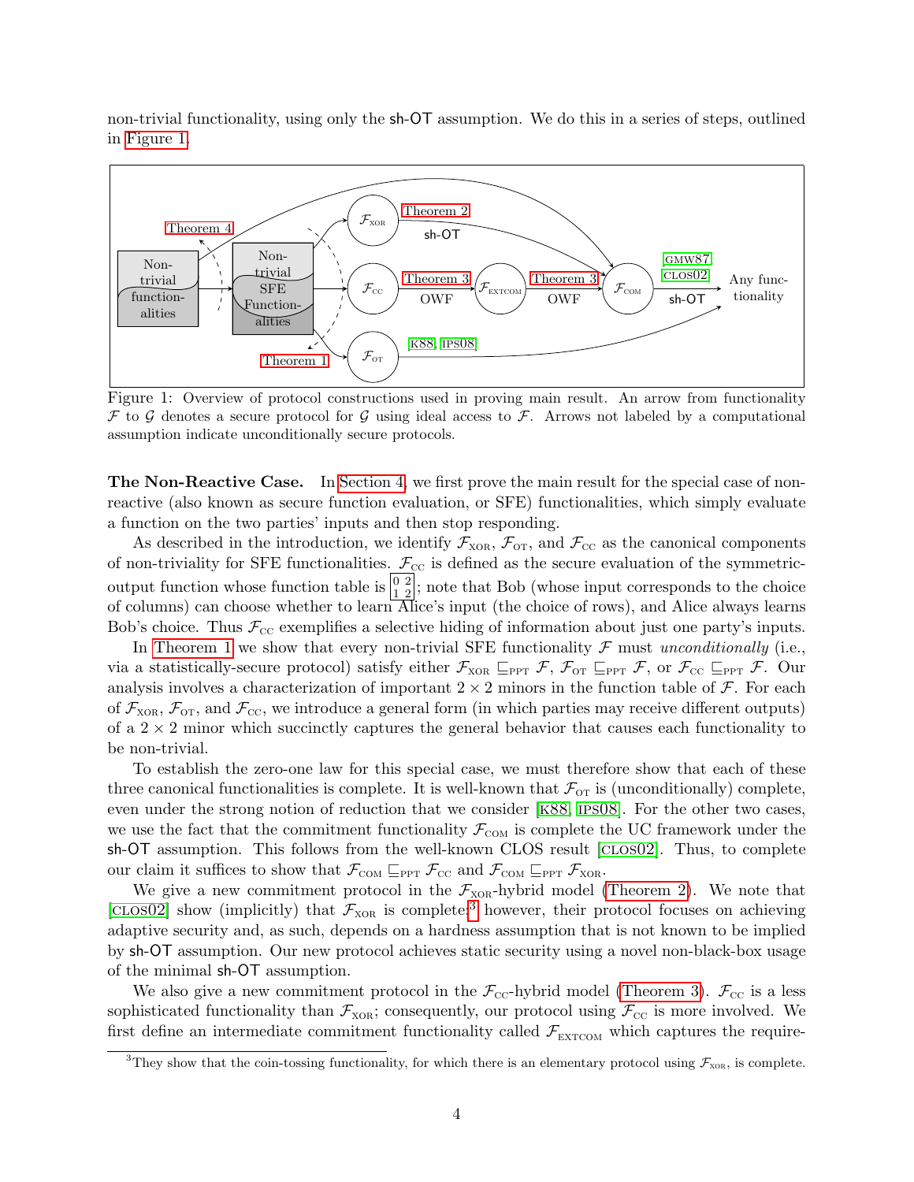non-trivial functionality, using only the sh-OT assumption. We do this in a series of steps, outlined in Figure 1.

Figure 1: Overview of protocol constructions used in proving main result. An arrow from functionality $\mathcal{F}$ to $\mathcal{G}$ denotes a secure protocol for $\mathcal{G}$ using ideal access to $\mathcal{F}$. Arrows not labeled by a computational assumption indicate unconditionally secure protocols.

**The Non-Reactive Case.** In Section 4, we first prove the main result for the special case of non-reactive (also known as secure function evaluation, or SFE) functionalities, which simply evaluate a function on the two parties' inputs and then stop responding.

As described in the introduction, we identify $\mathcal{F}_{\text{XOR}}$, $\mathcal{F}_{\text{OT}}$, and $\mathcal{F}_{\text{CC}}$ as the canonical components of non-triviality for SFE functionalities. $\mathcal{F}_{\text{CC}}$ is defined as the secure evaluation of the symmetric-output function whose function table is $\begin{bmatrix} 0 & 2 \\ 1 & 2 \end{bmatrix}$; note that Bob (whose input corresponds to the choice of columns) can choose whether to learn Alice's input (the choice of rows), and Alice always learns Bob's choice. Thus $\mathcal{F}_{\text{CC}}$ exemplifies a selective hiding of information about just one party's inputs.

In Theorem 1 we show that every non-trivial SFE functionality $\mathcal{F}$ must *unconditionally* (i.e., via a statistically-secure protocol) satisfy either $\mathcal{F}_{\text{XOR}} \sqsubseteq_{\text{PPT}} \mathcal{F}$, $\mathcal{F}_{\text{OT}} \sqsubseteq_{\text{PPT}} \mathcal{F}$, or $\mathcal{F}_{\text{CC}} \sqsubseteq_{\text{PPT}} \mathcal{F}$. Our analysis involves a characterization of important $2 \times 2$ minors in the function table of $\mathcal{F}$. For each of $\mathcal{F}_{\text{XOR}}$, $\mathcal{F}_{\text{OT}}$, and $\mathcal{F}_{\text{CC}}$, we introduce a general form (in which parties may receive different outputs) of a $2 \times 2$ minor which succinctly captures the general behavior that causes each functionality to be non-trivial.

To establish the zero-one law for this special case, we must therefore show that each of these three canonical functionalities is complete. It is well-known that $\mathcal{F}_{\text{OT}}$ is (unconditionally) complete, even under the strong notion of reduction that we consider [K88, IPS08]. For the other two cases, we use the fact that the commitment functionality $\mathcal{F}_{\text{COM}}$ is complete the UC framework under the sh-OT assumption. This follows from the well-known CLOS result [CLOS02]. Thus, to complete our claim it suffices to show that $\mathcal{F}_{\text{COM}} \sqsubseteq_{\text{PPT}} \mathcal{F}_{\text{CC}}$ and $\mathcal{F}_{\text{COM}} \sqsubseteq_{\text{PPT}} \mathcal{F}_{\text{XOR}}$.

We give a new commitment protocol in the $\mathcal{F}_{\text{XOR}}$-hybrid model (Theorem 2). We note that [CLOS02] show (implicitly) that $\mathcal{F}_{\text{XOR}}$ is complete;[3] however, their protocol focuses on achieving adaptive security and, as such, depends on a hardness assumption that is not known to be implied by sh-OT assumption. Our new protocol achieves static security using a novel non-black-box usage of the minimal sh-OT assumption.

We also give a new commitment protocol in the $\mathcal{F}_{\text{CC}}$-hybrid model (Theorem 3). $\mathcal{F}_{\text{CC}}$ is a less sophisticated functionality than $\mathcal{F}_{\text{XOR}}$; consequently, our protocol using $\mathcal{F}_{\text{CC}}$ is more involved. We first define an intermediate commitment functionality called $\mathcal{F}_{\text{EXTCOM}}$ which captures the require-

[3] They show that the coin-tossing functionality, for which there is an elementary protocol using $\mathcal{F}_{\text{XOR}}$, is complete.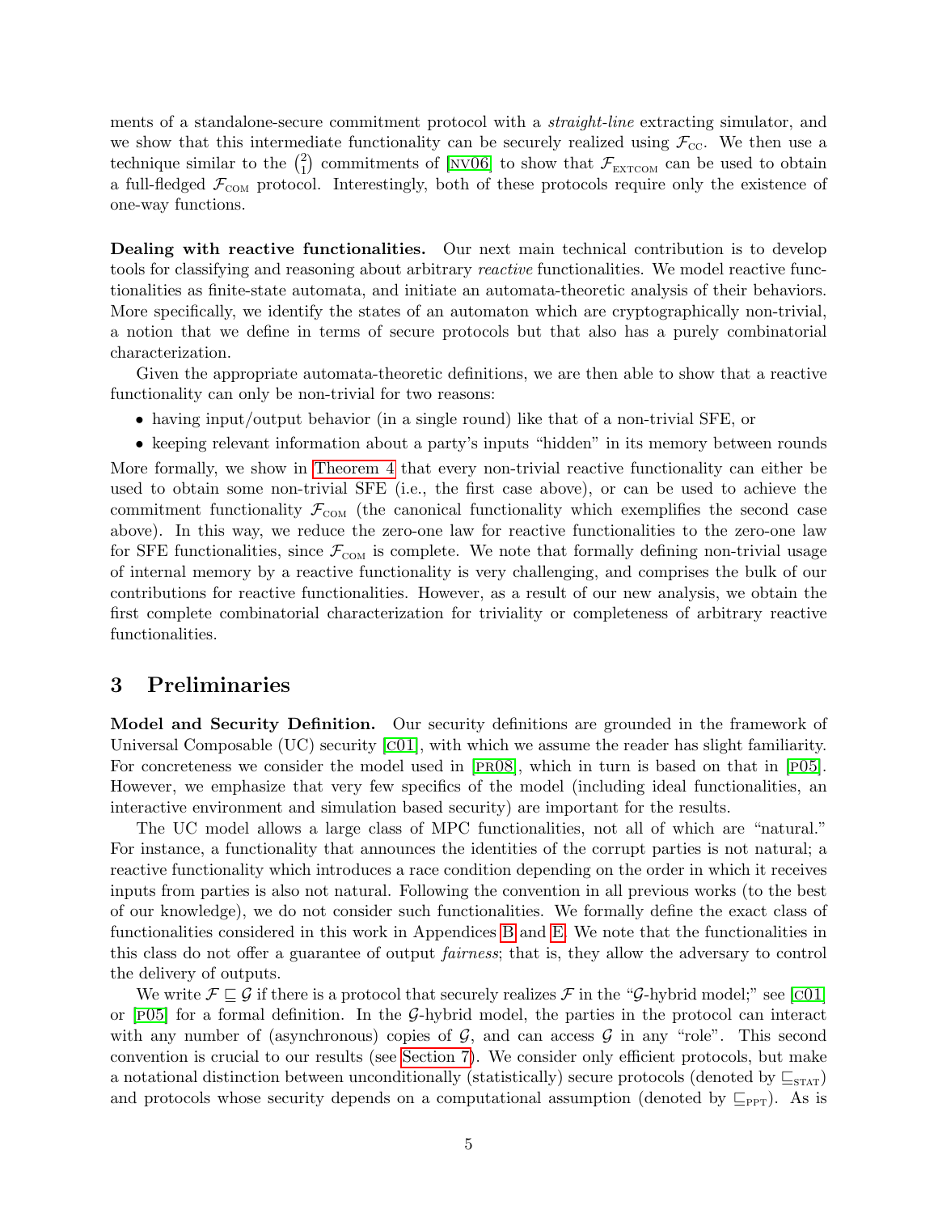ments of a standalone-secure commitment protocol with a *straight-line* extracting simulator, and we show that this intermediate functionality can be securely realized using $\mathcal{F}_{\text{CC}}$. We then use a technique similar to the $\binom{2}{1}$ commitments of [NV06] to show that $\mathcal{F}_{\text{EXTCOM}}$ can be used to obtain a full-fledged $\mathcal{F}_{\text{COM}}$ protocol. Interestingly, both of these protocols require only the existence of one-way functions.

**Dealing with reactive functionalities.** Our next main technical contribution is to develop tools for classifying and reasoning about arbitrary *reactive* functionalities. We model reactive functionalities as finite-state automata, and initiate an automata-theoretic analysis of their behaviors. More specifically, we identify the states of an automaton which are cryptographically non-trivial, a notion that we define in terms of secure protocols but that also has a purely combinatorial characterization.

Given the appropriate automata-theoretic definitions, we are then able to show that a reactive functionality can only be non-trivial for two reasons:

- having input/output behavior (in a single round) like that of a non-trivial SFE, or
- keeping relevant information about a party's inputs "hidden" in its memory between rounds

More formally, we show in Theorem 4 that every non-trivial reactive functionality can either be used to obtain some non-trivial SFE (i.e., the first case above), or can be used to achieve the commitment functionality $\mathcal{F}_{\text{COM}}$ (the canonical functionality which exemplifies the second case above). In this way, we reduce the zero-one law for reactive functionalities to the zero-one law for SFE functionalities, since $\mathcal{F}_{\text{COM}}$ is complete. We note that formally defining non-trivial usage of internal memory by a reactive functionality is very challenging, and comprises the bulk of our contributions for reactive functionalities. However, as a result of our new analysis, we obtain the first complete combinatorial characterization for triviality or completeness of arbitrary reactive functionalities.

# 3 Preliminaries

**Model and Security Definition.** Our security definitions are grounded in the framework of Universal Composable (UC) security [C01], with which we assume the reader has slight familiarity. For concreteness we consider the model used in [PR08], which in turn is based on that in [P05]. However, we emphasize that very few specifics of the model (including ideal functionalities, an interactive environment and simulation based security) are important for the results.

The UC model allows a large class of MPC functionalities, not all of which are "natural." For instance, a functionality that announces the identities of the corrupt parties is not natural; a reactive functionality which introduces a race condition depending on the order in which it receives inputs from parties is also not natural. Following the convention in all previous works (to the best of our knowledge), we do not consider such functionalities. We formally define the exact class of functionalities considered in this work in Appendices B and E. We note that the functionalities in this class do not offer a guarantee of output *fairness*; that is, they allow the adversary to control the delivery of outputs.

We write $\mathcal{F} \sqsubseteq \mathcal{G}$ if there is a protocol that securely realizes $\mathcal{F}$ in the "$\mathcal{G}$-hybrid model;" see [C01] or [P05] for a formal definition. In the $\mathcal{G}$-hybrid model, the parties in the protocol can interact with any number of (asynchronous) copies of $\mathcal{G}$, and can access $\mathcal{G}$ in any "role". This second convention is crucial to our results (see Section 7). We consider only efficient protocols, but make a notational distinction between unconditionally (statistically) secure protocols (denoted by $\sqsubseteq_{\text{STAT}}$) and protocols whose security depends on a computational assumption (denoted by $\sqsubseteq_{\text{PPT}}$). As is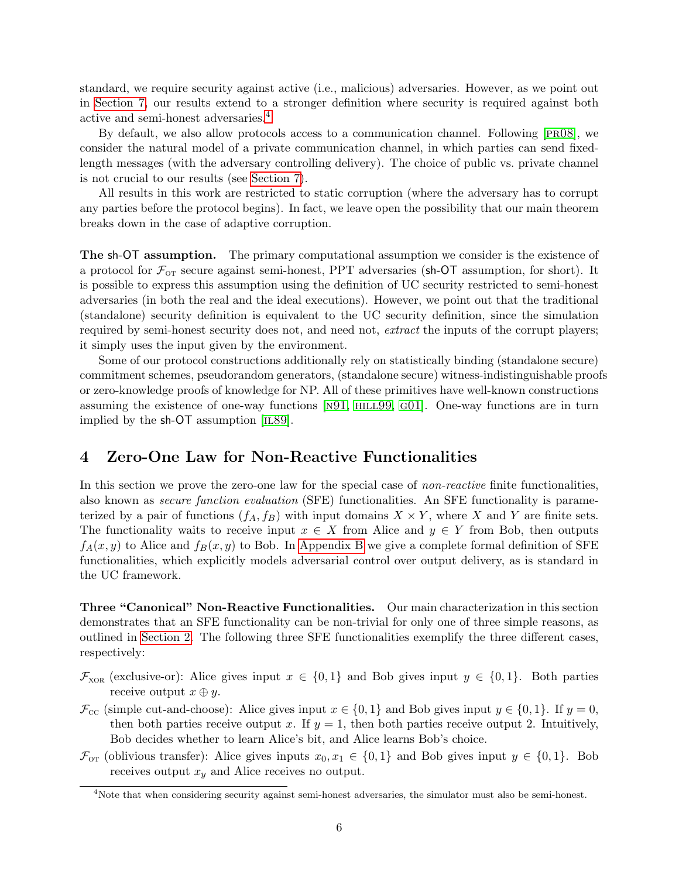standard, we require security against active (i.e., malicious) adversaries. However, as we point out in Section 7, our results extend to a stronger definition where security is required against both active and semi-honest adversaries.[4]

By default, we also allow protocols access to a communication channel. Following [PR08], we consider the natural model of a private communication channel, in which parties can send fixed-length messages (with the adversary controlling delivery). The choice of public vs. private channel is not crucial to our results (see Section 7).

All results in this work are restricted to static corruption (where the adversary has to corrupt any parties before the protocol begins). In fact, we leave open the possibility that our main theorem breaks down in the case of adaptive corruption.

**The sh-OT assumption.** The primary computational assumption we consider is the existence of a protocol for $\mathcal{F}_{\text{OT}}$ secure against semi-honest, PPT adversaries (sh-OT assumption, for short). It is possible to express this assumption using the definition of UC security restricted to semi-honest adversaries (in both the real and the ideal executions). However, we point out that the traditional (standalone) security definition is equivalent to the UC security definition, since the simulation required by semi-honest security does not, and need not, *extract* the inputs of the corrupt players; it simply uses the input given by the environment.

Some of our protocol constructions additionally rely on statistically binding (standalone secure) commitment schemes, pseudorandom generators, (standalone secure) witness-indistinguishable proofs or zero-knowledge proofs of knowledge for NP. All of these primitives have well-known constructions assuming the existence of one-way functions [N91, HILL99, G01]. One-way functions are in turn implied by the sh-OT assumption [IL89].

# 4 Zero-One Law for Non-Reactive Functionalities

In this section we prove the zero-one law for the special case of *non-reactive* finite functionalities, also known as *secure function evaluation* (SFE) functionalities. An SFE functionality is parameterized by a pair of functions $(f_A, f_B)$ with input domains $X \times Y$, where $X$ and $Y$ are finite sets. The functionality waits to receive input $x \in X$ from Alice and $y \in Y$ from Bob, then outputs $f_A(x, y)$ to Alice and $f_B(x, y)$ to Bob. In Appendix B we give a complete formal definition of SFE functionalities, which explicitly models adversarial control over output delivery, as is standard in the UC framework.

**Three "Canonical" Non-Reactive Functionalities.** Our main characterization in this section demonstrates that an SFE functionality can be non-trivial for only one of three simple reasons, as outlined in Section 2. The following three SFE functionalities exemplify the three different cases, respectively:

- $\mathcal{F}_{\text{XOR}}$ (exclusive-or): Alice gives input $x \in \{0, 1\}$ and Bob gives input $y \in \{0, 1\}$. Both parties receive output $x \oplus y$.
- $\mathcal{F}_{\text{CC}}$ (simple cut-and-choose): Alice gives input $x \in \{0, 1\}$ and Bob gives input $y \in \{0, 1\}$. If $y = 0$, then both parties receive output $x$. If $y = 1$, then both parties receive output 2. Intuitively, Bob decides whether to learn Alice's bit, and Alice learns Bob's choice.
- $\mathcal{F}_{\text{OT}}$ (oblivious transfer): Alice gives inputs $x_0, x_1 \in \{0, 1\}$ and Bob gives input $y \in \{0, 1\}$. Bob receives output $x_y$ and Alice receives no output.

[4] Note that when considering security against semi-honest adversaries, the simulator must also be semi-honest.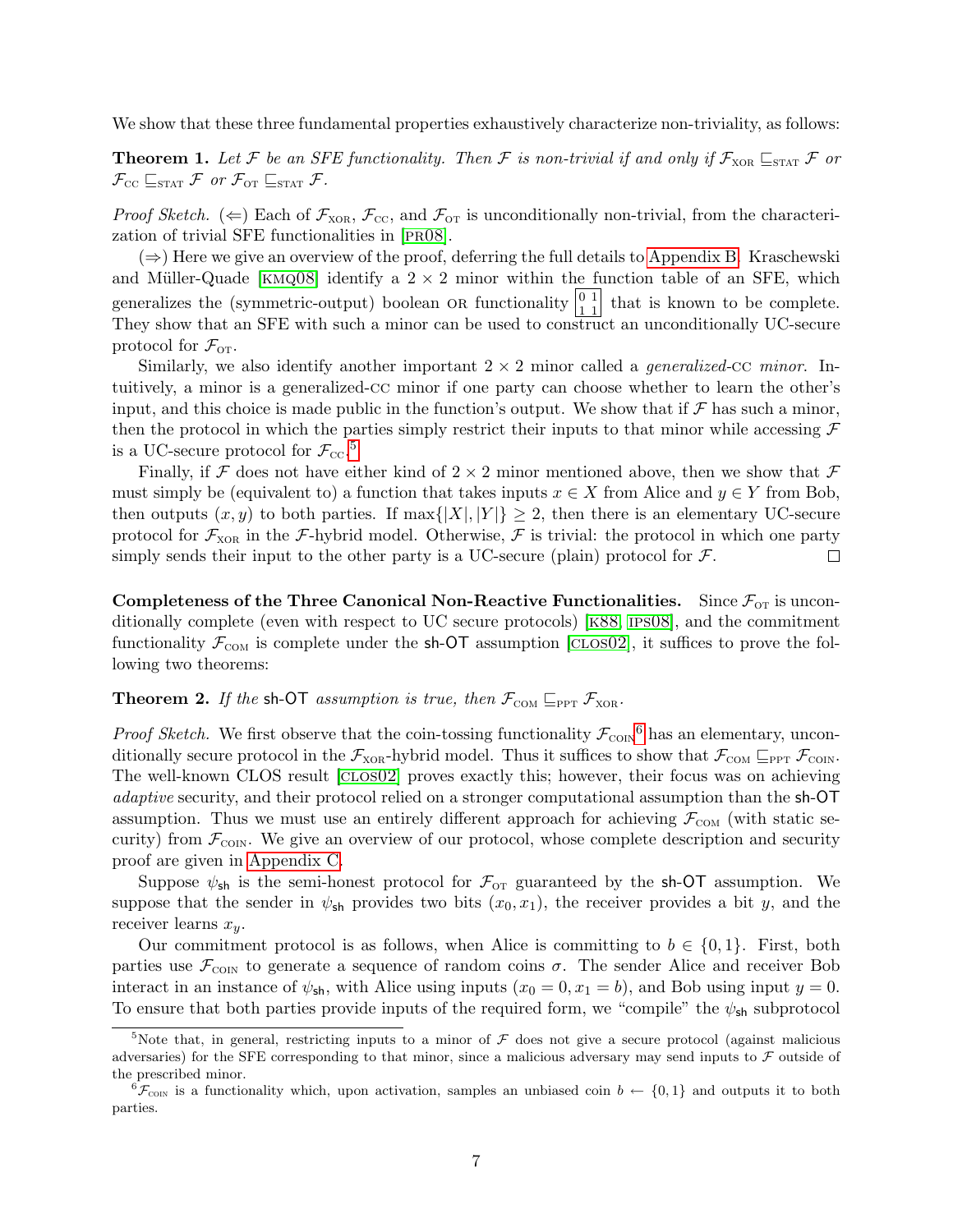We show that these three fundamental properties exhaustively characterize non-triviality, as follows:

**Theorem 1.** *Let $\mathcal{F}$ be an SFE functionality. Then $\mathcal{F}$ is non-trivial if and only if $\mathcal{F}_{\text{XOR}} \sqsubseteq_{\text{STAT}} \mathcal{F}$ or $\mathcal{F}_{\text{CC}} \sqsubseteq_{\text{STAT}} \mathcal{F}$ or $\mathcal{F}_{\text{OT}} \sqsubseteq_{\text{STAT}} \mathcal{F}$.*

*Proof Sketch.* ($\Leftarrow$) Each of $\mathcal{F}_{\text{XOR}}$, $\mathcal{F}_{\text{CC}}$, and $\mathcal{F}_{\text{OT}}$ is unconditionally non-trivial, from the characterization of trivial SFE functionalities in [PR08].

($\Rightarrow$) Here we give an overview of the proof, deferring the full details to Appendix B. Kraschewski and Müller-Quade [KMQ08] identify a $2 \times 2$ minor within the function table of an SFE, which generalizes the (symmetric-output) boolean OR functionality $\begin{bmatrix} 0 & 1 \\ 1 & 1 \end{bmatrix}$ that is known to be complete. They show that an SFE with such a minor can be used to construct an unconditionally UC-secure protocol for $\mathcal{F}_{\text{OT}}$.

Similarly, we also identify another important $2 \times 2$ minor called a *generalized-*CC *minor*. Intuitively, a minor is a generalized-CC minor if one party can choose whether to learn the other's input, and this choice is made public in the function's output. We show that if $\mathcal{F}$ has such a minor, then the protocol in which the parties simply restrict their inputs to that minor while accessing $\mathcal{F}$ is a UC-secure protocol for $\mathcal{F}_{\text{CC}}$.[5]

Finally, if $\mathcal{F}$ does not have either kind of $2 \times 2$ minor mentioned above, then we show that $\mathcal{F}$ must simply be (equivalent to) a function that takes inputs $x \in X$ from Alice and $y \in Y$ from Bob, then outputs $(x, y)$ to both parties. If $\max\{|X|, |Y|\} \geq 2$, then there is an elementary UC-secure protocol for $\mathcal{F}_{\text{XOR}}$ in the $\mathcal{F}$-hybrid model. Otherwise, $\mathcal{F}$ is trivial: the protocol in which one party simply sends their input to the other party is a UC-secure (plain) protocol for $\mathcal{F}$. ◻

**Completeness of the Three Canonical Non-Reactive Functionalities.** Since $\mathcal{F}_{\text{OT}}$ is unconditionally complete (even with respect to UC secure protocols) [K88, IPS08], and the commitment functionality $\mathcal{F}_{\text{COM}}$ is complete under the sh-OT assumption [CLOS02], it suffices to prove the following two theorems:

**Theorem 2.** *If the* sh-OT *assumption is true, then $\mathcal{F}_{\text{COM}} \sqsubseteq_{\text{PPT}} \mathcal{F}_{\text{XOR}}$.*

*Proof Sketch.* We first observe that the coin-tossing functionality $\mathcal{F}_{\text{COIN}}$[6] has an elementary, unconditionally secure protocol in the $\mathcal{F}_{\text{XOR}}$-hybrid model. Thus it suffices to show that $\mathcal{F}_{\text{COM}} \sqsubseteq_{\text{PPT}} \mathcal{F}_{\text{COIN}}$. The well-known CLOS result [CLOS02] proves exactly this; however, their focus was on achieving *adaptive* security, and their protocol relied on a stronger computational assumption than the sh-OT assumption. Thus we must use an entirely different approach for achieving $\mathcal{F}_{\text{COM}}$ (with static security) from $\mathcal{F}_{\text{COIN}}$. We give an overview of our protocol, whose complete description and security proof are given in Appendix C.

Suppose $\psi_{\mathsf{sh}}$ is the semi-honest protocol for $\mathcal{F}_{\text{OT}}$ guaranteed by the sh-OT assumption. We suppose that the sender in $\psi_{\mathsf{sh}}$ provides two bits $(x_0, x_1)$, the receiver provides a bit $y$, and the receiver learns $x_y$.

Our commitment protocol is as follows, when Alice is committing to $b \in \{0, 1\}$. First, both parties use $\mathcal{F}_{\text{COIN}}$ to generate a sequence of random coins $\sigma$. The sender Alice and receiver Bob interact in an instance of $\psi_{\mathsf{sh}}$, with Alice using inputs $(x_0 = 0, x_1 = b)$, and Bob using input $y = 0$. To ensure that both parties provide inputs of the required form, we "compile" the $\psi_{\mathsf{sh}}$ subprotocol

[5] Note that, in general, restricting inputs to a minor of $\mathcal{F}$ does not give a secure protocol (against malicious adversaries) for the SFE corresponding to that minor, since a malicious adversary may send inputs to $\mathcal{F}$ outside of the prescribed minor.

[6] $\mathcal{F}_{\text{COIN}}$ is a functionality which, upon activation, samples an unbiased coin $b \leftarrow \{0, 1\}$ and outputs it to both parties.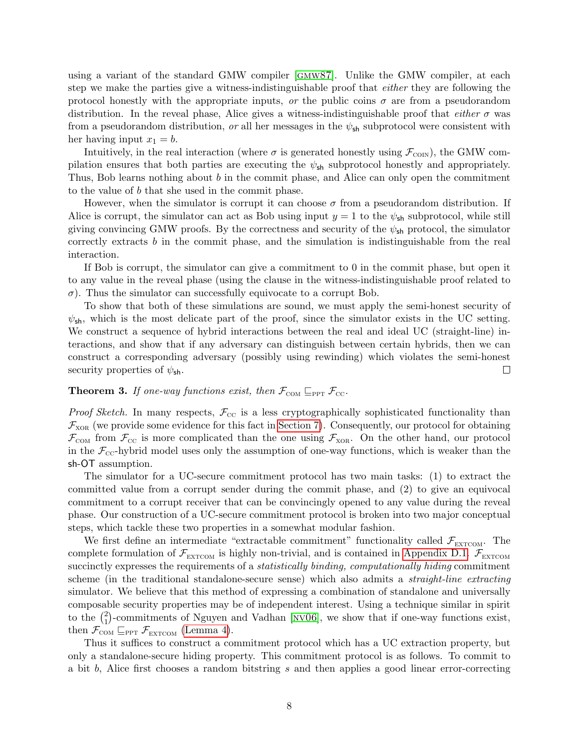using a variant of the standard GMW compiler [GMW87]. Unlike the GMW compiler, at each step we make the parties give a witness-indistinguishable proof that *either* they are following the protocol honestly with the appropriate inputs, *or* the public coins $\sigma$ are from a pseudorandom distribution. In the reveal phase, Alice gives a witness-indistinguishable proof that *either* $\sigma$ was from a pseudorandom distribution, *or* all her messages in the $\psi_{\mathsf{sh}}$ subprotocol were consistent with her having input $x_1 = b$.

Intuitively, in the real interaction (where $\sigma$ is generated honestly using $\mathcal{F}_{\text{COIN}}$), the GMW compilation ensures that both parties are executing the $\psi_{\mathsf{sh}}$ subprotocol honestly and appropriately. Thus, Bob learns nothing about $b$ in the commit phase, and Alice can only open the commitment to the value of $b$ that she used in the commit phase.

However, when the simulator is corrupt it can choose $\sigma$ from a pseudorandom distribution. If Alice is corrupt, the simulator can act as Bob using input $y = 1$ to the $\psi_{\mathsf{sh}}$ subprotocol, while still giving convincing GMW proofs. By the correctness and security of the $\psi_{\mathsf{sh}}$ protocol, the simulator correctly extracts $b$ in the commit phase, and the simulation is indistinguishable from the real interaction.

If Bob is corrupt, the simulator can give a commitment to 0 in the commit phase, but open it to any value in the reveal phase (using the clause in the witness-indistinguishable proof related to $\sigma$). Thus the simulator can successfully equivocate to a corrupt Bob.

To show that both of these simulations are sound, we must apply the semi-honest security of $\psi_{\mathsf{sh}}$, which is the most delicate part of the proof, since the simulator exists in the UC setting. We construct a sequence of hybrid interactions between the real and ideal UC (straight-line) interactions, and show that if any adversary can distinguish between certain hybrids, then we can construct a corresponding adversary (possibly using rewinding) which violates the semi-honest security properties of $\psi_{\mathsf{sh}}$. □

**Theorem 3.** *If one-way functions exist, then $\mathcal{F}_{\text{COM}} \sqsubseteq_{\text{PPT}} \mathcal{F}_{\text{CC}}$.*

*Proof Sketch.* In many respects, $\mathcal{F}_{\text{CC}}$ is a less cryptographically sophisticated functionality than $\mathcal{F}_{\text{XOR}}$ (we provide some evidence for this fact in Section 7). Consequently, our protocol for obtaining $\mathcal{F}_{\text{COM}}$ from $\mathcal{F}_{\text{CC}}$ is more complicated than the one using $\mathcal{F}_{\text{XOR}}$. On the other hand, our protocol in the $\mathcal{F}_{\text{CC}}$-hybrid model uses only the assumption of one-way functions, which is weaker than the sh-OT assumption.

The simulator for a UC-secure commitment protocol has two main tasks: (1) to extract the committed value from a corrupt sender during the commit phase, and (2) to give an equivocal commitment to a corrupt receiver that can be convincingly opened to any value during the reveal phase. Our construction of a UC-secure commitment protocol is broken into two major conceptual steps, which tackle these two properties in a somewhat modular fashion.

We first define an intermediate "extractable commitment" functionality called $\mathcal{F}_{\text{EXTCOM}}$. The complete formulation of $\mathcal{F}_{\text{EXTCOM}}$ is highly non-trivial, and is contained in Appendix D.1. $\mathcal{F}_{\text{EXTCOM}}$ succinctly expresses the requirements of a *statistically binding, computationally hiding* commitment scheme (in the traditional standalone-secure sense) which also admits a *straight-line extracting* simulator. We believe that this method of expressing a combination of standalone and universally composable security properties may be of independent interest. Using a technique similar in spirit to the $\binom{2}{1}$-commitments of Nguyen and Vadhan [NV06], we show that if one-way functions exist, then $\mathcal{F}_{\text{COM}} \sqsubseteq_{\text{PPT}} \mathcal{F}_{\text{EXTCOM}}$ (Lemma 4).

Thus it suffices to construct a commitment protocol which has a UC extraction property, but only a standalone-secure hiding property. This commitment protocol is as follows. To commit to a bit $b$, Alice first chooses a random bitstring $s$ and then applies a good linear error-correcting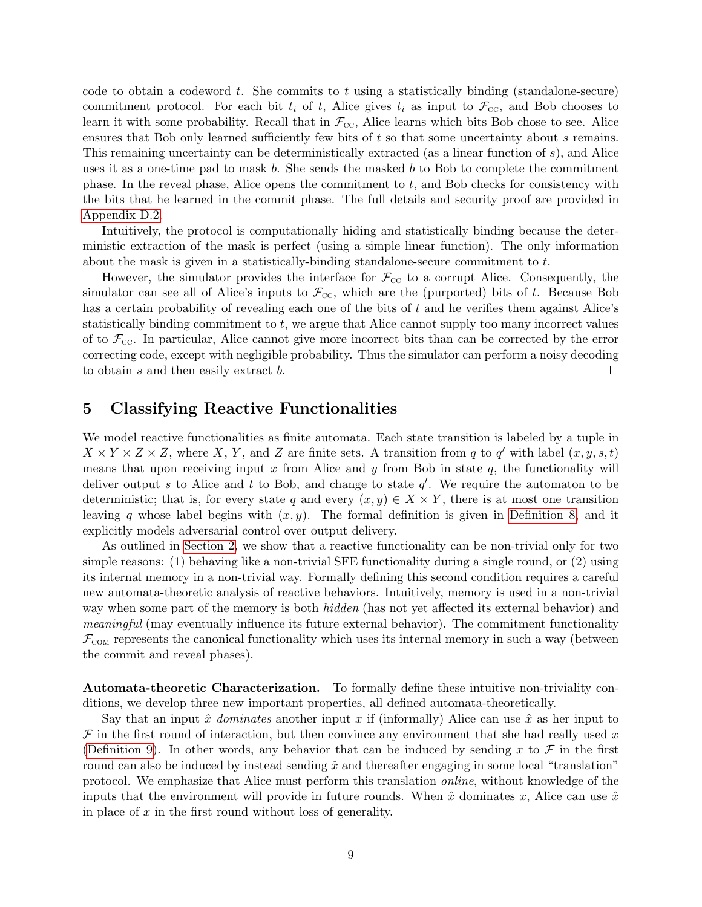code to obtain a codeword $t$. She commits to $t$ using a statistically binding (standalone-secure) commitment protocol. For each bit $t_i$ of $t$, Alice gives $t_i$ as input to $\mathcal{F}_{\text{CC}}$, and Bob chooses to learn it with some probability. Recall that in $\mathcal{F}_{\text{CC}}$, Alice learns which bits Bob chose to see. Alice ensures that Bob only learned sufficiently few bits of $t$ so that some uncertainty about $s$ remains. This remaining uncertainty can be deterministically extracted (as a linear function of $s$), and Alice uses it as a one-time pad to mask $b$. She sends the masked $b$ to Bob to complete the commitment phase. In the reveal phase, Alice opens the commitment to $t$, and Bob checks for consistency with the bits that he learned in the commit phase. The full details and security proof are provided in Appendix D.2.

Intuitively, the protocol is computationally hiding and statistically binding because the deterministic extraction of the mask is perfect (using a simple linear function). The only information about the mask is given in a statistically-binding standalone-secure commitment to $t$.

However, the simulator provides the interface for $\mathcal{F}_{\text{CC}}$ to a corrupt Alice. Consequently, the simulator can see all of Alice's inputs to $\mathcal{F}_{\text{CC}}$, which are the (purported) bits of $t$. Because Bob has a certain probability of revealing each one of the bits of $t$ and he verifies them against Alice's statistically binding commitment to $t$, we argue that Alice cannot supply too many incorrect values of to $\mathcal{F}_{\text{CC}}$. In particular, Alice cannot give more incorrect bits than can be corrected by the error correcting code, except with negligible probability. Thus the simulator can perform a noisy decoding to obtain $s$ and then easily extract $b$. □

## 5 Classifying Reactive Functionalities

We model reactive functionalities as finite automata. Each state transition is labeled by a tuple in $X \times Y \times Z \times Z$, where $X$, $Y$, and $Z$ are finite sets. A transition from $q$ to $q'$ with label $(x, y, s, t)$ means that upon receiving input $x$ from Alice and $y$ from Bob in state $q$, the functionality will deliver output $s$ to Alice and $t$ to Bob, and change to state $q'$. We require the automaton to be deterministic; that is, for every state $q$ and every $(x, y) \in X \times Y$, there is at most one transition leaving $q$ whose label begins with $(x, y)$. The formal definition is given in Definition 8, and it explicitly models adversarial control over output delivery.

As outlined in Section 2, we show that a reactive functionality can be non-trivial only for two simple reasons: (1) behaving like a non-trivial SFE functionality during a single round, or (2) using its internal memory in a non-trivial way. Formally defining this second condition requires a careful new automata-theoretic analysis of reactive behaviors. Intuitively, memory is used in a non-trivial way when some part of the memory is both *hidden* (has not yet affected its external behavior) and *meaningful* (may eventually influence its future external behavior). The commitment functionality $\mathcal{F}_{\text{COM}}$ represents the canonical functionality which uses its internal memory in such a way (between the commit and reveal phases).

**Automata-theoretic Characterization.** To formally define these intuitive non-triviality conditions, we develop three new important properties, all defined automata-theoretically.

Say that an input $\hat{x}$ *dominates* another input $x$ if (informally) Alice can use $\hat{x}$ as her input to $\mathcal{F}$ in the first round of interaction, but then convince any environment that she had really used $x$ (Definition 9). In other words, any behavior that can be induced by sending $x$ to $\mathcal{F}$ in the first round can also be induced by instead sending $\hat{x}$ and thereafter engaging in some local "translation" protocol. We emphasize that Alice must perform this translation *online*, without knowledge of the inputs that the environment will provide in future rounds. When $\hat{x}$ dominates $x$, Alice can use $\hat{x}$ in place of $x$ in the first round without loss of generality.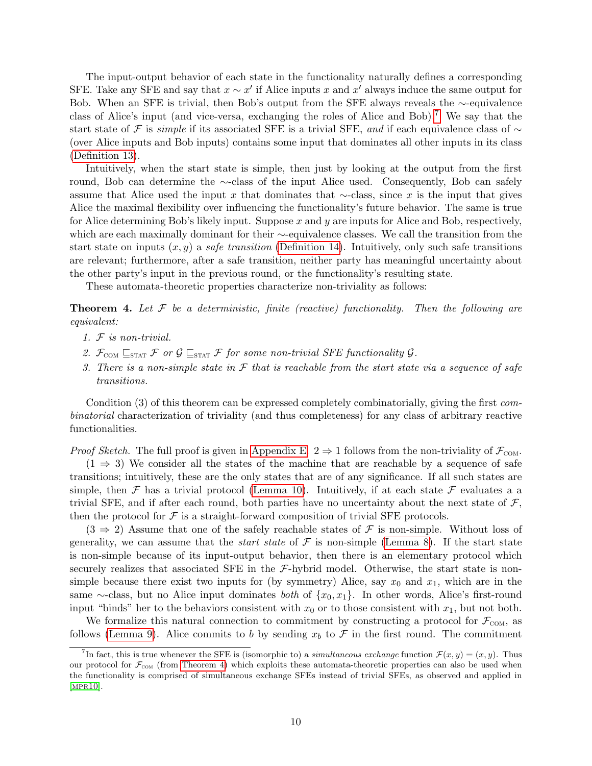The input-output behavior of each state in the functionality naturally defines a corresponding SFE. Take any SFE and say that $x \sim x'$ if Alice inputs $x$ and $x'$ always induce the same output for Bob. When an SFE is trivial, then Bob's output from the SFE always reveals the $\sim$-equivalence class of Alice's input (and vice-versa, exchanging the roles of Alice and Bob).[7] We say that the start state of $\mathcal{F}$ is *simple* if its associated SFE is a trivial SFE, *and* if each equivalence class of $\sim$ (over Alice inputs and Bob inputs) contains some input that dominates all other inputs in its class (Definition 13).

Intuitively, when the start state is simple, then just by looking at the output from the first round, Bob can determine the $\sim$-class of the input Alice used. Consequently, Bob can safely assume that Alice used the input $x$ that dominates that $\sim$-class, since $x$ is the input that gives Alice the maximal flexibility over influencing the functionality's future behavior. The same is true for Alice determining Bob's likely input. Suppose $x$ and $y$ are inputs for Alice and Bob, respectively, which are each maximally dominant for their $\sim$-equivalence classes. We call the transition from the start state on inputs $(x, y)$ a *safe transition* (Definition 14). Intuitively, only such safe transitions are relevant; furthermore, after a safe transition, neither party has meaningful uncertainty about the other party's input in the previous round, or the functionality's resulting state.

These automata-theoretic properties characterize non-triviality as follows:

**Theorem 4.** *Let $\mathcal{F}$ be a deterministic, finite (reactive) functionality. Then the following are equivalent:*

1. *$\mathcal{F}$ is non-trivial.*
2. *$\mathcal{F}_{\text{COM}} \sqsubseteq_{\text{STAT}} \mathcal{F}$ or $\mathcal{G} \sqsubseteq_{\text{STAT}} \mathcal{F}$ for some non-trivial SFE functionality $\mathcal{G}$.*
3. *There is a non-simple state in $\mathcal{F}$ that is reachable from the start state via a sequence of safe transitions.*

Condition (3) of this theorem can be expressed completely combinatorially, giving the first *combinatorial* characterization of triviality (and thus completeness) for any class of arbitrary reactive functionalities.

*Proof Sketch.* The full proof is given in Appendix E. $2 \Rightarrow 1$ follows from the non-triviality of $\mathcal{F}_{\text{COM}}$.

($1 \Rightarrow 3$) We consider all the states of the machine that are reachable by a sequence of safe transitions; intuitively, these are the only states that are of any significance. If all such states are simple, then $\mathcal{F}$ has a trivial protocol (Lemma 10). Intuitively, if at each state $\mathcal{F}$ evaluates a a trivial SFE, and if after each round, both parties have no uncertainty about the next state of $\mathcal{F}$, then the protocol for $\mathcal{F}$ is a straight-forward composition of trivial SFE protocols.

($3 \Rightarrow 2$) Assume that one of the safely reachable states of $\mathcal{F}$ is non-simple. Without loss of generality, we can assume that the *start state* of $\mathcal{F}$ is non-simple (Lemma 8). If the start state is non-simple because of its input-output behavior, then there is an elementary protocol which securely realizes that associated SFE in the $\mathcal{F}$-hybrid model. Otherwise, the start state is non-simple because there exist two inputs for (by symmetry) Alice, say $x_0$ and $x_1$, which are in the same $\sim$-class, but no Alice input dominates *both* of $\{x_0, x_1\}$. In other words, Alice's first-round input "binds" her to the behaviors consistent with $x_0$ or to those consistent with $x_1$, but not both.

We formalize this natural connection to commitment by constructing a protocol for $\mathcal{F}_{\text{COM}}$, as follows (Lemma 9). Alice commits to $b$ by sending $x_b$ to $\mathcal{F}$ in the first round. The commitment

---

[7] In fact, this is true whenever the SFE is (isomorphic to) a *simultaneous exchange* function $\mathcal{F}(x, y) = (x, y)$. Thus our protocol for $\mathcal{F}_{\text{COM}}$ (from Theorem 4) which exploits these automata-theoretic properties can also be used when the functionality is comprised of simultaneous exchange SFEs instead of trivial SFEs, as observed and applied in [MPR10].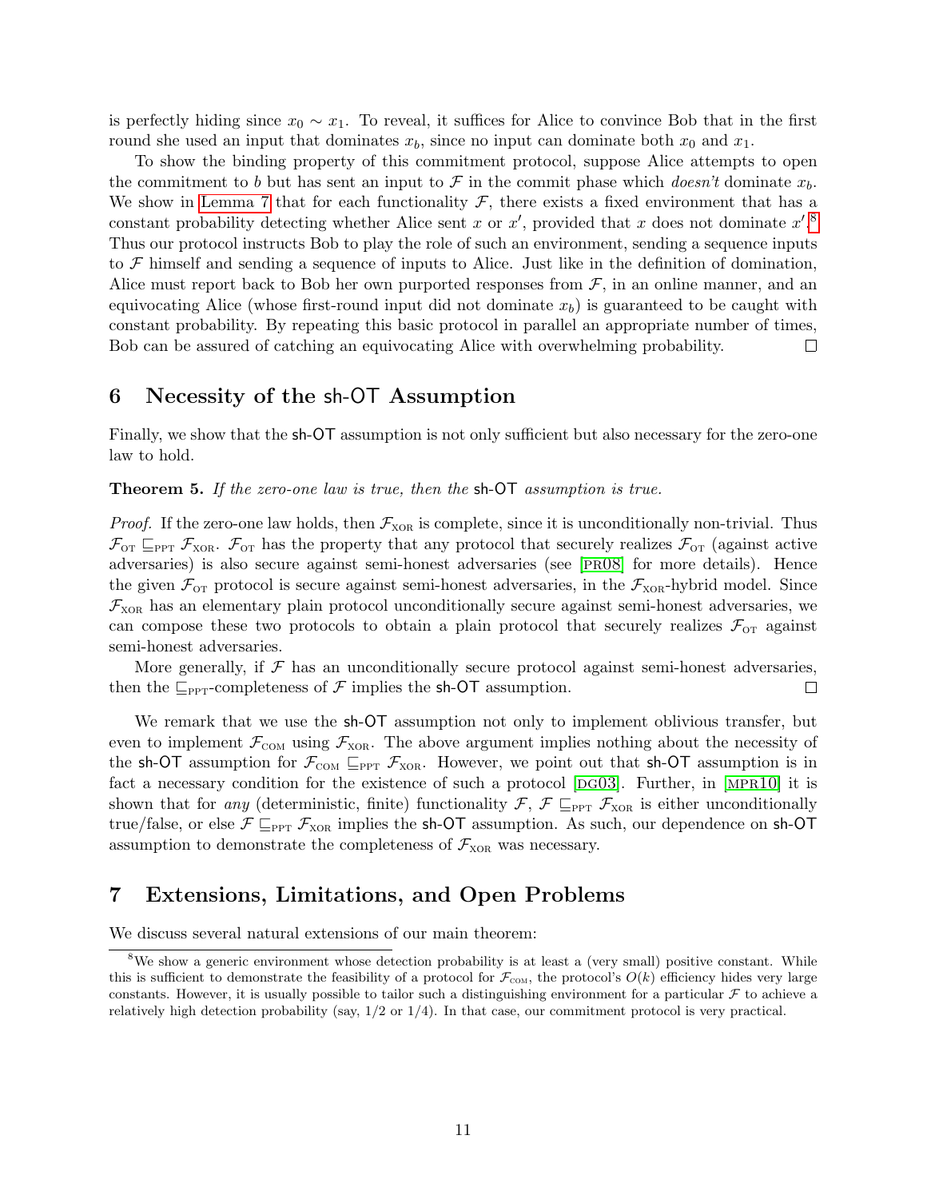is perfectly hiding since $x_0 \sim x_1$. To reveal, it suffices for Alice to convince Bob that in the first round she used an input that dominates $x_b$, since no input can dominate both $x_0$ and $x_1$.

To show the binding property of this commitment protocol, suppose Alice attempts to open the commitment to $b$ but has sent an input to $\mathcal{F}$ in the commit phase which *doesn't* dominate $x_b$. We show in Lemma 7 that for each functionality $\mathcal{F}$, there exists a fixed environment that has a constant probability detecting whether Alice sent $x$ or $x'$, provided that $x$ does not dominate $x'$.[8] Thus our protocol instructs Bob to play the role of such an environment, sending a sequence inputs to $\mathcal{F}$ himself and sending a sequence of inputs to Alice. Just like in the definition of domination, Alice must report back to Bob her own purported responses from $\mathcal{F}$, in an online manner, and an equivocating Alice (whose first-round input did not dominate $x_b$) is guaranteed to be caught with constant probability. By repeating this basic protocol in parallel an appropriate number of times, Bob can be assured of catching an equivocating Alice with overwhelming probability. □

# 6 Necessity of the sh-OT Assumption

Finally, we show that the sh-OT assumption is not only sufficient but also necessary for the zero-one law to hold.

**Theorem 5.** *If the zero-one law is true, then the* sh-OT *assumption is true.*

*Proof.* If the zero-one law holds, then $\mathcal{F}_{\text{XOR}}$ is complete, since it is unconditionally non-trivial. Thus $\mathcal{F}_{\text{OT}} \sqsubseteq_{\text{PPT}} \mathcal{F}_{\text{XOR}}$. $\mathcal{F}_{\text{OT}}$ has the property that any protocol that securely realizes $\mathcal{F}_{\text{OT}}$ (against active adversaries) is also secure against semi-honest adversaries (see [PR08] for more details). Hence the given $\mathcal{F}_{\text{OT}}$ protocol is secure against semi-honest adversaries, in the $\mathcal{F}_{\text{XOR}}$-hybrid model. Since $\mathcal{F}_{\text{XOR}}$ has an elementary plain protocol unconditionally secure against semi-honest adversaries, we can compose these two protocols to obtain a plain protocol that securely realizes $\mathcal{F}_{\text{OT}}$ against semi-honest adversaries.

More generally, if $\mathcal{F}$ has an unconditionally secure protocol against semi-honest adversaries, then the $\sqsubseteq_{\text{PPT}}$-completeness of $\mathcal{F}$ implies the sh-OT assumption. □

We remark that we use the sh-OT assumption not only to implement oblivious transfer, but even to implement $\mathcal{F}_{\text{COM}}$ using $\mathcal{F}_{\text{XOR}}$. The above argument implies nothing about the necessity of the sh-OT assumption for $\mathcal{F}_{\text{COM}} \sqsubseteq_{\text{PPT}} \mathcal{F}_{\text{XOR}}$. However, we point out that sh-OT assumption is in fact a necessary condition for the existence of such a protocol [DG03]. Further, in [MPR10] it is shown that for *any* (deterministic, finite) functionality $\mathcal{F}$, $\mathcal{F} \sqsubseteq_{\text{PPT}} \mathcal{F}_{\text{XOR}}$ is either unconditionally true/false, or else $\mathcal{F} \sqsubseteq_{\text{PPT}} \mathcal{F}_{\text{XOR}}$ implies the sh-OT assumption. As such, our dependence on sh-OT assumption to demonstrate the completeness of $\mathcal{F}_{\text{XOR}}$ was necessary.

# 7 Extensions, Limitations, and Open Problems

We discuss several natural extensions of our main theorem:

[8] We show a generic environment whose detection probability is at least a (very small) positive constant. While this is sufficient to demonstrate the feasibility of a protocol for $\mathcal{F}_{\text{COM}}$, the protocol's $O(k)$ efficiency hides very large constants. However, it is usually possible to tailor such a distinguishing environment for a particular $\mathcal{F}$ to achieve a relatively high detection probability (say, 1/2 or 1/4). In that case, our commitment protocol is very practical.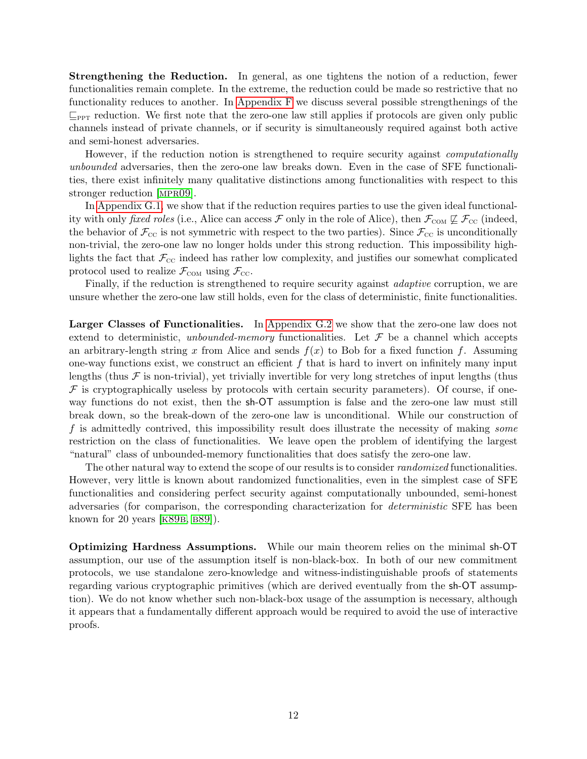**Strengthening the Reduction.** In general, as one tightens the notion of a reduction, fewer functionalities remain complete. In the extreme, the reduction could be made so restrictive that no functionality reduces to another. In Appendix F we discuss several possible strengthenings of the $\sqsubseteq_{\text{PPT}}$ reduction. We first note that the zero-one law still applies if protocols are given only public channels instead of private channels, or if security is simultaneously required against both active and semi-honest adversaries.

However, if the reduction notion is strengthened to require security against *computationally unbounded* adversaries, then the zero-one law breaks down. Even in the case of SFE functionalities, there exist infinitely many qualitative distinctions among functionalities with respect to this stronger reduction [MPR09].

In Appendix G.1, we show that if the reduction requires parties to use the given ideal functionality with only *fixed roles* (i.e., Alice can access $\mathcal{F}$ only in the role of Alice), then $\mathcal{F}_{\text{COM}} \not\sqsubseteq \mathcal{F}_{\text{CC}}$ (indeed, the behavior of $\mathcal{F}_{\text{CC}}$ is not symmetric with respect to the two parties). Since $\mathcal{F}_{\text{CC}}$ is unconditionally non-trivial, the zero-one law no longer holds under this strong reduction. This impossibility highlights the fact that $\mathcal{F}_{\text{CC}}$ indeed has rather low complexity, and justifies our somewhat complicated protocol used to realize $\mathcal{F}_{\text{COM}}$ using $\mathcal{F}_{\text{CC}}$.

Finally, if the reduction is strengthened to require security against *adaptive* corruption, we are unsure whether the zero-one law still holds, even for the class of deterministic, finite functionalities.

**Larger Classes of Functionalities.** In Appendix G.2 we show that the zero-one law does not extend to deterministic, *unbounded-memory* functionalities. Let $\mathcal{F}$ be a channel which accepts an arbitrary-length string $x$ from Alice and sends $f(x)$ to Bob for a fixed function $f$. Assuming one-way functions exist, we construct an efficient $f$ that is hard to invert on infinitely many input lengths (thus $\mathcal{F}$ is non-trivial), yet trivially invertible for very long stretches of input lengths (thus $\mathcal{F}$ is cryptographically useless by protocols with certain security parameters). Of course, if one-way functions do not exist, then the sh-OT assumption is false and the zero-one law must still break down, so the break-down of the zero-one law is unconditional. While our construction of $f$ is admittedly contrived, this impossibility result does illustrate the necessity of making *some* restriction on the class of functionalities. We leave open the problem of identifying the largest "natural" class of unbounded-memory functionalities that does satisfy the zero-one law.

The other natural way to extend the scope of our results is to consider *randomized* functionalities. However, very little is known about randomized functionalities, even in the simplest case of SFE functionalities and considering perfect security against computationally unbounded, semi-honest adversaries (for comparison, the corresponding characterization for *deterministic* SFE has been known for 20 years [K89B, B89]).

**Optimizing Hardness Assumptions.** While our main theorem relies on the minimal sh-OT assumption, our use of the assumption itself is non-black-box. In both of our new commitment protocols, we use standalone zero-knowledge and witness-indistinguishable proofs of statements regarding various cryptographic primitives (which are derived eventually from the sh-OT assumption). We do not know whether such non-black-box usage of the assumption is necessary, although it appears that a fundamentally different approach would be required to avoid the use of interactive proofs.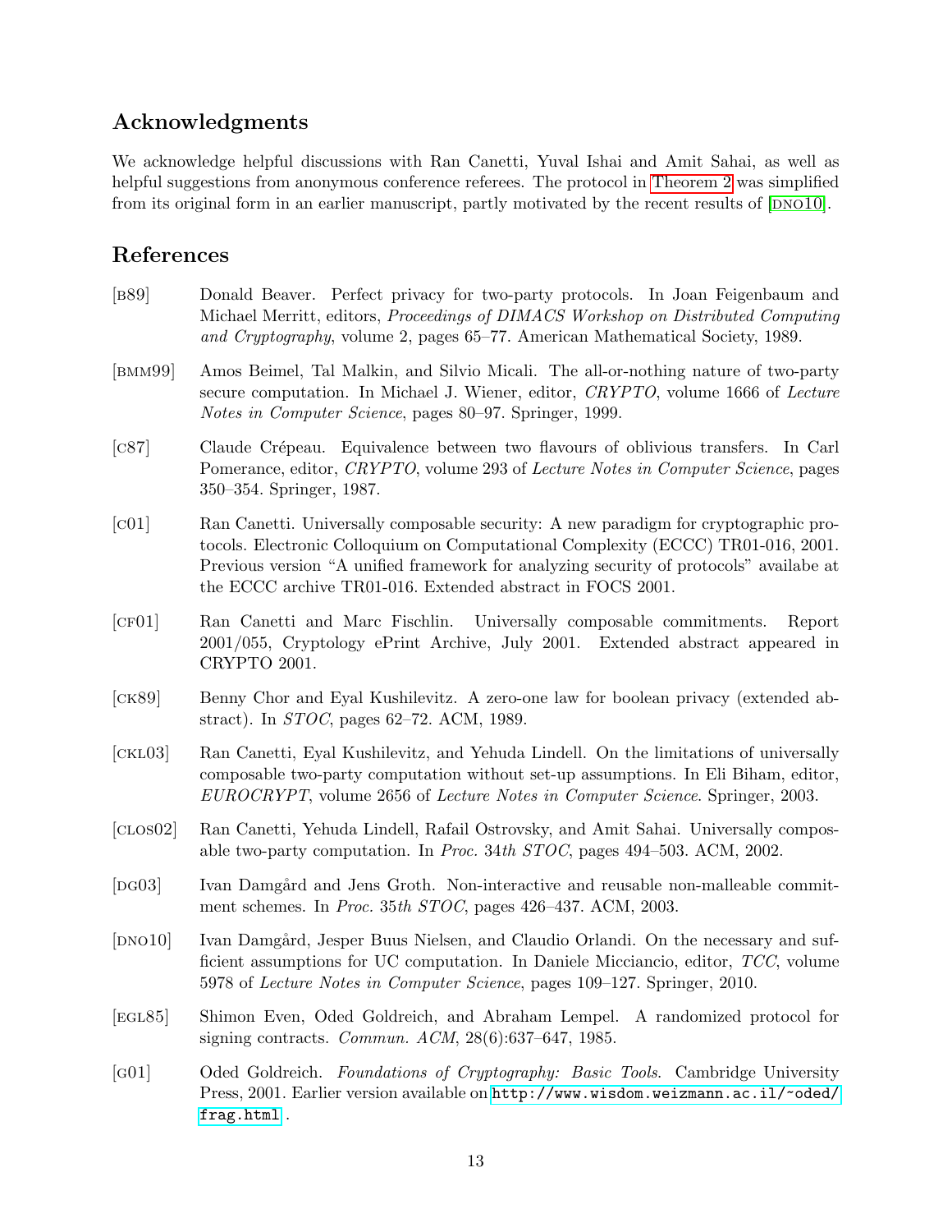## Acknowledgments

We acknowledge helpful discussions with Ran Canetti, Yuval Ishai and Amit Sahai, as well as helpful suggestions from anonymous conference referees. The protocol in Theorem 2 was simplified from its original form in an earlier manuscript, partly motivated by the recent results of [DNO10].

## References

[B89] Donald Beaver. Perfect privacy for two-party protocols. In Joan Feigenbaum and Michael Merritt, editors, *Proceedings of DIMACS Workshop on Distributed Computing and Cryptography*, volume 2, pages 65–77. American Mathematical Society, 1989.

[BMM99] Amos Beimel, Tal Malkin, and Silvio Micali. The all-or-nothing nature of two-party secure computation. In Michael J. Wiener, editor, *CRYPTO*, volume 1666 of *Lecture Notes in Computer Science*, pages 80–97. Springer, 1999.

[C87] Claude Crépeau. Equivalence between two flavours of oblivious transfers. In Carl Pomerance, editor, *CRYPTO*, volume 293 of *Lecture Notes in Computer Science*, pages 350–354. Springer, 1987.

[C01] Ran Canetti. Universally composable security: A new paradigm for cryptographic protocols. Electronic Colloquium on Computational Complexity (ECCC) TR01-016, 2001. Previous version "A unified framework for analyzing security of protocols" availabe at the ECCC archive TR01-016. Extended abstract in FOCS 2001.

[CF01] Ran Canetti and Marc Fischlin. Universally composable commitments. Report 2001/055, Cryptology ePrint Archive, July 2001. Extended abstract appeared in CRYPTO 2001.

[CK89] Benny Chor and Eyal Kushilevitz. A zero-one law for boolean privacy (extended abstract). In *STOC*, pages 62–72. ACM, 1989.

[CKL03] Ran Canetti, Eyal Kushilevitz, and Yehuda Lindell. On the limitations of universally composable two-party computation without set-up assumptions. In Eli Biham, editor, *EUROCRYPT*, volume 2656 of *Lecture Notes in Computer Science*. Springer, 2003.

[CLOS02] Ran Canetti, Yehuda Lindell, Rafail Ostrovsky, and Amit Sahai. Universally composable two-party computation. In *Proc. 34th STOC*, pages 494–503. ACM, 2002.

[DG03] Ivan Damgård and Jens Groth. Non-interactive and reusable non-malleable commitment schemes. In *Proc. 35th STOC*, pages 426–437. ACM, 2003.

[DNO10] Ivan Damgård, Jesper Buus Nielsen, and Claudio Orlandi. On the necessary and sufficient assumptions for UC computation. In Daniele Micciancio, editor, *TCC*, volume 5978 of *Lecture Notes in Computer Science*, pages 109–127. Springer, 2010.

[EGL85] Shimon Even, Oded Goldreich, and Abraham Lempel. A randomized protocol for signing contracts. *Commun. ACM*, 28(6):637–647, 1985.

[G01] Oded Goldreich. *Foundations of Cryptography: Basic Tools*. Cambridge University Press, 2001. Earlier version available on http://www.wisdom.weizmann.ac.il/~oded/frag.html .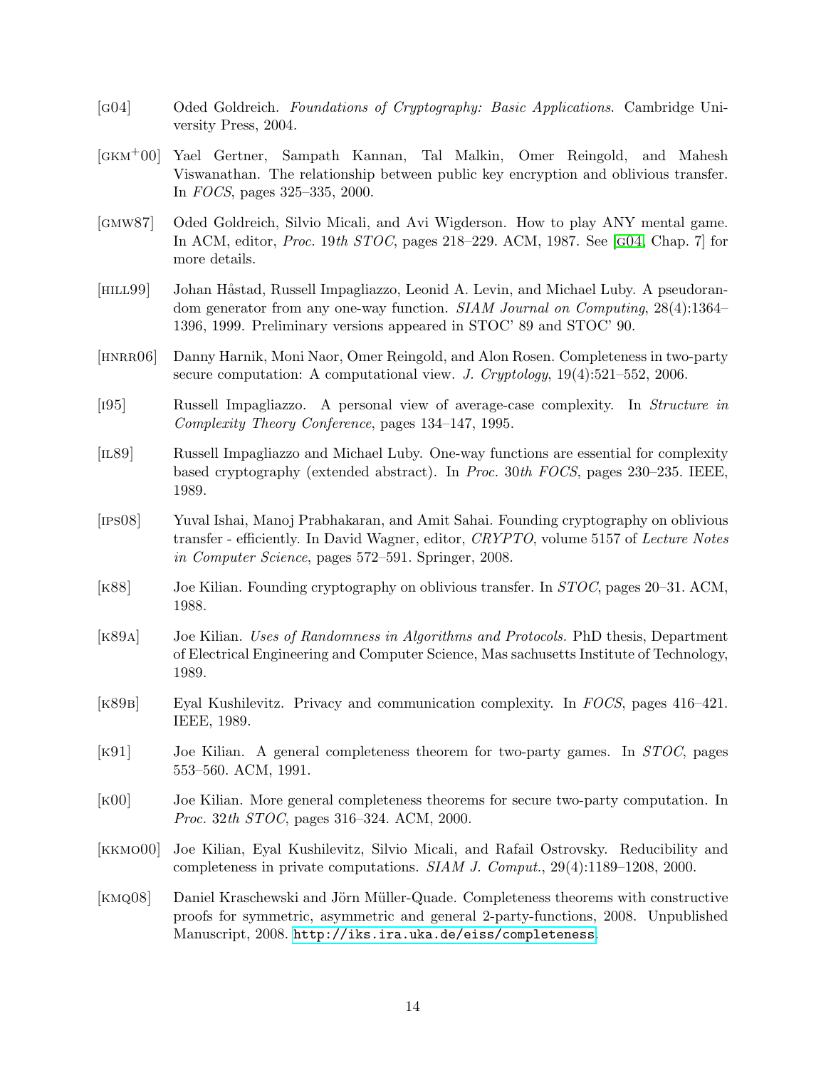[G04] Oded Goldreich. *Foundations of Cryptography: Basic Applications*. Cambridge University Press, 2004.

[GKM+00] Yael Gertner, Sampath Kannan, Tal Malkin, Omer Reingold, and Mahesh Viswanathan. The relationship between public key encryption and oblivious transfer. In *FOCS*, pages 325–335, 2000.

[GMW87] Oded Goldreich, Silvio Micali, and Avi Wigderson. How to play ANY mental game. In ACM, editor, *Proc. 19th STOC*, pages 218–229. ACM, 1987. See [G04, Chap. 7] for more details.

[HILL99] Johan Håstad, Russell Impagliazzo, Leonid A. Levin, and Michael Luby. A pseudorandom generator from any one-way function. *SIAM Journal on Computing*, 28(4):1364–1396, 1999. Preliminary versions appeared in STOC' 89 and STOC' 90.

[HNRR06] Danny Harnik, Moni Naor, Omer Reingold, and Alon Rosen. Completeness in two-party secure computation: A computational view. *J. Cryptology*, 19(4):521–552, 2006.

[I95] Russell Impagliazzo. A personal view of average-case complexity. In *Structure in Complexity Theory Conference*, pages 134–147, 1995.

[IL89] Russell Impagliazzo and Michael Luby. One-way functions are essential for complexity based cryptography (extended abstract). In *Proc. 30th FOCS*, pages 230–235. IEEE, 1989.

[IPS08] Yuval Ishai, Manoj Prabhakaran, and Amit Sahai. Founding cryptography on oblivious transfer - efficiently. In David Wagner, editor, *CRYPTO*, volume 5157 of *Lecture Notes in Computer Science*, pages 572–591. Springer, 2008.

[K88] Joe Kilian. Founding cryptography on oblivious transfer. In *STOC*, pages 20–31. ACM, 1988.

[K89A] Joe Kilian. *Uses of Randomness in Algorithms and Protocols.* PhD thesis, Department of Electrical Engineering and Computer Science, Mas sachusetts Institute of Technology, 1989.

[K89B] Eyal Kushilevitz. Privacy and communication complexity. In *FOCS*, pages 416–421. IEEE, 1989.

[K91] Joe Kilian. A general completeness theorem for two-party games. In *STOC*, pages 553–560. ACM, 1991.

[K00] Joe Kilian. More general completeness theorems for secure two-party computation. In *Proc. 32th STOC*, pages 316–324. ACM, 2000.

[KKMO00] Joe Kilian, Eyal Kushilevitz, Silvio Micali, and Rafail Ostrovsky. Reducibility and completeness in private computations. *SIAM J. Comput.*, 29(4):1189–1208, 2000.

[KMQ08] Daniel Kraschewski and Jörn Müller-Quade. Completeness theorems with constructive proofs for symmetric, asymmetric and general 2-party-functions, 2008. Unpublished Manuscript, 2008. http://iks.ira.uka.de/eiss/completeness.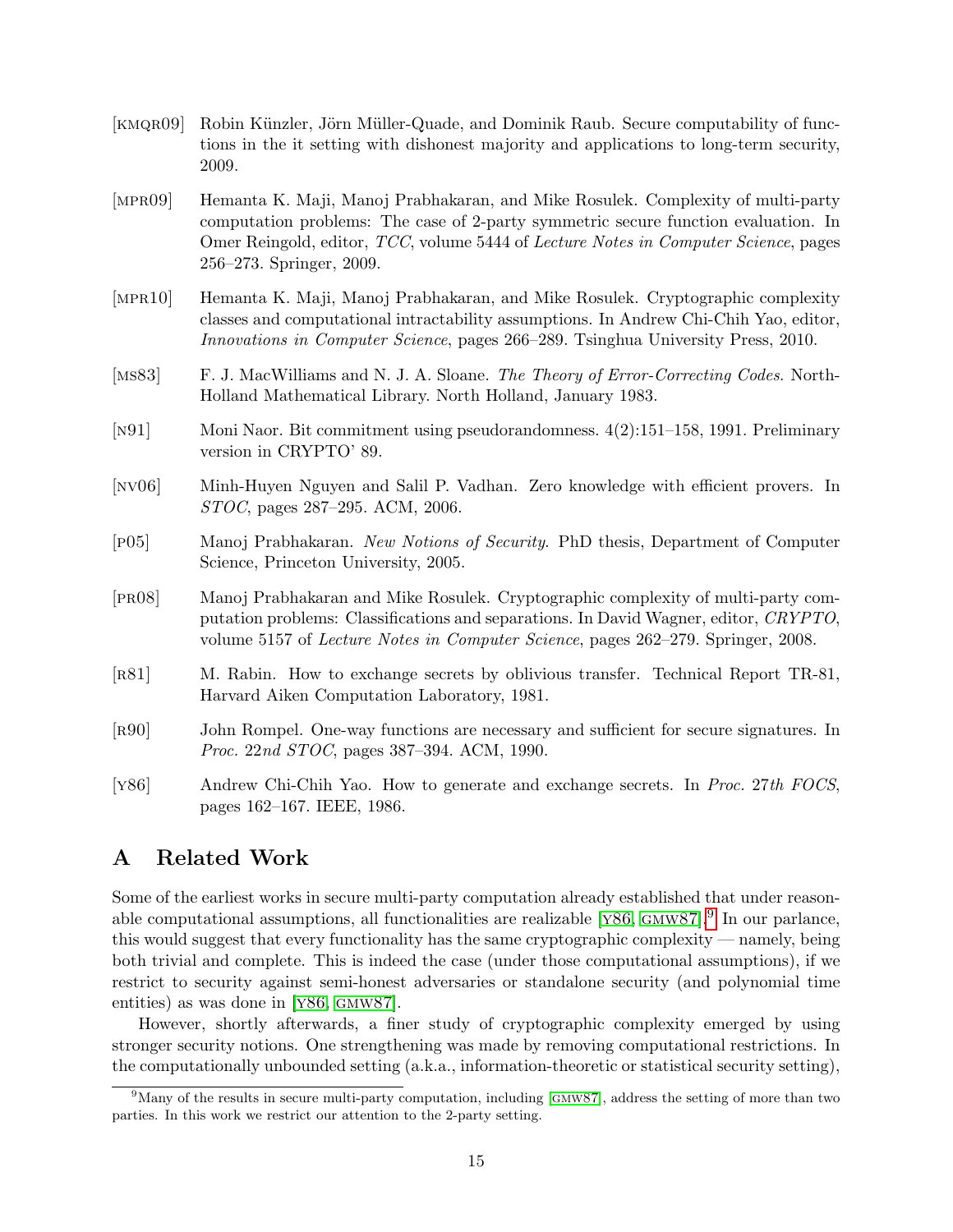[KMQR09] Robin Künzler, Jörn Müller-Quade, and Dominik Raub. Secure computability of functions in the it setting with dishonest majority and applications to long-term security, 2009.

[MPR09] Hemanta K. Maji, Manoj Prabhakaran, and Mike Rosulek. Complexity of multi-party computation problems: The case of 2-party symmetric secure function evaluation. In Omer Reingold, editor, *TCC*, volume 5444 of *Lecture Notes in Computer Science*, pages 256–273. Springer, 2009.

[MPR10] Hemanta K. Maji, Manoj Prabhakaran, and Mike Rosulek. Cryptographic complexity classes and computational intractability assumptions. In Andrew Chi-Chih Yao, editor, *Innovations in Computer Science*, pages 266–289. Tsinghua University Press, 2010.

[MS83] F. J. MacWilliams and N. J. A. Sloane. *The Theory of Error-Correcting Codes*. North-Holland Mathematical Library. North Holland, January 1983.

[N91] Moni Naor. Bit commitment using pseudorandomness. 4(2):151–158, 1991. Preliminary version in CRYPTO' 89.

[NV06] Minh-Huyen Nguyen and Salil P. Vadhan. Zero knowledge with efficient provers. In *STOC*, pages 287–295. ACM, 2006.

[P05] Manoj Prabhakaran. *New Notions of Security*. PhD thesis, Department of Computer Science, Princeton University, 2005.

[PR08] Manoj Prabhakaran and Mike Rosulek. Cryptographic complexity of multi-party computation problems: Classifications and separations. In David Wagner, editor, *CRYPTO*, volume 5157 of *Lecture Notes in Computer Science*, pages 262–279. Springer, 2008.

[R81] M. Rabin. How to exchange secrets by oblivious transfer. Technical Report TR-81, Harvard Aiken Computation Laboratory, 1981.

[R90] John Rompel. One-way functions are necessary and sufficient for secure signatures. In *Proc. 22nd STOC*, pages 387–394. ACM, 1990.

[Y86] Andrew Chi-Chih Yao. How to generate and exchange secrets. In *Proc. 27th FOCS*, pages 162–167. IEEE, 1986.

# A Related Work

Some of the earliest works in secure multi-party computation already established that under reasonable computational assumptions, all functionalities are realizable [Y86, GMW87].[9] In our parlance, this would suggest that every functionality has the same cryptographic complexity — namely, being both trivial and complete. This is indeed the case (under those computational assumptions), if we restrict to security against semi-honest adversaries or standalone security (and polynomial time entities) as was done in [Y86, GMW87].

However, shortly afterwards, a finer study of cryptographic complexity emerged by using stronger security notions. One strengthening was made by removing computational restrictions. In the computationally unbounded setting (a.k.a., information-theoretic or statistical security setting),

[9] Many of the results in secure multi-party computation, including [GMW87], address the setting of more than two parties. In this work we restrict our attention to the 2-party setting.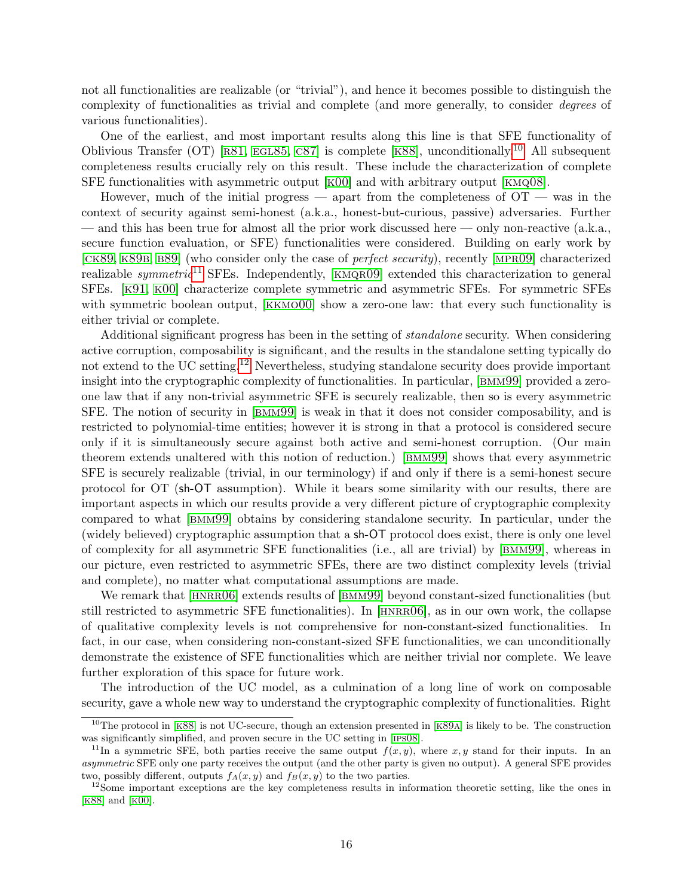not all functionalities are realizable (or "trivial"), and hence it becomes possible to distinguish the complexity of functionalities as trivial and complete (and more generally, to consider *degrees* of various functionalities).

One of the earliest, and most important results along this line is that SFE functionality of Oblivious Transfer (OT) [R81, EGL85, C87] is complete [K88], unconditionally.[10] All subsequent completeness results crucially rely on this result. These include the characterization of complete SFE functionalities with asymmetric output [K00] and with arbitrary output [KMQ08].

However, much of the initial progress — apart from the completeness of OT — was in the context of security against semi-honest (a.k.a., honest-but-curious, passive) adversaries. Further — and this has been true for almost all the prior work discussed here — only non-reactive (a.k.a., secure function evaluation, or SFE) functionalities were considered. Building on early work by [CK89, K89B, B89] (who consider only the case of *perfect security*), recently [MPR09] characterized realizable *symmetric*[11] SFEs. Independently, [KMQR09] extended this characterization to general SFEs. [K91, K00] characterize complete symmetric and asymmetric SFEs. For symmetric SFEs with symmetric boolean output, [KKMO00] show a zero-one law: that every such functionality is either trivial or complete.

Additional significant progress has been in the setting of *standalone* security. When considering active corruption, composability is significant, and the results in the standalone setting typically do not extend to the UC setting.[12] Nevertheless, studying standalone security does provide important insight into the cryptographic complexity of functionalities. In particular, [BMM99] provided a zero-one law that if any non-trivial asymmetric SFE is securely realizable, then so is every asymmetric SFE. The notion of security in [BMM99] is weak in that it does not consider composability, and is restricted to polynomial-time entities; however it is strong in that a protocol is considered secure only if it is simultaneously secure against both active and semi-honest corruption. (Our main theorem extends unaltered with this notion of reduction.) [BMM99] shows that every asymmetric SFE is securely realizable (trivial, in our terminology) if and only if there is a semi-honest secure protocol for OT (sh-OT assumption). While it bears some similarity with our results, there are important aspects in which our results provide a very different picture of cryptographic complexity compared to what [BMM99] obtains by considering standalone security. In particular, under the (widely believed) cryptographic assumption that a sh-OT protocol does exist, there is only one level of complexity for all asymmetric SFE functionalities (i.e., all are trivial) by [BMM99], whereas in our picture, even restricted to asymmetric SFEs, there are two distinct complexity levels (trivial and complete), no matter what computational assumptions are made.

We remark that [HNRR06] extends results of [BMM99] beyond constant-sized functionalities (but still restricted to asymmetric SFE functionalities). In [HNRR06], as in our own work, the collapse of qualitative complexity levels is not comprehensive for non-constant-sized functionalities. In fact, in our case, when considering non-constant-sized SFE functionalities, we can unconditionally demonstrate the existence of SFE functionalities which are neither trivial nor complete. We leave further exploration of this space for future work.

The introduction of the UC model, as a culmination of a long line of work on composable security, gave a whole new way to understand the cryptographic complexity of functionalities. Right

---

[10] The protocol in [K88] is not UC-secure, though an extension presented in [K89A] is likely to be. The construction was significantly simplified, and proven secure in the UC setting in [IPS08].

[11] In a symmetric SFE, both parties receive the same output $f(x, y)$, where $x, y$ stand for their inputs. In an *asymmetric* SFE only one party receives the output (and the other party is given no output). A general SFE provides two, possibly different, outputs $f_A(x, y)$ and $f_B(x, y)$ to the two parties.

[12] Some important exceptions are the key completeness results in information theoretic setting, like the ones in [K88] and [K00].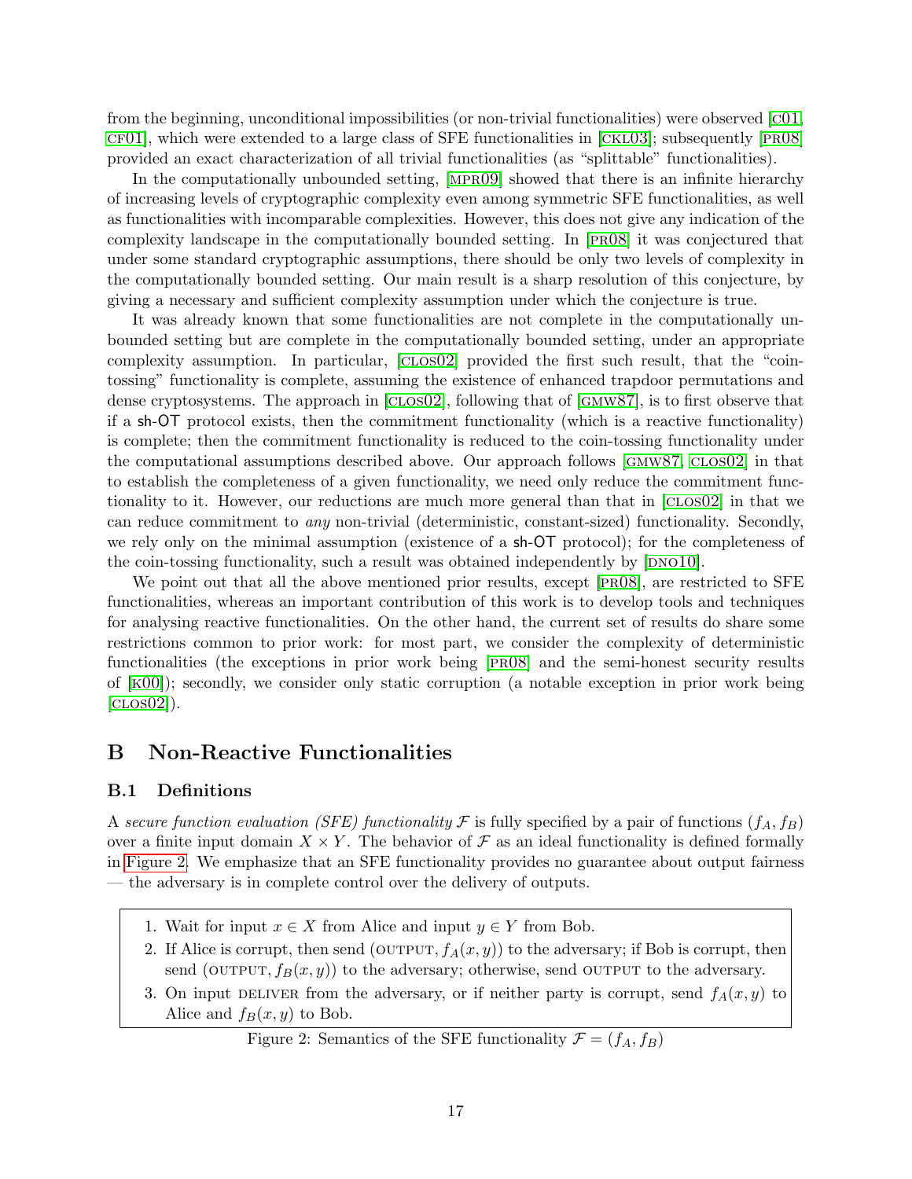from the beginning, unconditional impossibilities (or non-trivial functionalities) were observed [C01, CF01], which were extended to a large class of SFE functionalities in [CKL03]; subsequently [PR08] provided an exact characterization of all trivial functionalities (as "splittable" functionalities).

In the computationally unbounded setting, [MPR09] showed that there is an infinite hierarchy of increasing levels of cryptographic complexity even among symmetric SFE functionalities, as well as functionalities with incomparable complexities. However, this does not give any indication of the complexity landscape in the computationally bounded setting. In [PR08] it was conjectured that under some standard cryptographic assumptions, there should be only two levels of complexity in the computationally bounded setting. Our main result is a sharp resolution of this conjecture, by giving a necessary and sufficient complexity assumption under which the conjecture is true.

It was already known that some functionalities are not complete in the computationally unbounded setting but are complete in the computationally bounded setting, under an appropriate complexity assumption. In particular, [CLOS02] provided the first such result, that the "coin-tossing" functionality is complete, assuming the existence of enhanced trapdoor permutations and dense cryptosystems. The approach in [CLOS02], following that of [GMW87], is to first observe that if a sh-OT protocol exists, then the commitment functionality (which is a reactive functionality) is complete; then the commitment functionality is reduced to the coin-tossing functionality under the computational assumptions described above. Our approach follows [GMW87, CLOS02] in that to establish the completeness of a given functionality, we need only reduce the commitment functionality to it. However, our reductions are much more general than that in [CLOS02] in that we can reduce commitment to *any* non-trivial (deterministic, constant-sized) functionality. Secondly, we rely only on the minimal assumption (existence of a sh-OT protocol); for the completeness of the coin-tossing functionality, such a result was obtained independently by [DNO10].

We point out that all the above mentioned prior results, except [PR08], are restricted to SFE functionalities, whereas an important contribution of this work is to develop tools and techniques for analysing reactive functionalities. On the other hand, the current set of results do share some restrictions common to prior work: for most part, we consider the complexity of deterministic functionalities (the exceptions in prior work being [PR08] and the semi-honest security results of [K00]); secondly, we consider only static corruption (a notable exception in prior work being [CLOS02]).

# B Non-Reactive Functionalities

## B.1 Definitions

A *secure function evaluation (SFE) functionality* $\mathcal{F}$ is fully specified by a pair of functions $(f_A, f_B)$ over a finite input domain $X \times Y$. The behavior of $\mathcal{F}$ as an ideal functionality is defined formally in Figure 2. We emphasize that an SFE functionality provides no guarantee about output fairness — the adversary is in complete control over the delivery of outputs.

1. Wait for input $x \in X$ from Alice and input $y \in Y$ from Bob.
2. If Alice is corrupt, then send (OUTPUT, $f_A(x, y)$) to the adversary; if Bob is corrupt, then send (OUTPUT, $f_B(x, y)$) to the adversary; otherwise, send OUTPUT to the adversary.
3. On input DELIVER from the adversary, or if neither party is corrupt, send $f_A(x, y)$ to Alice and $f_B(x, y)$ to Bob.

Figure 2: Semantics of the SFE functionality $\mathcal{F} = (f_A, f_B)$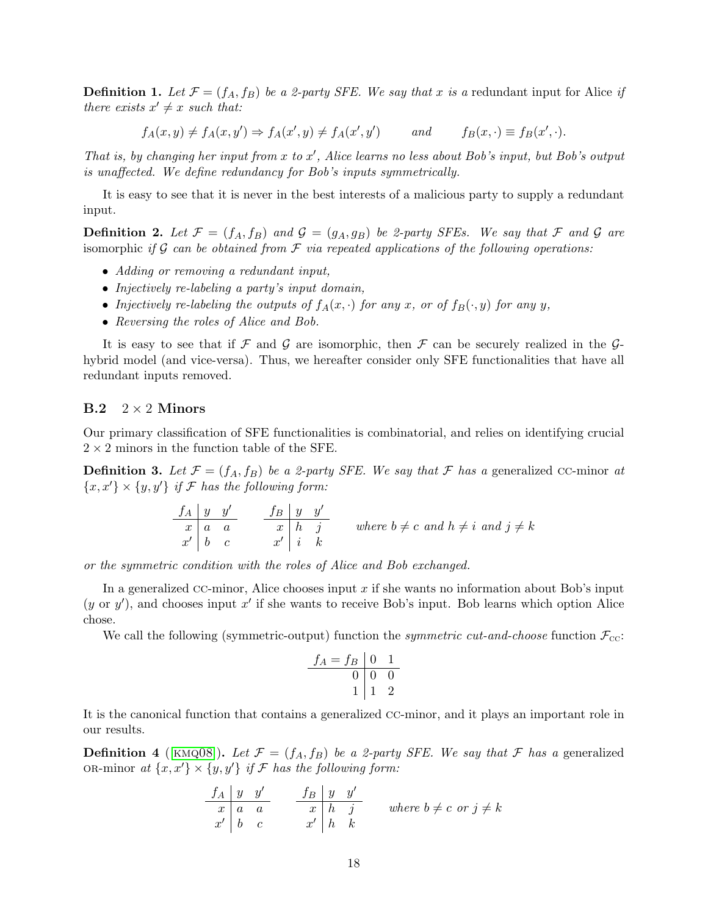**Definition 1.** *Let $\mathcal{F} = (f_A, f_B)$ be a 2-party SFE. We say that $x$ is a* redundant input for Alice *if there exists $x' \neq x$ such that:*

$$f_A(x, y) \neq f_A(x, y') \Rightarrow f_A(x', y) \neq f_A(x', y') \qquad \text{and} \qquad f_B(x, \cdot) \equiv f_B(x', \cdot).$$

*That is, by changing her input from $x$ to $x'$, Alice learns no less about Bob's input, but Bob's output is unaffected. We define redundancy for Bob's inputs symmetrically.*

It is easy to see that it is never in the best interests of a malicious party to supply a redundant input.

**Definition 2.** *Let $\mathcal{F} = (f_A, f_B)$ and $\mathcal{G} = (g_A, g_B)$ be 2-party SFEs. We say that $\mathcal{F}$ and $\mathcal{G}$ are* isomorphic *if $\mathcal{G}$ can be obtained from $\mathcal{F}$ via repeated applications of the following operations:*

- *Adding or removing a redundant input,*
- *Injectively re-labeling a party's input domain,*
- *Injectively re-labeling the outputs of $f_A(x, \cdot)$ for any $x$, or of $f_B(\cdot, y)$ for any $y$,*
- *Reversing the roles of Alice and Bob.*

It is easy to see that if $\mathcal{F}$ and $\mathcal{G}$ are isomorphic, then $\mathcal{F}$ can be securely realized in the $\mathcal{G}$-hybrid model (and vice-versa). Thus, we hereafter consider only SFE functionalities that have all redundant inputs removed.

### B.2 $2 \times 2$ Minors

Our primary classification of SFE functionalities is combinatorial, and relies on identifying crucial $2 \times 2$ minors in the function table of the SFE.

**Definition 3.** *Let $\mathcal{F} = (f_A, f_B)$ be a 2-party SFE. We say that $\mathcal{F}$ has a* generalized CC-minor *at $\{x, x'\} \times \{y, y'\}$ if $\mathcal{F}$ has the following form:*

| $f_A$ | $y$ | $y'$ |
|---|---|---|
| $x$ | $a$ | $a$ |
| $x'$ | $b$ | $c$ |

| $f_B$ | $y$ | $y'$ |
|---|---|---|
| $x$ | $h$ | $j$ |
| $x'$ | $i$ | $k$ |

*where $b \neq c$ and $h \neq i$ and $j \neq k$*

*or the symmetric condition with the roles of Alice and Bob exchanged.*

In a generalized CC-minor, Alice chooses input $x$ if she wants no information about Bob's input ($y$ or $y'$), and chooses input $x'$ if she wants to receive Bob's input. Bob learns which option Alice chose.

We call the following (symmetric-output) function the *symmetric cut-and-choose* function $\mathcal{F}_{\text{CC}}$:

| $f_A = f_B$ | 0 | 1 |
|---|---|---|
| 0 | 0 | 0 |
| 1 | 1 | 2 |

It is the canonical function that contains a generalized CC-minor, and it plays an important role in our results.

**Definition 4** ([KMQ08])**.** *Let $\mathcal{F} = (f_A, f_B)$ be a 2-party SFE. We say that $\mathcal{F}$ has a* generalized OR-minor *at $\{x, x'\} \times \{y, y'\}$ if $\mathcal{F}$ has the following form:*

| $f_A$ | $y$ | $y'$ |
|---|---|---|
| $x$ | $a$ | $a$ |
| $x'$ | $b$ | $c$ |

| $f_B$ | $y$ | $y'$ |
|---|---|---|
| $x$ | $h$ | $j$ |
| $x'$ | $h$ | $k$ |

*where $b \neq c$ or $j \neq k$*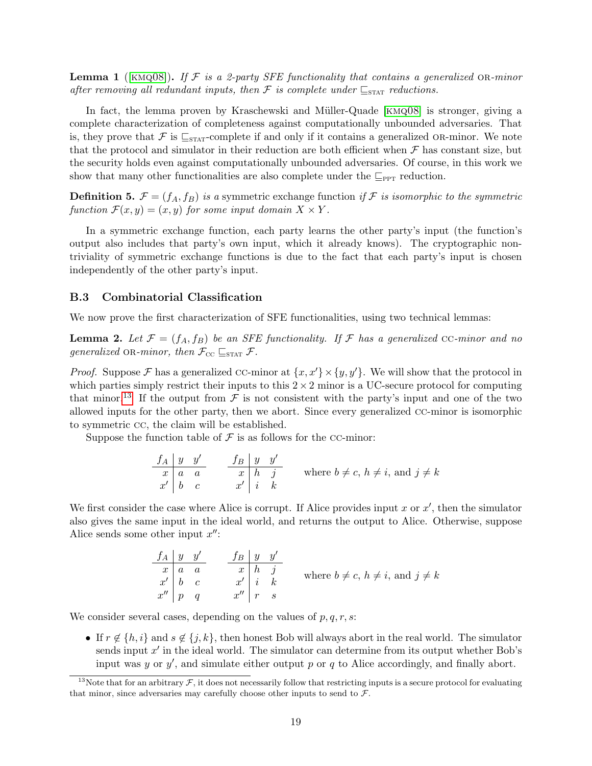**Lemma 1** ([KMQ08]). *If $\mathcal{F}$ is a 2-party SFE functionality that contains a generalized* OR*-minor after removing all redundant inputs, then $\mathcal{F}$ is complete under $\sqsubseteq_{\text{STAT}}$ reductions.*

In fact, the lemma proven by Kraschewski and Müller-Quade [KMQ08] is stronger, giving a complete characterization of completeness against computationally unbounded adversaries. That is, they prove that $\mathcal{F}$ is $\sqsubseteq_{\text{STAT}}$-complete if and only if it contains a generalized OR-minor. We note that the protocol and simulator in their reduction are both efficient when $\mathcal{F}$ has constant size, but the security holds even against computationally unbounded adversaries. Of course, in this work we show that many other functionalities are also complete under the $\sqsubseteq_{\text{PPT}}$ reduction.

**Definition 5.** *$\mathcal{F} = (f_A, f_B)$ is a* symmetric exchange function *if $\mathcal{F}$ is isomorphic to the symmetric function $\mathcal{F}(x, y) = (x, y)$ for some input domain $X \times Y$.*

In a symmetric exchange function, each party learns the other party's input (the function's output also includes that party's own input, which it already knows). The cryptographic non-triviality of symmetric exchange functions is due to the fact that each party's input is chosen independently of the other party's input.

### B.3 Combinatorial Classification

We now prove the first characterization of SFE functionalities, using two technical lemmas:

**Lemma 2.** *Let $\mathcal{F} = (f_A, f_B)$ be an SFE functionality. If $\mathcal{F}$ has a generalized* CC*-minor and no generalized* OR*-minor, then $\mathcal{F}_{\text{CC}} \sqsubseteq_{\text{STAT}} \mathcal{F}$.*

*Proof.* Suppose $\mathcal{F}$ has a generalized CC-minor at $\{x, x'\} \times \{y, y'\}$. We will show that the protocol in which parties simply restrict their inputs to this $2 \times 2$ minor is a UC-secure protocol for computing that minor.[13] If the output from $\mathcal{F}$ is not consistent with the party's input and one of the two allowed inputs for the other party, then we abort. Since every generalized CC-minor is isomorphic to symmetric CC, the claim will be established.

Suppose the function table of $\mathcal{F}$ is as follows for the CC-minor:

| $f_A$ | $y$ | $y'$ |
|---|---|---|
| $x$ | $a$ | $a$ |
| $x'$ | $b$ | $c$ |

| $f_B$ | $y$ | $y'$ |
|---|---|---|
| $x$ | $h$ | $j$ |
| $x'$ | $i$ | $k$ |

where $b \neq c$, $h \neq i$, and $j \neq k$

We first consider the case where Alice is corrupt. If Alice provides input $x$ or $x'$, then the simulator also gives the same input in the ideal world, and returns the output to Alice. Otherwise, suppose Alice sends some other input $x''$:

| $f_A$ | $y$ | $y'$ |
|---|---|---|
| $x$ | $a$ | $a$ |
| $x'$ | $b$ | $c$ |
| $x''$ | $p$ | $q$ |

| $f_B$ | $y$ | $y'$ |
|---|---|---|
| $x$ | $h$ | $j$ |
| $x'$ | $i$ | $k$ |
| $x''$ | $r$ | $s$ |

where $b \neq c$, $h \neq i$, and $j \neq k$

We consider several cases, depending on the values of $p, q, r, s$:

- If $r \notin \{h, i\}$ and $s \notin \{j, k\}$, then honest Bob will always abort in the real world. The simulator sends input $x'$ in the ideal world. The simulator can determine from its output whether Bob's input was $y$ or $y'$, and simulate either output $p$ or $q$ to Alice accordingly, and finally abort.

[13] Note that for an arbitrary $\mathcal{F}$, it does not necessarily follow that restricting inputs is a secure protocol for evaluating that minor, since adversaries may carefully choose other inputs to send to $\mathcal{F}$.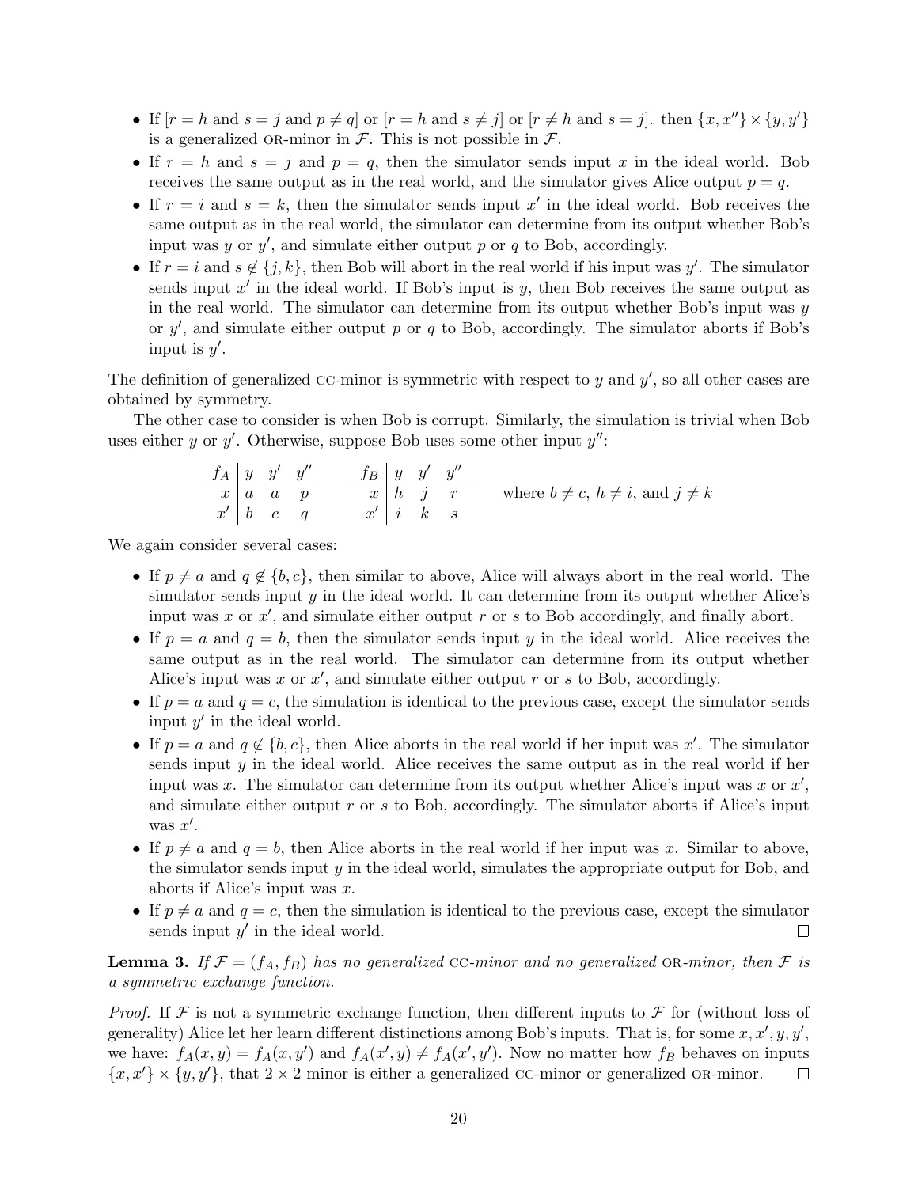- If $[r = h$ and $s = j$ and $p \neq q]$ or $[r = h$ and $s \neq j]$ or $[r \neq h$ and $s = j]$. then $\{x, x''\} \times \{y, y'\}$ is a generalized OR-minor in $\mathcal{F}$. This is not possible in $\mathcal{F}$.
- If $r = h$ and $s = j$ and $p = q$, then the simulator sends input $x$ in the ideal world. Bob receives the same output as in the real world, and the simulator gives Alice output $p = q$.
- If $r = i$ and $s = k$, then the simulator sends input $x'$ in the ideal world. Bob receives the same output as in the real world, the simulator can determine from its output whether Bob's input was $y$ or $y'$, and simulate either output $p$ or $q$ to Bob, accordingly.
- If $r = i$ and $s \notin \{j, k\}$, then Bob will abort in the real world if his input was $y'$. The simulator sends input $x'$ in the ideal world. If Bob's input is $y$, then Bob receives the same output as in the real world. The simulator can determine from its output whether Bob's input was $y$ or $y'$, and simulate either output $p$ or $q$ to Bob, accordingly. The simulator aborts if Bob's input is $y'$.

The definition of generalized CC-minor is symmetric with respect to $y$ and $y'$, so all other cases are obtained by symmetry.

The other case to consider is when Bob is corrupt. Similarly, the simulation is trivial when Bob uses either $y$ or $y'$. Otherwise, suppose Bob uses some other input $y''$:

| $f_A$ | $y$ | $y'$ | $y''$ |
|---|---|---|---|
| $x$ | $a$ | $a$ | $p$ |
| $x'$ | $b$ | $c$ | $q$ |

| $f_B$ | $y$ | $y'$ | $y''$ |
|---|---|---|---|
| $x$ | $h$ | $j$ | $r$ |
| $x'$ | $i$ | $k$ | $s$ |

where $b \neq c$, $h \neq i$, and $j \neq k$

We again consider several cases:

- If $p \neq a$ and $q \notin \{b, c\}$, then similar to above, Alice will always abort in the real world. The simulator sends input $y$ in the ideal world. It can determine from its output whether Alice's input was $x$ or $x'$, and simulate either output $r$ or $s$ to Bob accordingly, and finally abort.
- If $p = a$ and $q = b$, then the simulator sends input $y$ in the ideal world. Alice receives the same output as in the real world. The simulator can determine from its output whether Alice's input was $x$ or $x'$, and simulate either output $r$ or $s$ to Bob, accordingly.
- If $p = a$ and $q = c$, the simulation is identical to the previous case, except the simulator sends input $y'$ in the ideal world.
- If $p = a$ and $q \notin \{b, c\}$, then Alice aborts in the real world if her input was $x'$. The simulator sends input $y$ in the ideal world. Alice receives the same output as in the real world if her input was $x$. The simulator can determine from its output whether Alice's input was $x$ or $x'$, and simulate either output $r$ or $s$ to Bob, accordingly. The simulator aborts if Alice's input was $x'$.
- If $p \neq a$ and $q = b$, then Alice aborts in the real world if her input was $x$. Similar to above, the simulator sends input $y$ in the ideal world, simulates the appropriate output for Bob, and aborts if Alice's input was $x$.
- If $p \neq a$ and $q = c$, then the simulation is identical to the previous case, except the simulator sends input $y'$ in the ideal world. $\square$

**Lemma 3.** *If $\mathcal{F} = (f_A, f_B)$ has no generalized* CC*-minor and no generalized* OR*-minor, then $\mathcal{F}$ is a symmetric exchange function.*

*Proof.* If $\mathcal{F}$ is not a symmetric exchange function, then different inputs to $\mathcal{F}$ for (without loss of generality) Alice let her learn different distinctions among Bob's inputs. That is, for some $x, x', y, y'$, we have: $f_A(x, y) = f_A(x, y')$ and $f_A(x', y) \neq f_A(x', y')$. Now no matter how $f_B$ behaves on inputs $\{x, x'\} \times \{y, y'\}$, that $2 \times 2$ minor is either a generalized CC-minor or generalized OR-minor. $\square$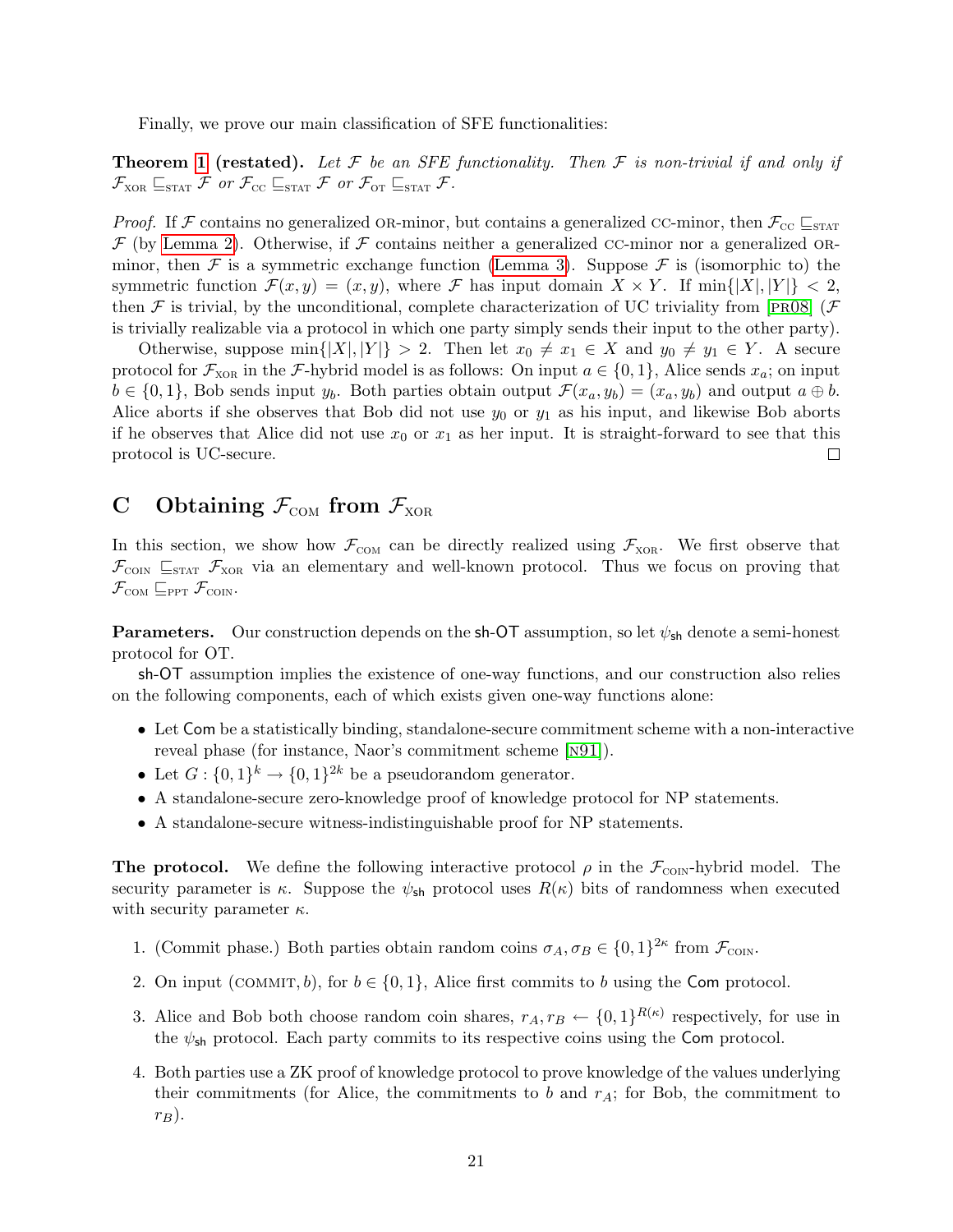Finally, we prove our main classification of SFE functionalities:

**Theorem 1 (restated).** *Let $\mathcal{F}$ be an SFE functionality. Then $\mathcal{F}$ is non-trivial if and only if $\mathcal{F}_{\text{XOR}} \sqsubseteq_{\text{STAT}} \mathcal{F}$ or $\mathcal{F}_{\text{CC}} \sqsubseteq_{\text{STAT}} \mathcal{F}$ or $\mathcal{F}_{\text{OT}} \sqsubseteq_{\text{STAT}} \mathcal{F}$.*

*Proof.* If $\mathcal{F}$ contains no generalized OR-minor, but contains a generalized CC-minor, then $\mathcal{F}_{\text{CC}} \sqsubseteq_{\text{STAT}} \mathcal{F}$ (by Lemma 2). Otherwise, if $\mathcal{F}$ contains neither a generalized CC-minor nor a generalized OR-minor, then $\mathcal{F}$ is a symmetric exchange function (Lemma 3). Suppose $\mathcal{F}$ is (isomorphic to) the symmetric function $\mathcal{F}(x, y) = (x, y)$, where $\mathcal{F}$ has input domain $X \times Y$. If $\min\{|X|, |Y|\} < 2$, then $\mathcal{F}$ is trivial, by the unconditional, complete characterization of UC triviality from [PR08] ($\mathcal{F}$ is trivially realizable via a protocol in which one party simply sends their input to the other party).

Otherwise, suppose $\min\{|X|, |Y|\} > 2$. Then let $x_0 \neq x_1 \in X$ and $y_0 \neq y_1 \in Y$. A secure protocol for $\mathcal{F}_{\text{XOR}}$ in the $\mathcal{F}$-hybrid model is as follows: On input $a \in \{0,1\}$, Alice sends $x_a$; on input $b \in \{0,1\}$, Bob sends input $y_b$. Both parties obtain output $\mathcal{F}(x_a, y_b) = (x_a, y_b)$ and output $a \oplus b$. Alice aborts if she observes that Bob did not use $y_0$ or $y_1$ as his input, and likewise Bob aborts if he observes that Alice did not use $x_0$ or $x_1$ as her input. It is straight-forward to see that this protocol is UC-secure. $\square$

## C Obtaining $\mathcal{F}_{\text{COM}}$ from $\mathcal{F}_{\text{XOR}}$

In this section, we show how $\mathcal{F}_{\text{COM}}$ can be directly realized using $\mathcal{F}_{\text{XOR}}$. We first observe that $\mathcal{F}_{\text{COIN}} \sqsubseteq_{\text{STAT}} \mathcal{F}_{\text{XOR}}$ via an elementary and well-known protocol. Thus we focus on proving that $\mathcal{F}_{\text{COM}} \sqsubseteq_{\text{PPT}} \mathcal{F}_{\text{COIN}}$.

**Parameters.** Our construction depends on the sh-OT assumption, so let $\psi_{\mathsf{sh}}$ denote a semi-honest protocol for OT.

sh-OT assumption implies the existence of one-way functions, and our construction also relies on the following components, each of which exists given one-way functions alone:

- Let Com be a statistically binding, standalone-secure commitment scheme with a non-interactive reveal phase (for instance, Naor's commitment scheme [N91]).
- Let $G : \{0,1\}^k \to \{0,1\}^{2k}$ be a pseudorandom generator.
- A standalone-secure zero-knowledge proof of knowledge protocol for NP statements.
- A standalone-secure witness-indistinguishable proof for NP statements.

**The protocol.** We define the following interactive protocol $\rho$ in the $\mathcal{F}_{\text{COIN}}$-hybrid model. The security parameter is $\kappa$. Suppose the $\psi_{\mathsf{sh}}$ protocol uses $R(\kappa)$ bits of randomness when executed with security parameter $\kappa$.

1. (Commit phase.) Both parties obtain random coins $\sigma_A, \sigma_B \in \{0,1\}^{2\kappa}$ from $\mathcal{F}_{\text{COIN}}$.
2. On input (COMMIT, $b$), for $b \in \{0,1\}$, Alice first commits to $b$ using the Com protocol.
3. Alice and Bob both choose random coin shares, $r_A, r_B \leftarrow \{0,1\}^{R(\kappa)}$ respectively, for use in the $\psi_{\mathsf{sh}}$ protocol. Each party commits to its respective coins using the Com protocol.
4. Both parties use a ZK proof of knowledge protocol to prove knowledge of the values underlying their commitments (for Alice, the commitments to $b$ and $r_A$; for Bob, the commitment to $r_B$).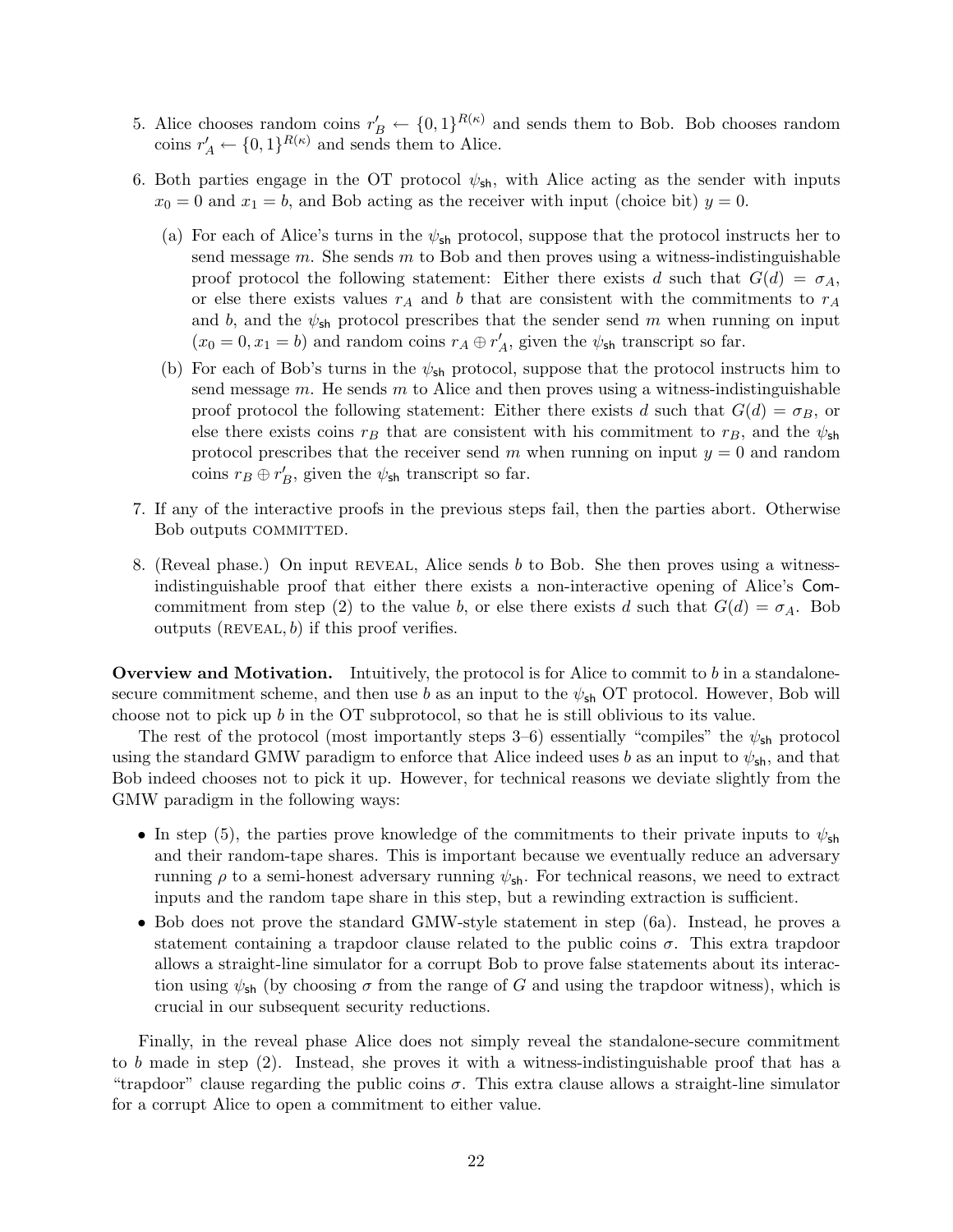5. Alice chooses random coins $r'_B \leftarrow \{0,1\}^{R(\kappa)}$ and sends them to Bob. Bob chooses random coins $r'_A \leftarrow \{0,1\}^{R(\kappa)}$ and sends them to Alice.

6. Both parties engage in the OT protocol $\psi_{\mathsf{sh}}$, with Alice acting as the sender with inputs $x_0 = 0$ and $x_1 = b$, and Bob acting as the receiver with input (choice bit) $y = 0$.

   (a) For each of Alice's turns in the $\psi_{\mathsf{sh}}$ protocol, suppose that the protocol instructs her to send message $m$. She sends $m$ to Bob and then proves using a witness-indistinguishable proof protocol the following statement: Either there exists $d$ such that $G(d) = \sigma_A$, or else there exists values $r_A$ and $b$ that are consistent with the commitments to $r_A$ and $b$, and the $\psi_{\mathsf{sh}}$ protocol prescribes that the sender send $m$ when running on input $(x_0 = 0, x_1 = b)$ and random coins $r_A \oplus r'_A$, given the $\psi_{\mathsf{sh}}$ transcript so far.

   (b) For each of Bob's turns in the $\psi_{\mathsf{sh}}$ protocol, suppose that the protocol instructs him to send message $m$. He sends $m$ to Alice and then proves using a witness-indistinguishable proof protocol the following statement: Either there exists $d$ such that $G(d) = \sigma_B$, or else there exists coins $r_B$ that are consistent with his commitment to $r_B$, and the $\psi_{\mathsf{sh}}$ protocol prescribes that the receiver send $m$ when running on input $y = 0$ and random coins $r_B \oplus r'_B$, given the $\psi_{\mathsf{sh}}$ transcript so far.

7. If any of the interactive proofs in the previous steps fail, then the parties abort. Otherwise Bob outputs COMMITTED.

8. (Reveal phase.) On input REVEAL, Alice sends $b$ to Bob. She then proves using a witness-indistinguishable proof that either there exists a non-interactive opening of Alice's $\mathsf{Com}$-commitment from step (2) to the value $b$, or else there exists $d$ such that $G(d) = \sigma_A$. Bob outputs $(\text{REVEAL}, b)$ if this proof verifies.

**Overview and Motivation.** Intuitively, the protocol is for Alice to commit to $b$ in a standalone-secure commitment scheme, and then use $b$ as an input to the $\psi_{\mathsf{sh}}$ OT protocol. However, Bob will choose not to pick up $b$ in the OT subprotocol, so that he is still oblivious to its value.

The rest of the protocol (most importantly steps 3–6) essentially "compiles" the $\psi_{\mathsf{sh}}$ protocol using the standard GMW paradigm to enforce that Alice indeed uses $b$ as an input to $\psi_{\mathsf{sh}}$, and that Bob indeed chooses not to pick it up. However, for technical reasons we deviate slightly from the GMW paradigm in the following ways:

- In step (5), the parties prove knowledge of the commitments to their private inputs to $\psi_{\mathsf{sh}}$ and their random-tape shares. This is important because we eventually reduce an adversary running $\rho$ to a semi-honest adversary running $\psi_{\mathsf{sh}}$. For technical reasons, we need to extract inputs and the random tape share in this step, but a rewinding extraction is sufficient.
- Bob does not prove the standard GMW-style statement in step (6a). Instead, he proves a statement containing a trapdoor clause related to the public coins $\sigma$. This extra trapdoor allows a straight-line simulator for a corrupt Bob to prove false statements about its interaction using $\psi_{\mathsf{sh}}$ (by choosing $\sigma$ from the range of $G$ and using the trapdoor witness), which is crucial in our subsequent security reductions.

Finally, in the reveal phase Alice does not simply reveal the standalone-secure commitment to $b$ made in step (2). Instead, she proves it with a witness-indistinguishable proof that has a "trapdoor" clause regarding the public coins $\sigma$. This extra clause allows a straight-line simulator for a corrupt Alice to open a commitment to either value.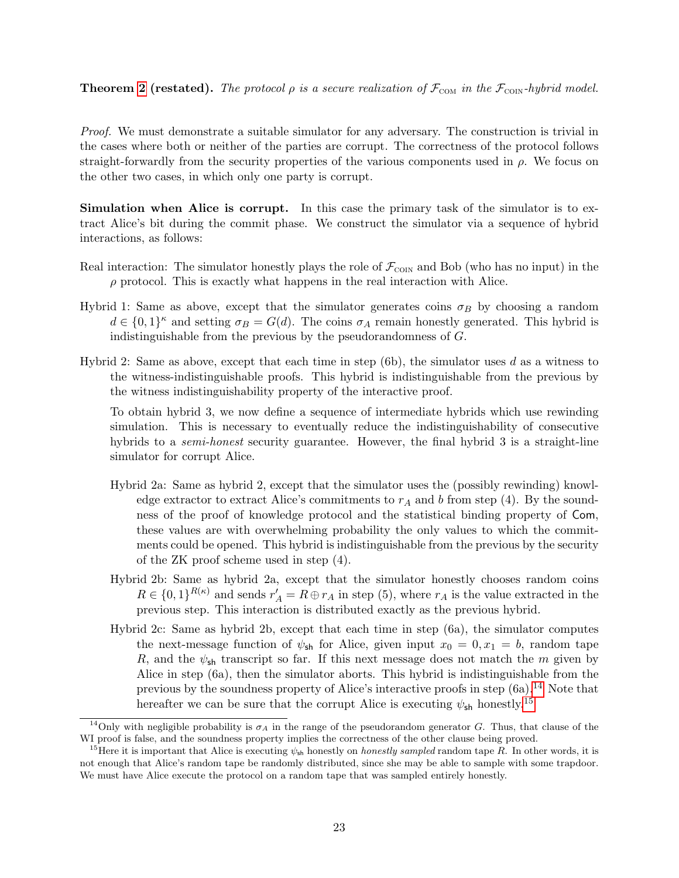**Theorem 2 (restated).** *The protocol $\rho$ is a secure realization of $\mathcal{F}_{\text{COM}}$ in the $\mathcal{F}_{\text{COIN}}$-hybrid model.*

*Proof.* We must demonstrate a suitable simulator for any adversary. The construction is trivial in the cases where both or neither of the parties are corrupt. The correctness of the protocol follows straight-forwardly from the security properties of the various components used in $\rho$. We focus on the other two cases, in which only one party is corrupt.

**Simulation when Alice is corrupt.** In this case the primary task of the simulator is to extract Alice's bit during the commit phase. We construct the simulator via a sequence of hybrid interactions, as follows:

Real interaction: The simulator honestly plays the role of $\mathcal{F}_{\text{COIN}}$ and Bob (who has no input) in the $\rho$ protocol. This is exactly what happens in the real interaction with Alice.

Hybrid 1: Same as above, except that the simulator generates coins $\sigma_B$ by choosing a random $d \in \{0,1\}^\kappa$ and setting $\sigma_B = G(d)$. The coins $\sigma_A$ remain honestly generated. This hybrid is indistinguishable from the previous by the pseudorandomness of $G$.

Hybrid 2: Same as above, except that each time in step (6b), the simulator uses $d$ as a witness to the witness-indistinguishable proofs. This hybrid is indistinguishable from the previous by the witness indistinguishability property of the interactive proof.

To obtain hybrid 3, we now define a sequence of intermediate hybrids which use rewinding simulation. This is necessary to eventually reduce the indistinguishability of consecutive hybrids to a *semi-honest* security guarantee. However, the final hybrid 3 is a straight-line simulator for corrupt Alice.

Hybrid 2a: Same as hybrid 2, except that the simulator uses the (possibly rewinding) knowledge extractor to extract Alice's commitments to $r_A$ and $b$ from step (4). By the soundness of the proof of knowledge protocol and the statistical binding property of $\mathsf{Com}$, these values are with overwhelming probability the only values to which the commitments could be opened. This hybrid is indistinguishable from the previous by the security of the ZK proof scheme used in step (4).

Hybrid 2b: Same as hybrid 2a, except that the simulator honestly chooses random coins $R \in \{0,1\}^{R(\kappa)}$ and sends $r'_A = R \oplus r_A$ in step (5), where $r_A$ is the value extracted in the previous step. This interaction is distributed exactly as the previous hybrid.

Hybrid 2c: Same as hybrid 2b, except that each time in step (6a), the simulator computes the next-message function of $\psi_{\mathsf{sh}}$ for Alice, given input $x_0 = 0, x_1 = b$, random tape $R$, and the $\psi_{\mathsf{sh}}$ transcript so far. If this next message does not match the $m$ given by Alice in step (6a), then the simulator aborts. This hybrid is indistinguishable from the previous by the soundness property of Alice's interactive proofs in step (6a).[14] Note that hereafter we can be sure that the corrupt Alice is executing $\psi_{\mathsf{sh}}$ honestly.[15]

[14] Only with negligible probability is $\sigma_A$ in the range of the pseudorandom generator $G$. Thus, that clause of the WI proof is false, and the soundness property implies the correctness of the other clause being proved.

[15] Here it is important that Alice is executing $\psi_{\mathsf{sh}}$ honestly on *honestly sampled* random tape $R$. In other words, it is not enough that Alice's random tape be randomly distributed, since she may be able to sample with some trapdoor. We must have Alice execute the protocol on a random tape that was sampled entirely honestly.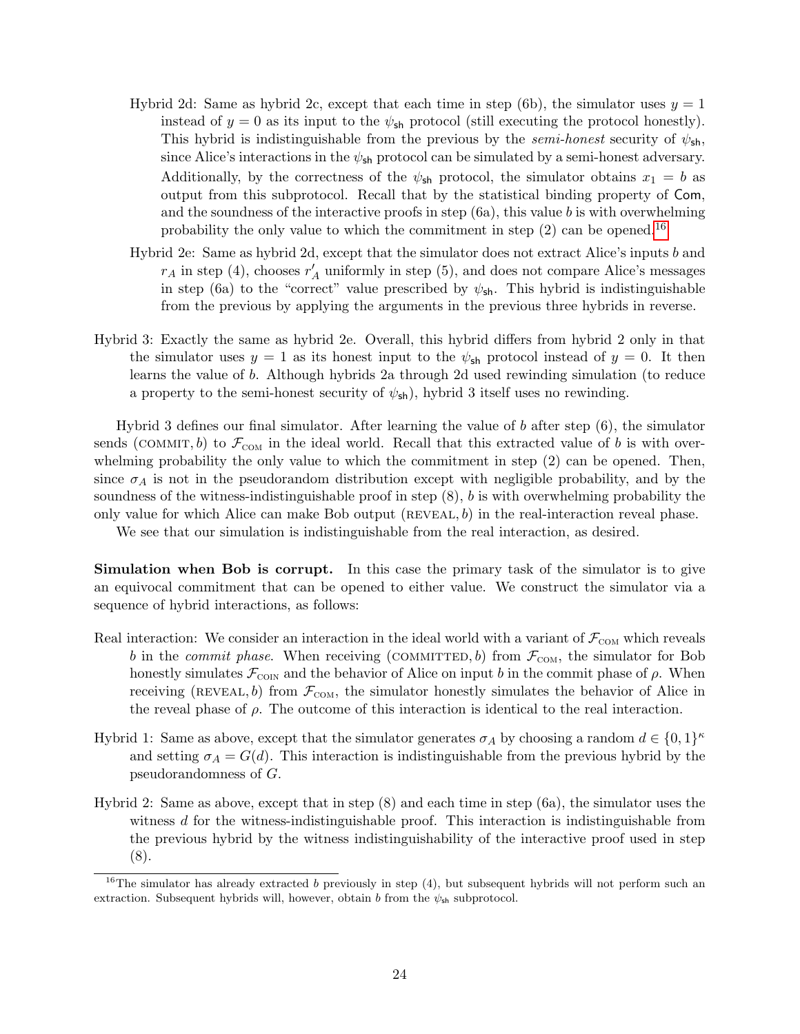- Hybrid 2d: Same as hybrid 2c, except that each time in step (6b), the simulator uses $y = 1$ instead of $y = 0$ as its input to the $\psi_{\mathsf{sh}}$ protocol (still executing the protocol honestly). This hybrid is indistinguishable from the previous by the *semi-honest* security of $\psi_{\mathsf{sh}}$, since Alice's interactions in the $\psi_{\mathsf{sh}}$ protocol can be simulated by a semi-honest adversary. Additionally, by the correctness of the $\psi_{\mathsf{sh}}$ protocol, the simulator obtains $x_1 = b$ as output from this subprotocol. Recall that by the statistical binding property of $\mathsf{Com}$, and the soundness of the interactive proofs in step (6a), this value $b$ is with overwhelming probability the only value to which the commitment in step (2) can be opened.[16]

- Hybrid 2e: Same as hybrid 2d, except that the simulator does not extract Alice's inputs $b$ and $r_A$ in step (4), chooses $r'_A$ uniformly in step (5), and does not compare Alice's messages in step (6a) to the "correct" value prescribed by $\psi_{\mathsf{sh}}$. This hybrid is indistinguishable from the previous by applying the arguments in the previous three hybrids in reverse.

Hybrid 3: Exactly the same as hybrid 2e. Overall, this hybrid differs from hybrid 2 only in that the simulator uses $y = 1$ as its honest input to the $\psi_{\mathsf{sh}}$ protocol instead of $y = 0$. It then learns the value of $b$. Although hybrids 2a through 2d used rewinding simulation (to reduce a property to the semi-honest security of $\psi_{\mathsf{sh}}$), hybrid 3 itself uses no rewinding.

Hybrid 3 defines our final simulator. After learning the value of $b$ after step (6), the simulator sends $(\textsc{commit}, b)$ to $\mathcal{F}_{\textsc{com}}$ in the ideal world. Recall that this extracted value of $b$ is with overwhelming probability the only value to which the commitment in step (2) can be opened. Then, since $\sigma_A$ is not in the pseudorandom distribution except with negligible probability, and by the soundness of the witness-indistinguishable proof in step (8), $b$ is with overwhelming probability the only value for which Alice can make Bob output $(\textsc{reveal}, b)$ in the real-interaction reveal phase.

We see that our simulation is indistinguishable from the real interaction, as desired.

**Simulation when Bob is corrupt.** In this case the primary task of the simulator is to give an equivocal commitment that can be opened to either value. We construct the simulator via a sequence of hybrid interactions, as follows:

Real interaction: We consider an interaction in the ideal world with a variant of $\mathcal{F}_{\textsc{com}}$ which reveals $b$ in the *commit phase*. When receiving $(\textsc{committed}, b)$ from $\mathcal{F}_{\textsc{com}}$, the simulator for Bob honestly simulates $\mathcal{F}_{\textsc{coin}}$ and the behavior of Alice on input $b$ in the commit phase of $\rho$. When receiving $(\textsc{reveal}, b)$ from $\mathcal{F}_{\textsc{com}}$, the simulator honestly simulates the behavior of Alice in the reveal phase of $\rho$. The outcome of this interaction is identical to the real interaction.

Hybrid 1: Same as above, except that the simulator generates $\sigma_A$ by choosing a random $d \in \{0,1\}^\kappa$ and setting $\sigma_A = G(d)$. This interaction is indistinguishable from the previous hybrid by the pseudorandomness of $G$.

Hybrid 2: Same as above, except that in step (8) and each time in step (6a), the simulator uses the witness $d$ for the witness-indistinguishable proof. This interaction is indistinguishable from the previous hybrid by the witness indistinguishability of the interactive proof used in step (8).

[16] The simulator has already extracted $b$ previously in step (4), but subsequent hybrids will not perform such an extraction. Subsequent hybrids will, however, obtain $b$ from the $\psi_{\mathsf{sh}}$ subprotocol.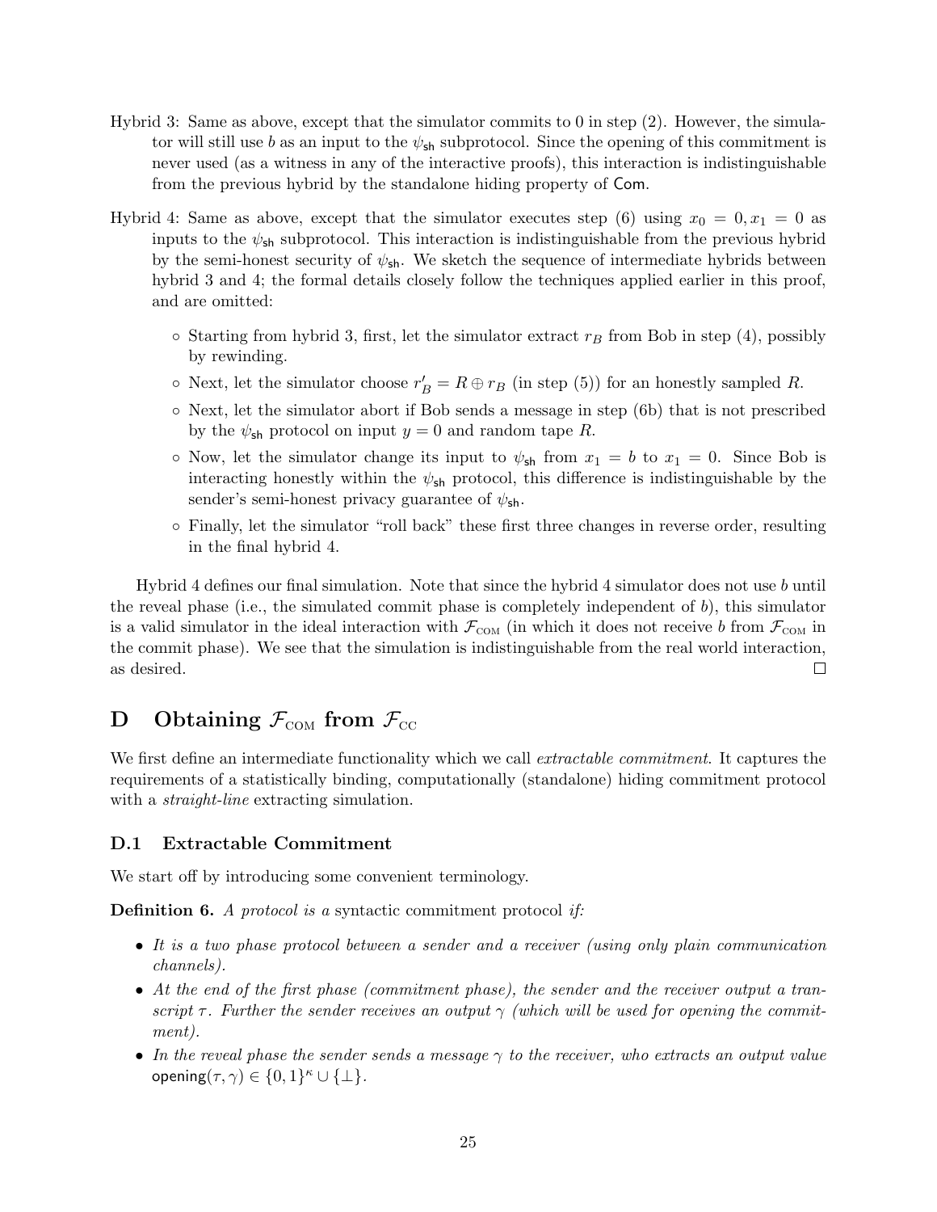Hybrid 3: Same as above, except that the simulator commits to 0 in step (2). However, the simulator will still use $b$ as an input to the $\psi_{\mathsf{sh}}$ subprotocol. Since the opening of this commitment is never used (as a witness in any of the interactive proofs), this interaction is indistinguishable from the previous hybrid by the standalone hiding property of $\mathsf{Com}$.

Hybrid 4: Same as above, except that the simulator executes step (6) using $x_0 = 0, x_1 = 0$ as inputs to the $\psi_{\mathsf{sh}}$ subprotocol. This interaction is indistinguishable from the previous hybrid by the semi-honest security of $\psi_{\mathsf{sh}}$. We sketch the sequence of intermediate hybrids between hybrid 3 and 4; the formal details closely follow the techniques applied earlier in this proof, and are omitted:

- Starting from hybrid 3, first, let the simulator extract $r_B$ from Bob in step (4), possibly by rewinding.
- Next, let the simulator choose $r'_B = R \oplus r_B$ (in step (5)) for an honestly sampled $R$.
- Next, let the simulator abort if Bob sends a message in step (6b) that is not prescribed by the $\psi_{\mathsf{sh}}$ protocol on input $y = 0$ and random tape $R$.
- Now, let the simulator change its input to $\psi_{\mathsf{sh}}$ from $x_1 = b$ to $x_1 = 0$. Since Bob is interacting honestly within the $\psi_{\mathsf{sh}}$ protocol, this difference is indistinguishable by the sender's semi-honest privacy guarantee of $\psi_{\mathsf{sh}}$.
- Finally, let the simulator "roll back" these first three changes in reverse order, resulting in the final hybrid 4.

Hybrid 4 defines our final simulation. Note that since the hybrid 4 simulator does not use $b$ until the reveal phase (i.e., the simulated commit phase is completely independent of $b$), this simulator is a valid simulator in the ideal interaction with $\mathcal{F}_{\text{COM}}$ (in which it does not receive $b$ from $\mathcal{F}_{\text{COM}}$ in the commit phase). We see that the simulation is indistinguishable from the real world interaction, as desired. □

# D Obtaining $\mathcal{F}_{\text{COM}}$ from $\mathcal{F}_{\text{CC}}$

We first define an intermediate functionality which we call *extractable commitment*. It captures the requirements of a statistically binding, computationally (standalone) hiding commitment protocol with a *straight-line* extracting simulation.

## D.1 Extractable Commitment

We start off by introducing some convenient terminology.

**Definition 6.** *A protocol is a* syntactic commitment protocol *if:*

- *It is a two phase protocol between a sender and a receiver (using only plain communication channels).*
- *At the end of the first phase (commitment phase), the sender and the receiver output a transcript $\tau$. Further the sender receives an output $\gamma$ (which will be used for opening the commitment).*
- *In the reveal phase the sender sends a message $\gamma$ to the receiver, who extracts an output value* $\mathsf{opening}(\tau, \gamma) \in \{0,1\}^\kappa \cup \{\bot\}$.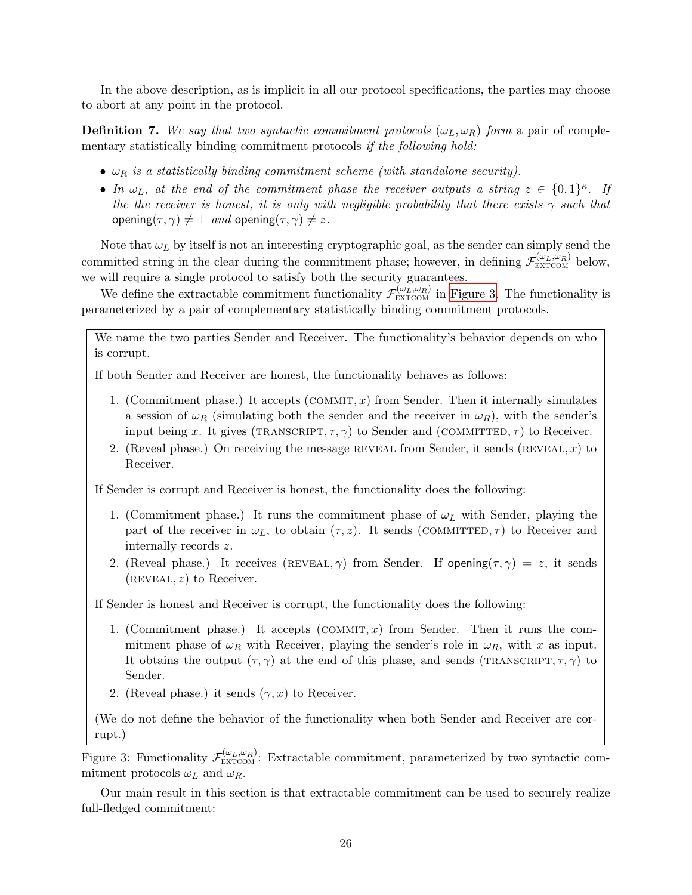In the above description, as is implicit in all our protocol specifications, the parties may choose to abort at any point in the protocol.

**Definition 7.** *We say that two syntactic commitment protocols* $(\omega_L, \omega_R)$ *form* a pair of complementary statistically binding commitment protocols *if the following hold:*

- $\omega_R$ *is a statistically binding commitment scheme (with standalone security).*
- *In* $\omega_L$*, at the end of the commitment phase the receiver outputs a string* $z \in \{0,1\}^\kappa$*. If the the receiver is honest, it is only with negligible probability that there exists* $\gamma$ *such that* $\mathsf{opening}(\tau, \gamma) \neq \perp$ *and* $\mathsf{opening}(\tau, \gamma) \neq z$*.*

Note that $\omega_L$ by itself is not an interesting cryptographic goal, as the sender can simply send the committed string in the clear during the commitment phase; however, in defining $\mathcal{F}_{\text{EXTCOM}}^{(\omega_L,\omega_R)}$ below, we will require a single protocol to satisfy both the security guarantees.

We define the extractable commitment functionality $\mathcal{F}_{\text{EXTCOM}}^{(\omega_L,\omega_R)}$ in Figure 3. The functionality is parameterized by a pair of complementary statistically binding commitment protocols.

We name the two parties Sender and Receiver. The functionality's behavior depends on who is corrupt.

If both Sender and Receiver are honest, the functionality behaves as follows:

1. (Commitment phase.) It accepts $(\textsc{commit}, x)$ from Sender. Then it internally simulates a session of $\omega_R$ (simulating both the sender and the receiver in $\omega_R$), with the sender's input being $x$. It gives $(\textsc{transcript}, \tau, \gamma)$ to Sender and $(\textsc{committed}, \tau)$ to Receiver.
2. (Reveal phase.) On receiving the message $\textsc{reveal}$ from Sender, it sends $(\textsc{reveal}, x)$ to Receiver.

If Sender is corrupt and Receiver is honest, the functionality does the following:

1. (Commitment phase.) It runs the commitment phase of $\omega_L$ with Sender, playing the part of the receiver in $\omega_L$, to obtain $(\tau, z)$. It sends $(\textsc{committed}, \tau)$ to Receiver and internally records $z$.
2. (Reveal phase.) It receives $(\textsc{reveal}, \gamma)$ from Sender. If $\mathsf{opening}(\tau, \gamma) = z$, it sends $(\textsc{reveal}, z)$ to Receiver.

If Sender is honest and Receiver is corrupt, the functionality does the following:

1. (Commitment phase.) It accepts $(\textsc{commit}, x)$ from Sender. Then it runs the commitment phase of $\omega_R$ with Receiver, playing the sender's role in $\omega_R$, with $x$ as input. It obtains the output $(\tau, \gamma)$ at the end of this phase, and sends $(\textsc{transcript}, \tau, \gamma)$ to Sender.
2. (Reveal phase.) it sends $(\gamma, x)$ to Receiver.

(We do not define the behavior of the functionality when both Sender and Receiver are corrupt.)

Figure 3: Functionality $\mathcal{F}_{\text{EXTCOM}}^{(\omega_L,\omega_R)}$: Extractable commitment, parameterized by two syntactic commitment protocols $\omega_L$ and $\omega_R$.

Our main result in this section is that extractable commitment can be used to securely realize full-fledged commitment: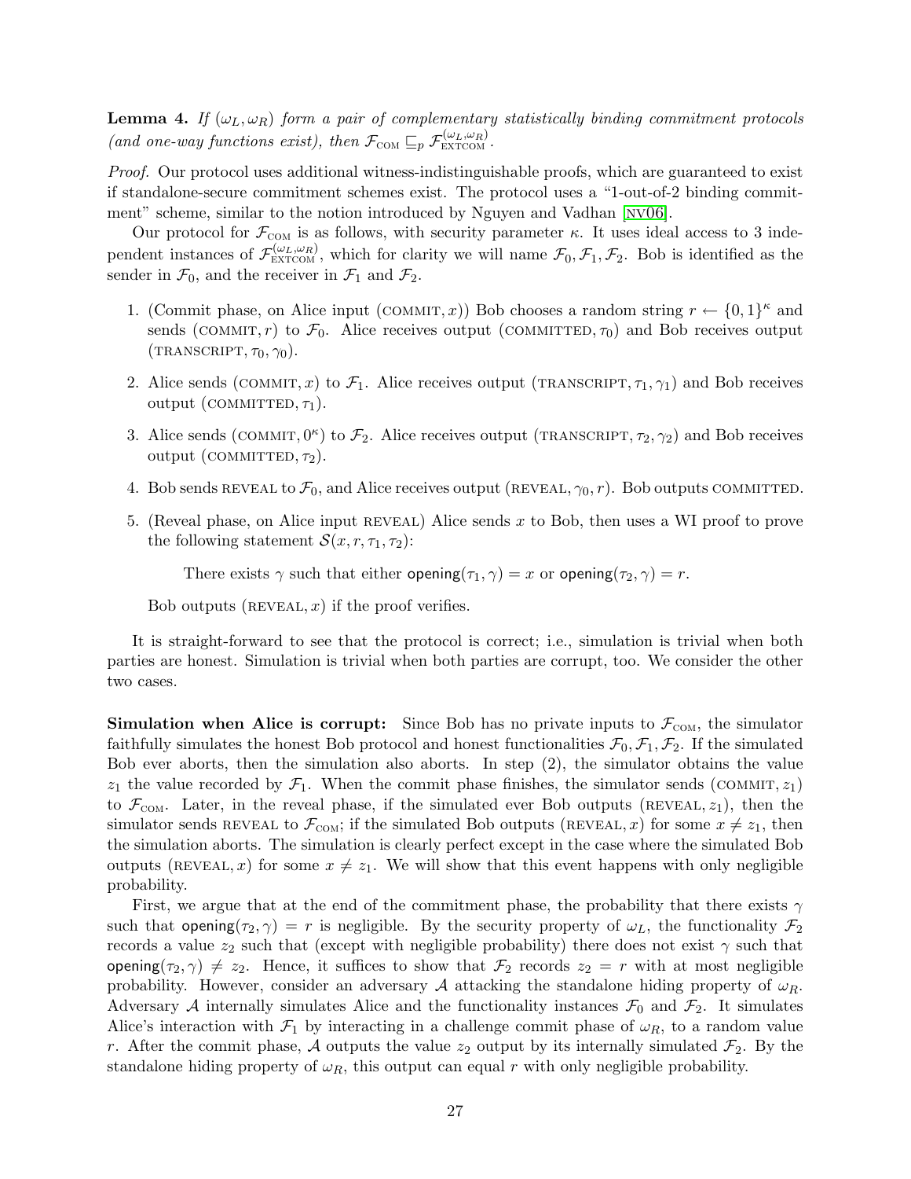**Lemma 4.** *If $(\omega_L, \omega_R)$ form a pair of complementary statistically binding commitment protocols (and one-way functions exist), then $\mathcal{F}_{\text{COM}} \sqsubseteq_p \mathcal{F}_{\text{EXTCOM}}^{(\omega_L,\omega_R)}$.*

*Proof.* Our protocol uses additional witness-indistinguishable proofs, which are guaranteed to exist if standalone-secure commitment schemes exist. The protocol uses a "1-out-of-2 binding commitment" scheme, similar to the notion introduced by Nguyen and Vadhan [NV06].

Our protocol for $\mathcal{F}_{\text{COM}}$ is as follows, with security parameter $\kappa$. It uses ideal access to 3 independent instances of $\mathcal{F}_{\text{EXTCOM}}^{(\omega_L,\omega_R)}$, which for clarity we will name $\mathcal{F}_0, \mathcal{F}_1, \mathcal{F}_2$. Bob is identified as the sender in $\mathcal{F}_0$, and the receiver in $\mathcal{F}_1$ and $\mathcal{F}_2$.

1. (Commit phase, on Alice input (COMMIT, $x$)) Bob chooses a random string $r \leftarrow \{0,1\}^\kappa$ and sends (COMMIT, $r$) to $\mathcal{F}_0$. Alice receives output (COMMITTED, $\tau_0$) and Bob receives output (TRANSCRIPT, $\tau_0, \gamma_0$).
2. Alice sends (COMMIT, $x$) to $\mathcal{F}_1$. Alice receives output (TRANSCRIPT, $\tau_1, \gamma_1$) and Bob receives output (COMMITTED, $\tau_1$).
3. Alice sends (COMMIT, $0^\kappa$) to $\mathcal{F}_2$. Alice receives output (TRANSCRIPT, $\tau_2, \gamma_2$) and Bob receives output (COMMITTED, $\tau_2$).
4. Bob sends REVEAL to $\mathcal{F}_0$, and Alice receives output (REVEAL, $\gamma_0, r$). Bob outputs COMMITTED.
5. (Reveal phase, on Alice input REVEAL) Alice sends $x$ to Bob, then uses a WI proof to prove the following statement $\mathcal{S}(x, r, \tau_1, \tau_2)$:

   There exists $\gamma$ such that either $\mathsf{opening}(\tau_1, \gamma) = x$ or $\mathsf{opening}(\tau_2, \gamma) = r$.

   Bob outputs (REVEAL, $x$) if the proof verifies.

It is straight-forward to see that the protocol is correct; i.e., simulation is trivial when both parties are honest. Simulation is trivial when both parties are corrupt, too. We consider the other two cases.

**Simulation when Alice is corrupt:** Since Bob has no private inputs to $\mathcal{F}_{\text{COM}}$, the simulator faithfully simulates the honest Bob protocol and honest functionalities $\mathcal{F}_0, \mathcal{F}_1, \mathcal{F}_2$. If the simulated Bob ever aborts, then the simulation also aborts. In step (2), the simulator obtains the value $z_1$ the value recorded by $\mathcal{F}_1$. When the commit phase finishes, the simulator sends (COMMIT, $z_1$) to $\mathcal{F}_{\text{COM}}$. Later, in the reveal phase, if the simulated ever Bob outputs (REVEAL, $z_1$), then the simulator sends REVEAL to $\mathcal{F}_{\text{COM}}$; if the simulated Bob outputs (REVEAL, $x$) for some $x \neq z_1$, then the simulation aborts. The simulation is clearly perfect except in the case where the simulated Bob outputs (REVEAL, $x$) for some $x \neq z_1$. We will show that this event happens with only negligible probability.

First, we argue that at the end of the commitment phase, the probability that there exists $\gamma$ such that $\mathsf{opening}(\tau_2, \gamma) = r$ is negligible. By the security property of $\omega_L$, the functionality $\mathcal{F}_2$ records a value $z_2$ such that (except with negligible probability) there does not exist $\gamma$ such that $\mathsf{opening}(\tau_2, \gamma) \neq z_2$. Hence, it suffices to show that $\mathcal{F}_2$ records $z_2 = r$ with at most negligible probability. However, consider an adversary $\mathcal{A}$ attacking the standalone hiding property of $\omega_R$. Adversary $\mathcal{A}$ internally simulates Alice and the functionality instances $\mathcal{F}_0$ and $\mathcal{F}_2$. It simulates Alice's interaction with $\mathcal{F}_1$ by interacting in a challenge commit phase of $\omega_R$, to a random value $r$. After the commit phase, $\mathcal{A}$ outputs the value $z_2$ output by its internally simulated $\mathcal{F}_2$. By the standalone hiding property of $\omega_R$, this output can equal $r$ with only negligible probability.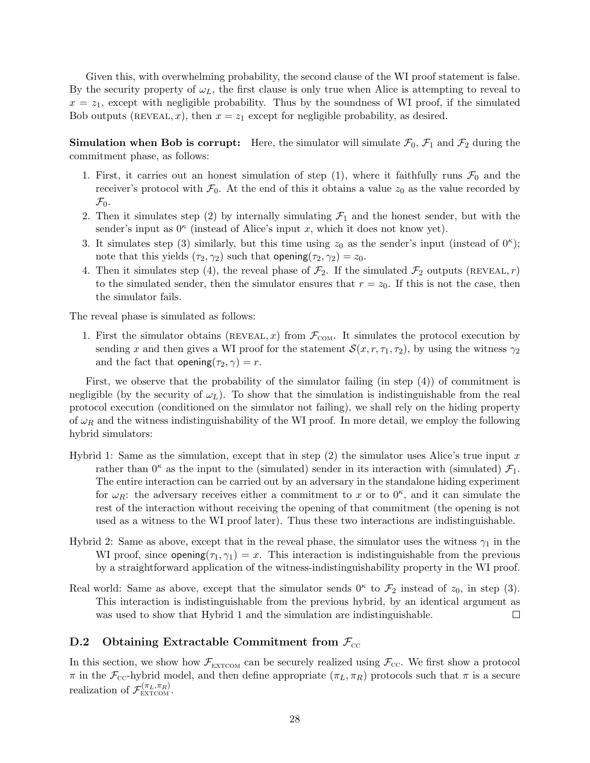Given this, with overwhelming probability, the second clause of the WI proof statement is false. By the security property of $\omega_L$, the first clause is only true when Alice is attempting to reveal to $x = z_1$, except with negligible probability. Thus by the soundness of WI proof, if the simulated Bob outputs $(\text{REVEAL}, x)$, then $x = z_1$ except for negligible probability, as desired.

**Simulation when Bob is corrupt:** Here, the simulator will simulate $\mathcal{F}_0$, $\mathcal{F}_1$ and $\mathcal{F}_2$ during the commitment phase, as follows:

1. First, it carries out an honest simulation of step (1), where it faithfully runs $\mathcal{F}_0$ and the receiver's protocol with $\mathcal{F}_0$. At the end of this it obtains a value $z_0$ as the value recorded by $\mathcal{F}_0$.
2. Then it simulates step (2) by internally simulating $\mathcal{F}_1$ and the honest sender, but with the sender's input as $0^\kappa$ (instead of Alice's input $x$, which it does not know yet).
3. It simulates step (3) similarly, but this time using $z_0$ as the sender's input (instead of $0^\kappa$); note that this yields $(\tau_2, \gamma_2)$ such that $\mathsf{opening}(\tau_2, \gamma_2) = z_0$.
4. Then it simulates step (4), the reveal phase of $\mathcal{F}_2$. If the simulated $\mathcal{F}_2$ outputs $(\text{REVEAL}, r)$ to the simulated sender, then the simulator ensures that $r = z_0$. If this is not the case, then the simulator fails.

The reveal phase is simulated as follows:

1. First the simulator obtains $(\text{REVEAL}, x)$ from $\mathcal{F}_{\text{COM}}$. It simulates the protocol execution by sending $x$ and then gives a WI proof for the statement $\mathcal{S}(x, r, \tau_1, \tau_2)$, by using the witness $\gamma_2$ and the fact that $\mathsf{opening}(\tau_2, \gamma) = r$.

First, we observe that the probability of the simulator failing (in step (4)) of commitment is negligible (by the security of $\omega_L$). To show that the simulation is indistinguishable from the real protocol execution (conditioned on the simulator not failing), we shall rely on the hiding property of $\omega_R$ and the witness indistinguishability of the WI proof. In more detail, we employ the following hybrid simulators:

Hybrid 1: Same as the simulation, except that in step (2) the simulator uses Alice's true input $x$ rather than $0^\kappa$ as the input to the (simulated) sender in its interaction with (simulated) $\mathcal{F}_1$. The entire interaction can be carried out by an adversary in the standalone hiding experiment for $\omega_R$: the adversary receives either a commitment to $x$ or to $0^\kappa$, and it can simulate the rest of the interaction without receiving the opening of that commitment (the opening is not used as a witness to the WI proof later). Thus these two interactions are indistinguishable.

Hybrid 2: Same as above, except that in the reveal phase, the simulator uses the witness $\gamma_1$ in the WI proof, since $\mathsf{opening}(\tau_1, \gamma_1) = x$. This interaction is indistinguishable from the previous by a straightforward application of the witness-indistinguishability property in the WI proof.

Real world: Same as above, except that the simulator sends $0^\kappa$ to $\mathcal{F}_2$ instead of $z_0$, in step (3). This interaction is indistinguishable from the previous hybrid, by an identical argument as was used to show that Hybrid 1 and the simulation are indistinguishable. □

## D.2 Obtaining Extractable Commitment from $\mathcal{F}_{\text{CC}}$

In this section, we show how $\mathcal{F}_{\text{EXTCOM}}$ can be securely realized using $\mathcal{F}_{\text{CC}}$. We first show a protocol $\pi$ in the $\mathcal{F}_{\text{CC}}$-hybrid model, and then define appropriate $(\pi_L, \pi_R)$ protocols such that $\pi$ is a secure realization of $\mathcal{F}_{\text{EXTCOM}}^{(\pi_L, \pi_R)}$.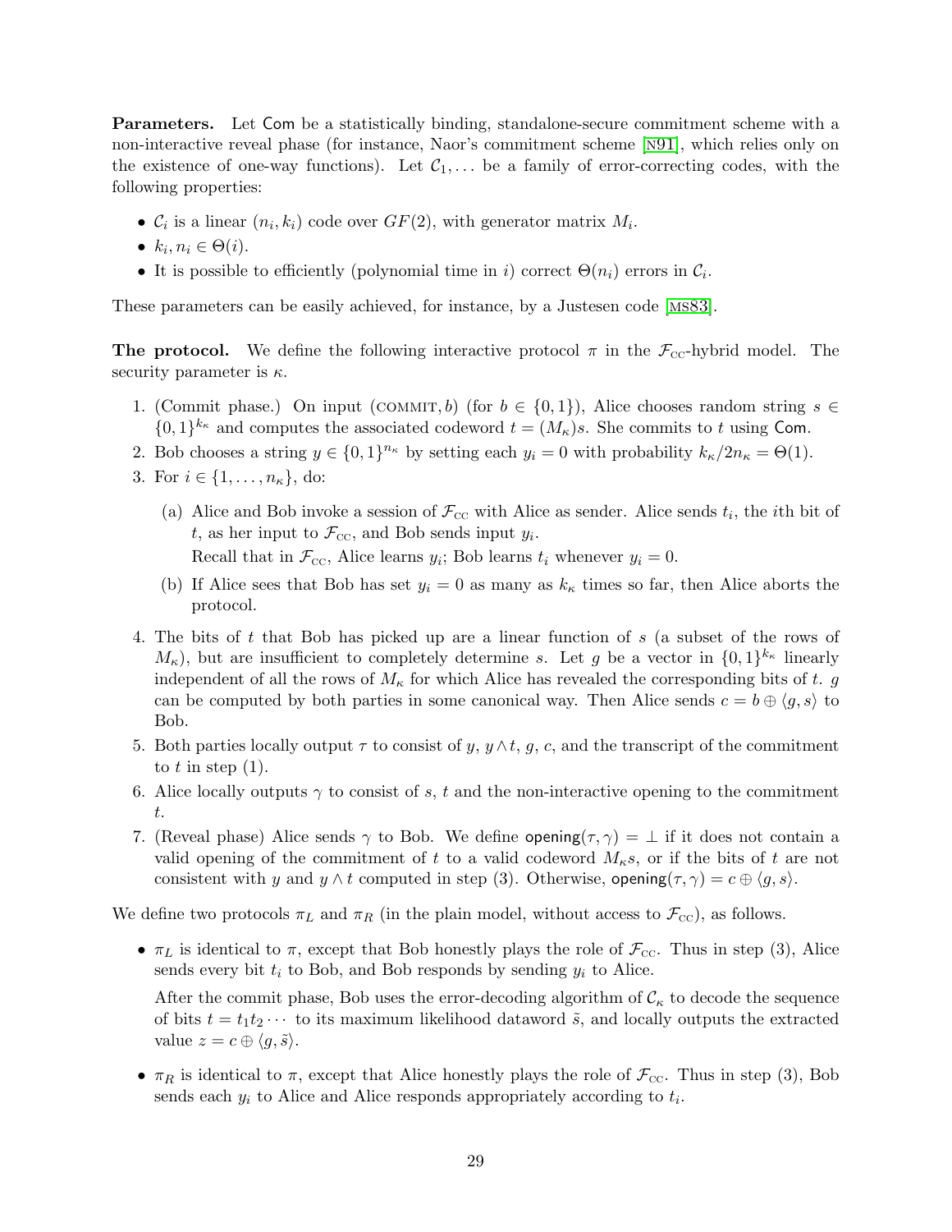**Parameters.** Let Com be a statistically binding, standalone-secure commitment scheme with a non-interactive reveal phase (for instance, Naor's commitment scheme [N91], which relies only on the existence of one-way functions). Let $\mathcal{C}_1, \ldots$ be a family of error-correcting codes, with the following properties:

- $\mathcal{C}_i$ is a linear $(n_i, k_i)$ code over $GF(2)$, with generator matrix $M_i$.
- $k_i, n_i \in \Theta(i)$.
- It is possible to efficiently (polynomial time in $i$) correct $\Theta(n_i)$ errors in $\mathcal{C}_i$.

These parameters can be easily achieved, for instance, by a Justesen code [MS83].

**The protocol.** We define the following interactive protocol $\pi$ in the $\mathcal{F}_{\text{CC}}$-hybrid model. The security parameter is $\kappa$.

1. (Commit phase.) On input (COMMIT, $b$) (for $b \in \{0, 1\}$), Alice chooses random string $s \in \{0, 1\}^{k_\kappa}$ and computes the associated codeword $t = (M_\kappa)s$. She commits to $t$ using Com.
2. Bob chooses a string $y \in \{0, 1\}^{n_\kappa}$ by setting each $y_i = 0$ with probability $k_\kappa/2n_\kappa = \Theta(1)$.
3. For $i \in \{1, \ldots, n_\kappa\}$, do:
   (a) Alice and Bob invoke a session of $\mathcal{F}_{\text{CC}}$ with Alice as sender. Alice sends $t_i$, the $i$th bit of $t$, as her input to $\mathcal{F}_{\text{CC}}$, and Bob sends input $y_i$.
   Recall that in $\mathcal{F}_{\text{CC}}$, Alice learns $y_i$; Bob learns $t_i$ whenever $y_i = 0$.
   (b) If Alice sees that Bob has set $y_i = 0$ as many as $k_\kappa$ times so far, then Alice aborts the protocol.
4. The bits of $t$ that Bob has picked up are a linear function of $s$ (a subset of the rows of $M_\kappa$), but are insufficient to completely determine $s$. Let $g$ be a vector in $\{0, 1\}^{k_\kappa}$ linearly independent of all the rows of $M_\kappa$ for which Alice has revealed the corresponding bits of $t$. $g$ can be computed by both parties in some canonical way. Then Alice sends $c = b \oplus \langle g, s \rangle$ to Bob.
5. Both parties locally output $\tau$ to consist of $y$, $y \wedge t$, $g$, $c$, and the transcript of the commitment to $t$ in step (1).
6. Alice locally outputs $\gamma$ to consist of $s$, $t$ and the non-interactive opening to the commitment $t$.
7. (Reveal phase) Alice sends $\gamma$ to Bob. We define $\mathsf{opening}(\tau, \gamma) = \bot$ if it does not contain a valid opening of the commitment of $t$ to a valid codeword $M_\kappa s$, or if the bits of $t$ are not consistent with $y$ and $y \wedge t$ computed in step (3). Otherwise, $\mathsf{opening}(\tau, \gamma) = c \oplus \langle g, s \rangle$.

We define two protocols $\pi_L$ and $\pi_R$ (in the plain model, without access to $\mathcal{F}_{\text{CC}}$), as follows.

- $\pi_L$ is identical to $\pi$, except that Bob honestly plays the role of $\mathcal{F}_{\text{CC}}$. Thus in step (3), Alice sends every bit $t_i$ to Bob, and Bob responds by sending $y_i$ to Alice.

  After the commit phase, Bob uses the error-decoding algorithm of $\mathcal{C}_\kappa$ to decode the sequence of bits $t = t_1 t_2 \cdots$ to its maximum likelihood dataword $\tilde{s}$, and locally outputs the extracted value $z = c \oplus \langle g, \tilde{s} \rangle$.

- $\pi_R$ is identical to $\pi$, except that Alice honestly plays the role of $\mathcal{F}_{\text{CC}}$. Thus in step (3), Bob sends each $y_i$ to Alice and Alice responds appropriately according to $t_i$.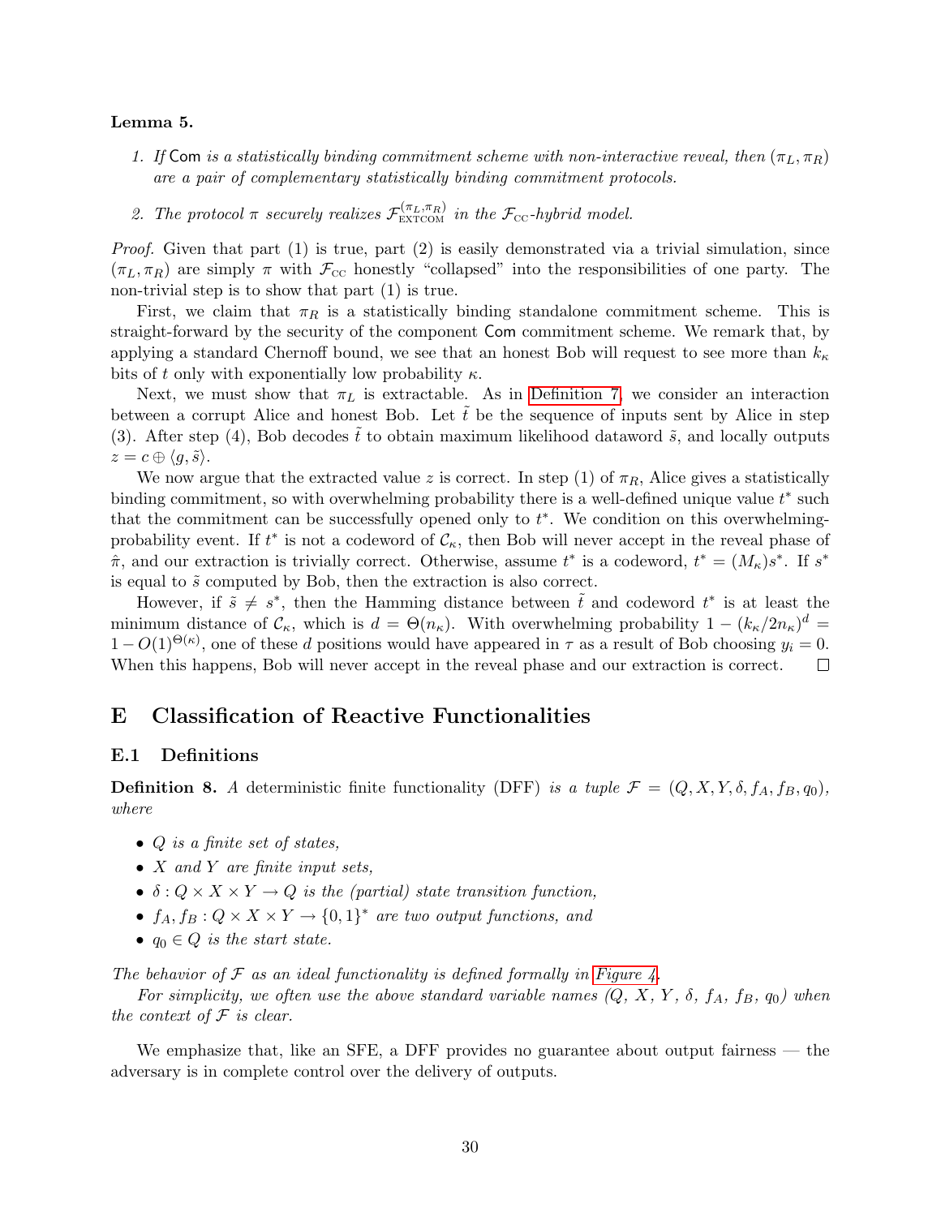**Lemma 5.**

1. *If* Com *is a statistically binding commitment scheme with non-interactive reveal, then* $(\pi_L, \pi_R)$ *are a pair of complementary statistically binding commitment protocols.*

2. *The protocol* $\pi$ *securely realizes* $\mathcal{F}^{(\pi_L,\pi_R)}_{\text{EXTCOM}}$ *in the* $\mathcal{F}_{\text{CC}}$*-hybrid model.*

*Proof.* Given that part (1) is true, part (2) is easily demonstrated via a trivial simulation, since $(\pi_L, \pi_R)$ are simply $\pi$ with $\mathcal{F}_{\text{CC}}$ honestly "collapsed" into the responsibilities of one party. The non-trivial step is to show that part (1) is true.

First, we claim that $\pi_R$ is a statistically binding standalone commitment scheme. This is straight-forward by the security of the component Com commitment scheme. We remark that, by applying a standard Chernoff bound, we see that an honest Bob will request to see more than $k_\kappa$ bits of $t$ only with exponentially low probability $\kappa$.

Next, we must show that $\pi_L$ is extractable. As in Definition 7, we consider an interaction between a corrupt Alice and honest Bob. Let $\tilde{t}$ be the sequence of inputs sent by Alice in step (3). After step (4), Bob decodes $\tilde{t}$ to obtain maximum likelihood dataword $\tilde{s}$, and locally outputs $z = c \oplus \langle g, \tilde{s} \rangle$.

We now argue that the extracted value $z$ is correct. In step (1) of $\pi_R$, Alice gives a statistically binding commitment, so with overwhelming probability there is a well-defined unique value $t^*$ such that the commitment can be successfully opened only to $t^*$. We condition on this overwhelming-probability event. If $t^*$ is not a codeword of $\mathcal{C}_\kappa$, then Bob will never accept in the reveal phase of $\hat{\pi}$, and our extraction is trivially correct. Otherwise, assume $t^*$ is a codeword, $t^* = (M_\kappa)s^*$. If $s^*$ is equal to $\tilde{s}$ computed by Bob, then the extraction is also correct.

However, if $\tilde{s} \neq s^*$, then the Hamming distance between $\tilde{t}$ and codeword $t^*$ is at least the minimum distance of $\mathcal{C}_\kappa$, which is $d = \Theta(n_\kappa)$. With overwhelming probability $1 - (k_\kappa/2n_\kappa)^d = 1 - O(1)^{\Theta(\kappa)}$, one of these $d$ positions would have appeared in $\tau$ as a result of Bob choosing $y_i = 0$. When this happens, Bob will never accept in the reveal phase and our extraction is correct. □

# E Classification of Reactive Functionalities

## E.1 Definitions

**Definition 8.** *A* deterministic finite functionality (DFF) *is a tuple* $\mathcal{F} = (Q, X, Y, \delta, f_A, f_B, q_0)$*, where*

- $Q$ *is a finite set of states,*
- $X$ *and* $Y$ *are finite input sets,*
- $\delta : Q \times X \times Y \to Q$ *is the (partial) state transition function,*
- $f_A, f_B : Q \times X \times Y \to \{0,1\}^*$ *are two output functions, and*
- $q_0 \in Q$ *is the start state.*

*The behavior of* $\mathcal{F}$ *as an ideal functionality is defined formally in Figure 4.*

*For simplicity, we often use the above standard variable names* ($Q$, $X$, $Y$, $\delta$, $f_A$, $f_B$, $q_0$) *when the context of* $\mathcal{F}$ *is clear.*

We emphasize that, like an SFE, a DFF provides no guarantee about output fairness — the adversary is in complete control over the delivery of outputs.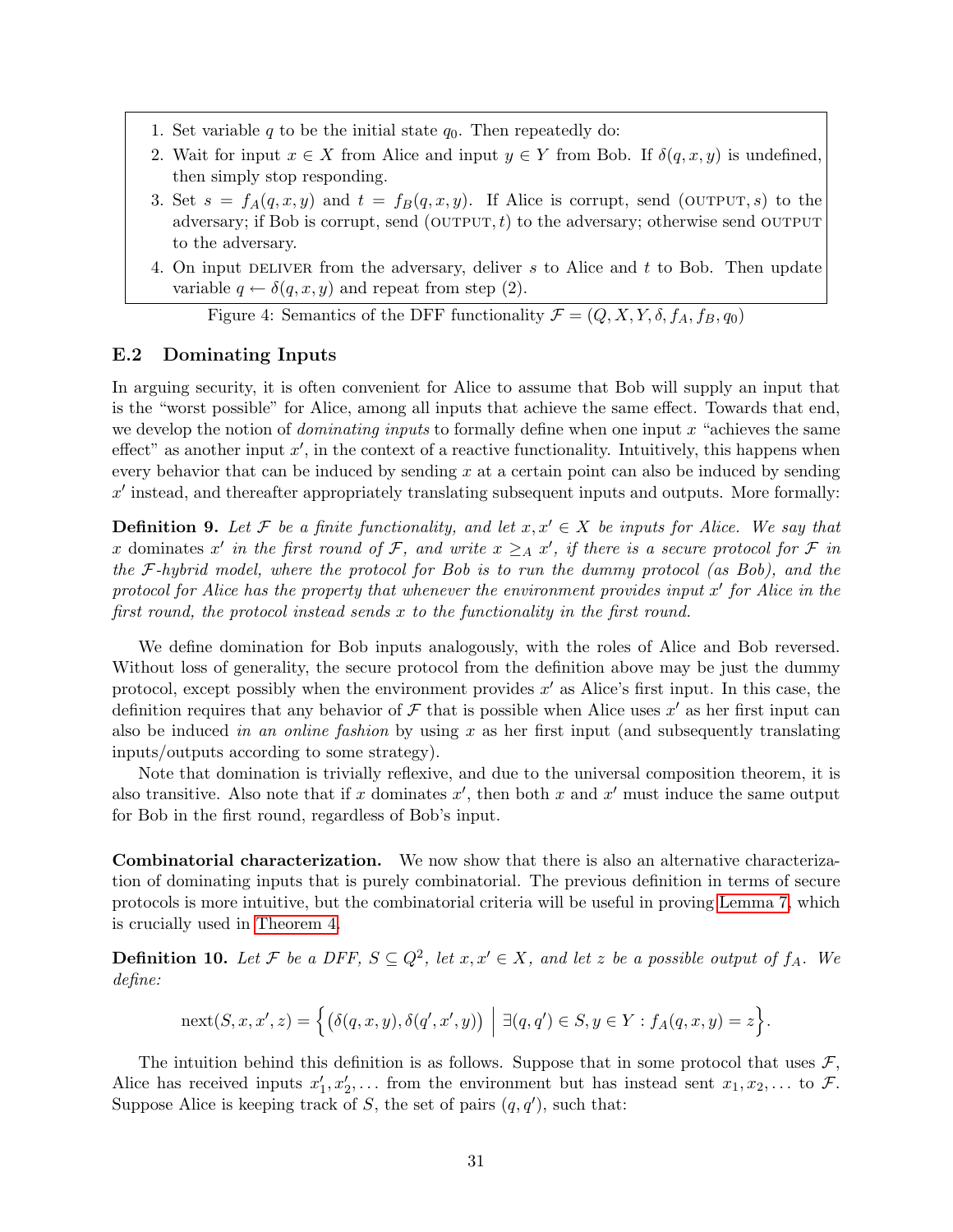1. Set variable $q$ to be the initial state $q_0$. Then repeatedly do:
2. Wait for input $x \in X$ from Alice and input $y \in Y$ from Bob. If $\delta(q, x, y)$ is undefined, then simply stop responding.
3. Set $s = f_A(q, x, y)$ and $t = f_B(q, x, y)$. If Alice is corrupt, send (OUTPUT, $s$) to the adversary; if Bob is corrupt, send (OUTPUT, $t$) to the adversary; otherwise send OUTPUT to the adversary.
4. On input DELIVER from the adversary, deliver $s$ to Alice and $t$ to Bob. Then update variable $q \leftarrow \delta(q, x, y)$ and repeat from step (2).

Figure 4: Semantics of the DFF functionality $\mathcal{F} = (Q, X, Y, \delta, f_A, f_B, q_0)$

## E.2 Dominating Inputs

In arguing security, it is often convenient for Alice to assume that Bob will supply an input that is the "worst possible" for Alice, among all inputs that achieve the same effect. Towards that end, we develop the notion of *dominating inputs* to formally define when one input $x$ "achieves the same effect" as another input $x'$, in the context of a reactive functionality. Intuitively, this happens when every behavior that can be induced by sending $x$ at a certain point can also be induced by sending $x'$ instead, and thereafter appropriately translating subsequent inputs and outputs. More formally:

**Definition 9.** *Let $\mathcal{F}$ be a finite functionality, and let $x, x' \in X$ be inputs for Alice. We say that $x$ dominates $x'$ in the first round of $\mathcal{F}$, and write $x \geq_A x'$, if there is a secure protocol for $\mathcal{F}$ in the $\mathcal{F}$-hybrid model, where the protocol for Bob is to run the dummy protocol (as Bob), and the protocol for Alice has the property that whenever the environment provides input $x'$ for Alice in the first round, the protocol instead sends $x$ to the functionality in the first round.*

We define domination for Bob inputs analogously, with the roles of Alice and Bob reversed. Without loss of generality, the secure protocol from the definition above may be just the dummy protocol, except possibly when the environment provides $x'$ as Alice's first input. In this case, the definition requires that any behavior of $\mathcal{F}$ that is possible when Alice uses $x'$ as her first input can also be induced *in an online fashion* by using $x$ as her first input (and subsequently translating inputs/outputs according to some strategy).

Note that domination is trivially reflexive, and due to the universal composition theorem, it is also transitive. Also note that if $x$ dominates $x'$, then both $x$ and $x'$ must induce the same output for Bob in the first round, regardless of Bob's input.

**Combinatorial characterization.** We now show that there is also an alternative characterization of dominating inputs that is purely combinatorial. The previous definition in terms of secure protocols is more intuitive, but the combinatorial criteria will be useful in proving Lemma 7, which is crucially used in Theorem 4.

**Definition 10.** *Let $\mathcal{F}$ be a DFF, $S \subseteq Q^2$, let $x, x' \in X$, and let $z$ be a possible output of $f_A$. We define:*

$$\text{next}(S, x, x', z) = \Big\{ \big(\delta(q, x, y), \delta(q', x', y)\big) \;\Big|\; \exists (q, q') \in S, y \in Y : f_A(q, x, y) = z \Big\}.$$

The intuition behind this definition is as follows. Suppose that in some protocol that uses $\mathcal{F}$, Alice has received inputs $x'_1, x'_2, \ldots$ from the environment but has instead sent $x_1, x_2, \ldots$ to $\mathcal{F}$. Suppose Alice is keeping track of $S$, the set of pairs $(q, q')$, such that: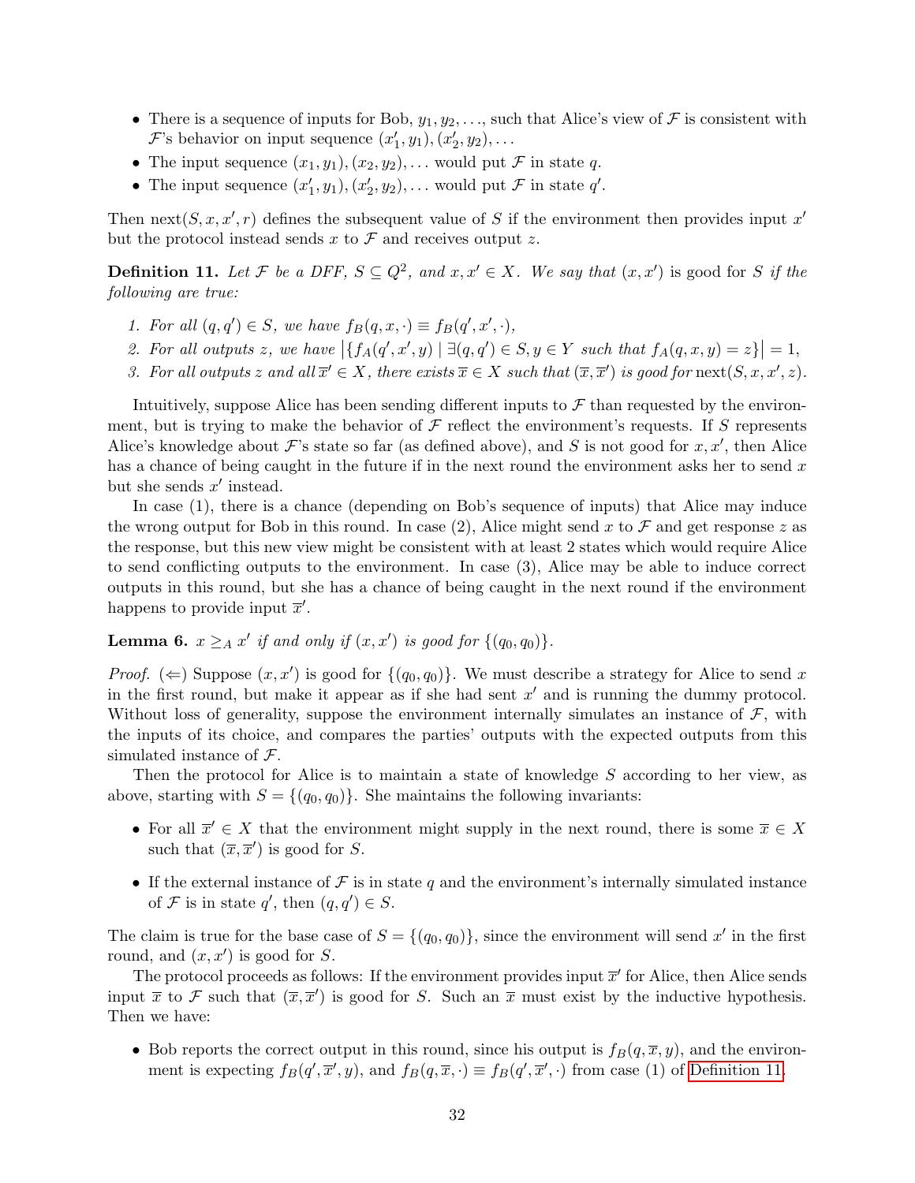- There is a sequence of inputs for Bob, $y_1, y_2, \ldots$, such that Alice's view of $\mathcal{F}$ is consistent with $\mathcal{F}$'s behavior on input sequence $(x'_1, y_1), (x'_2, y_2), \ldots$
- The input sequence $(x_1, y_1), (x_2, y_2), \ldots$ would put $\mathcal{F}$ in state $q$.
- The input sequence $(x'_1, y_1), (x'_2, y_2), \ldots$ would put $\mathcal{F}$ in state $q'$.

Then $\text{next}(S, x, x', r)$ defines the subsequent value of $S$ if the environment then provides input $x'$ but the protocol instead sends $x$ to $\mathcal{F}$ and receives output $z$.

**Definition 11.** *Let $\mathcal{F}$ be a DFF, $S \subseteq Q^2$, and $x, x' \in X$. We say that $(x, x')$ is good for $S$ if the following are true:*

1. *For all $(q, q') \in S$, we have $f_B(q, x, \cdot) \equiv f_B(q', x', \cdot)$,*
2. *For all outputs $z$, we have $\left|\{f_A(q', x', y) \mid \exists (q, q') \in S, y \in Y \text{ such that } f_A(q, x, y) = z\}\right| = 1$,*
3. *For all outputs $z$ and all $\overline{x}' \in X$, there exists $\overline{x} \in X$ such that $(\overline{x}, \overline{x}')$ is good for $\text{next}(S, x, x', z)$.*

Intuitively, suppose Alice has been sending different inputs to $\mathcal{F}$ than requested by the environment, but is trying to make the behavior of $\mathcal{F}$ reflect the environment's requests. If $S$ represents Alice's knowledge about $\mathcal{F}$'s state so far (as defined above), and $S$ is not good for $x, x'$, then Alice has a chance of being caught in the future if in the next round the environment asks her to send $x$ but she sends $x'$ instead.

In case (1), there is a chance (depending on Bob's sequence of inputs) that Alice may induce the wrong output for Bob in this round. In case (2), Alice might send $x$ to $\mathcal{F}$ and get response $z$ as the response, but this new view might be consistent with at least 2 states which would require Alice to send conflicting outputs to the environment. In case (3), Alice may be able to induce correct outputs in this round, but she has a chance of being caught in the next round if the environment happens to provide input $\overline{x}'$.

**Lemma 6.** *$x \geq_A x'$ if and only if $(x, x')$ is good for $\{(q_0, q_0)\}$.*

*Proof.* ($\Leftarrow$) Suppose $(x, x')$ is good for $\{(q_0, q_0)\}$. We must describe a strategy for Alice to send $x$ in the first round, but make it appear as if she had sent $x'$ and is running the dummy protocol. Without loss of generality, suppose the environment internally simulates an instance of $\mathcal{F}$, with the inputs of its choice, and compares the parties' outputs with the expected outputs from this simulated instance of $\mathcal{F}$.

Then the protocol for Alice is to maintain a state of knowledge $S$ according to her view, as above, starting with $S = \{(q_0, q_0)\}$. She maintains the following invariants:

- For all $\overline{x}' \in X$ that the environment might supply in the next round, there is some $\overline{x} \in X$ such that $(\overline{x}, \overline{x}')$ is good for $S$.
- If the external instance of $\mathcal{F}$ is in state $q$ and the environment's internally simulated instance of $\mathcal{F}$ is in state $q'$, then $(q, q') \in S$.

The claim is true for the base case of $S = \{(q_0, q_0)\}$, since the environment will send $x'$ in the first round, and $(x, x')$ is good for $S$.

The protocol proceeds as follows: If the environment provides input $\overline{x}'$ for Alice, then Alice sends input $\overline{x}$ to $\mathcal{F}$ such that $(\overline{x}, \overline{x}')$ is good for $S$. Such an $\overline{x}$ must exist by the inductive hypothesis. Then we have:

- Bob reports the correct output in this round, since his output is $f_B(q, \overline{x}, y)$, and the environment is expecting $f_B(q', \overline{x}', y)$, and $f_B(q, \overline{x}, \cdot) \equiv f_B(q', \overline{x}', \cdot)$ from case (1) of Definition 11.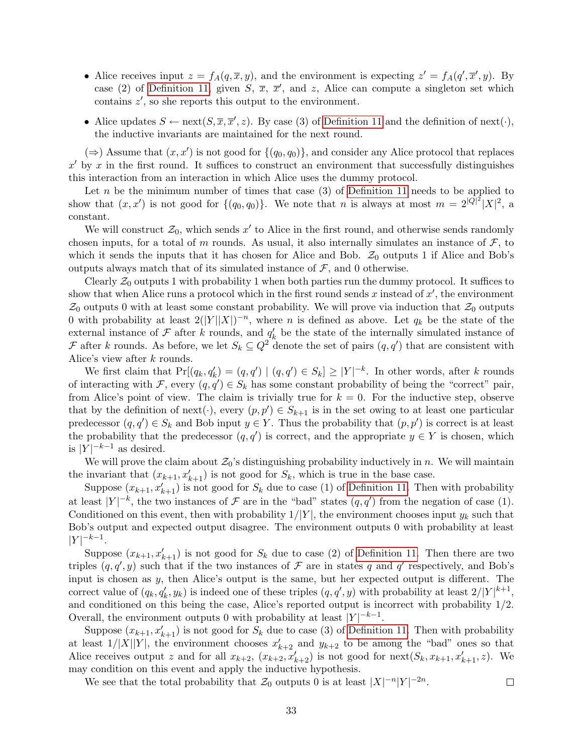- Alice receives input $z = f_A(q, \overline{x}, y)$, and the environment is expecting $z' = f_A(q', \overline{x}', y)$. By case (2) of Definition 11, given $S$, $\overline{x}$, $\overline{x}'$, and $z$, Alice can compute a singleton set which contains $z'$, so she reports this output to the environment.
- Alice updates $S \leftarrow \text{next}(S, \overline{x}, \overline{x}', z)$. By case (3) of Definition 11 and the definition of next($\cdot$), the inductive invariants are maintained for the next round.

($\Rightarrow$) Assume that $(x, x')$ is not good for $\{(q_0, q_0)\}$, and consider any Alice protocol that replaces $x'$ by $x$ in the first round. It suffices to construct an environment that successfully distinguishes this interaction from an interaction in which Alice uses the dummy protocol.

Let $n$ be the minimum number of times that case (3) of Definition 11 needs to be applied to show that $(x, x')$ is not good for $\{(q_0, q_0)\}$. We note that $n$ is always at most $m = 2^{|Q|^2}|X|^2$, a constant.

We will construct $\mathcal{Z}_0$, which sends $x'$ to Alice in the first round, and otherwise sends randomly chosen inputs, for a total of $m$ rounds. As usual, it also internally simulates an instance of $\mathcal{F}$, to which it sends the inputs that it has chosen for Alice and Bob. $\mathcal{Z}_0$ outputs 1 if Alice and Bob's outputs always match that of its simulated instance of $\mathcal{F}$, and 0 otherwise.

Clearly $\mathcal{Z}_0$ outputs 1 with probability 1 when both parties run the dummy protocol. It suffices to show that when Alice runs a protocol which in the first round sends $x$ instead of $x'$, the environment $\mathcal{Z}_0$ outputs 0 with at least some constant probability. We will prove via induction that $\mathcal{Z}_0$ outputs 0 with probability at least $2(|Y||X|)^{-n}$, where $n$ is defined as above. Let $q_k$ be the state of the external instance of $\mathcal{F}$ after $k$ rounds, and $q'_k$ be the state of the internally simulated instance of $\mathcal{F}$ after $k$ rounds. As before, we let $S_k \subseteq Q^2$ denote the set of pairs $(q, q')$ that are consistent with Alice's view after $k$ rounds.

We first claim that $\Pr[(q_k, q'_k) = (q, q') \mid (q, q') \in S_k] \geq |Y|^{-k}$. In other words, after $k$ rounds of interacting with $\mathcal{F}$, every $(q, q') \in S_k$ has some constant probability of being the "correct" pair, from Alice's point of view. The claim is trivially true for $k = 0$. For the inductive step, observe that by the definition of next($\cdot$), every $(p, p') \in S_{k+1}$ is in the set owing to at least one particular predecessor $(q, q') \in S_k$ and Bob input $y \in Y$. Thus the probability that $(p, p')$ is correct is at least the probability that the predecessor $(q, q')$ is correct, and the appropriate $y \in Y$ is chosen, which is $|Y|^{-k-1}$ as desired.

We will prove the claim about $\mathcal{Z}_0$'s distinguishing probability inductively in $n$. We will maintain the invariant that $(x_{k+1}, x'_{k+1})$ is not good for $S_k$, which is true in the base case.

Suppose $(x_{k+1}, x'_{k+1})$ is not good for $S_k$ due to case (1) of Definition 11. Then with probability at least $|Y|^{-k}$, the two instances of $\mathcal{F}$ are in the "bad" states $(q, q')$ from the negation of case (1). Conditioned on this event, then with probability $1/|Y|$, the environment chooses input $y_k$ such that Bob's output and expected output disagree. The environment outputs 0 with probability at least $|Y|^{-k-1}$.

Suppose $(x_{k+1}, x'_{k+1})$ is not good for $S_k$ due to case (2) of Definition 11. Then there are two triples $(q, q', y)$ such that if the two instances of $\mathcal{F}$ are in states $q$ and $q'$ respectively, and Bob's input is chosen as $y$, then Alice's output is the same, but her expected output is different. The correct value of $(q_k, q'_k, y_k)$ is indeed one of these triples $(q, q', y)$ with probability at least $2/|Y|^{k+1}$, and conditioned on this being the case, Alice's reported output is incorrect with probability 1/2. Overall, the environment outputs 0 with probability at least $|Y|^{-k-1}$.

Suppose $(x_{k+1}, x'_{k+1})$ is not good for $S_k$ due to case (3) of Definition 11. Then with probability at least $1/|X||Y|$, the environment chooses $x'_{k+2}$ and $y_{k+2}$ to be among the "bad" ones so that Alice receives output $z$ and for all $x_{k+2}$, $(x_{k+2}, x'_{k+2})$ is not good for $\text{next}(S_k, x_{k+1}, x'_{k+1}, z)$. We may condition on this event and apply the inductive hypothesis.

We see that the total probability that $\mathcal{Z}_0$ outputs 0 is at least $|X|^{-n}|Y|^{-2n}$. □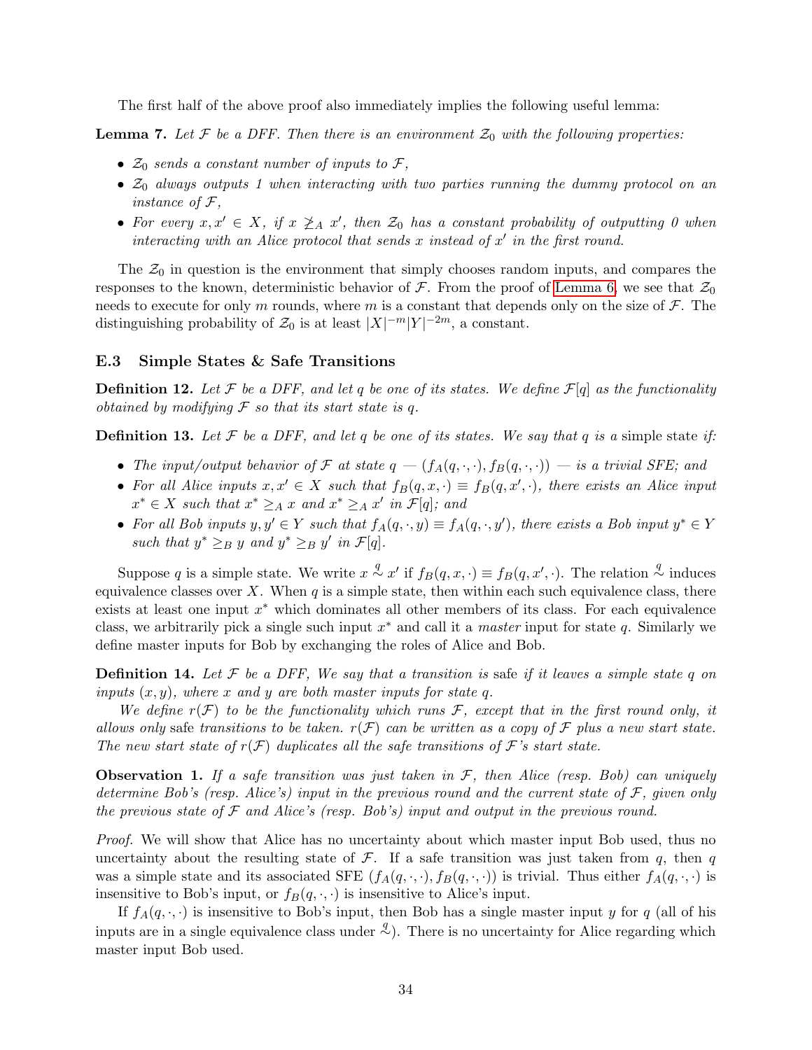The first half of the above proof also immediately implies the following useful lemma:

**Lemma 7.** *Let $\mathcal{F}$ be a DFF. Then there is an environment $\mathcal{Z}_0$ with the following properties:*

- *$\mathcal{Z}_0$ sends a constant number of inputs to $\mathcal{F}$,*
- *$\mathcal{Z}_0$ always outputs 1 when interacting with two parties running the dummy protocol on an instance of $\mathcal{F}$,*
- *For every $x, x' \in X$, if $x \not\geq_A x'$, then $\mathcal{Z}_0$ has a constant probability of outputting 0 when interacting with an Alice protocol that sends $x$ instead of $x'$ in the first round.*

The $\mathcal{Z}_0$ in question is the environment that simply chooses random inputs, and compares the responses to the known, deterministic behavior of $\mathcal{F}$. From the proof of Lemma 6, we see that $\mathcal{Z}_0$ needs to execute for only $m$ rounds, where $m$ is a constant that depends only on the size of $\mathcal{F}$. The distinguishing probability of $\mathcal{Z}_0$ is at least $|X|^{-m}|Y|^{-2m}$, a constant.

### E.3 Simple States & Safe Transitions

**Definition 12.** *Let $\mathcal{F}$ be a DFF, and let $q$ be one of its states. We define $\mathcal{F}[q]$ as the functionality obtained by modifying $\mathcal{F}$ so that its start state is $q$.*

**Definition 13.** *Let $\mathcal{F}$ be a DFF, and let $q$ be one of its states. We say that $q$ is a* simple state *if:*

- *The input/output behavior of $\mathcal{F}$ at state $q$ — $(f_A(q,\cdot,\cdot), f_B(q,\cdot,\cdot))$ — is a trivial SFE; and*
- *For all Alice inputs $x, x' \in X$ such that $f_B(q,x,\cdot) \equiv f_B(q,x',\cdot)$, there exists an Alice input $x^* \in X$ such that $x^* \geq_A x$ and $x^* \geq_A x'$ in $\mathcal{F}[q]$; and*
- *For all Bob inputs $y, y' \in Y$ such that $f_A(q,\cdot,y) \equiv f_A(q,\cdot,y')$, there exists a Bob input $y^* \in Y$ such that $y^* \geq_B y$ and $y^* \geq_B y'$ in $\mathcal{F}[q]$.*

Suppose $q$ is a simple state. We write $x \overset{q}{\sim} x'$ if $f_B(q,x,\cdot) \equiv f_B(q,x',\cdot)$. The relation $\overset{q}{\sim}$ induces equivalence classes over $X$. When $q$ is a simple state, then within each such equivalence class, there exists at least one input $x^*$ which dominates all other members of its class. For each equivalence class, we arbitrarily pick a single such input $x^*$ and call it a *master* input for state $q$. Similarly we define master inputs for Bob by exchanging the roles of Alice and Bob.

**Definition 14.** *Let $\mathcal{F}$ be a DFF, We say that a transition is* safe *if it leaves a simple state $q$ on inputs $(x, y)$, where $x$ and $y$ are both master inputs for state $q$.*

*We define $r(\mathcal{F})$ to be the functionality which runs $\mathcal{F}$, except that in the first round only, it allows only* safe *transitions to be taken. $r(\mathcal{F})$ can be written as a copy of $\mathcal{F}$ plus a new start state. The new start state of $r(\mathcal{F})$ duplicates all the safe transitions of $\mathcal{F}$'s start state.*

**Observation 1.** *If a safe transition was just taken in $\mathcal{F}$, then Alice (resp. Bob) can uniquely determine Bob's (resp. Alice's) input in the previous round and the current state of $\mathcal{F}$, given only the previous state of $\mathcal{F}$ and Alice's (resp. Bob's) input and output in the previous round.*

*Proof.* We will show that Alice has no uncertainty about which master input Bob used, thus no uncertainty about the resulting state of $\mathcal{F}$. If a safe transition was just taken from $q$, then $q$ was a simple state and its associated SFE $(f_A(q,\cdot,\cdot), f_B(q,\cdot,\cdot))$ is trivial. Thus either $f_A(q,\cdot,\cdot)$ is insensitive to Bob's input, or $f_B(q,\cdot,\cdot)$ is insensitive to Alice's input.

If $f_A(q,\cdot,\cdot)$ is insensitive to Bob's input, then Bob has a single master input $y$ for $q$ (all of his inputs are in a single equivalence class under $\overset{q}{\sim}$). There is no uncertainty for Alice regarding which master input Bob used.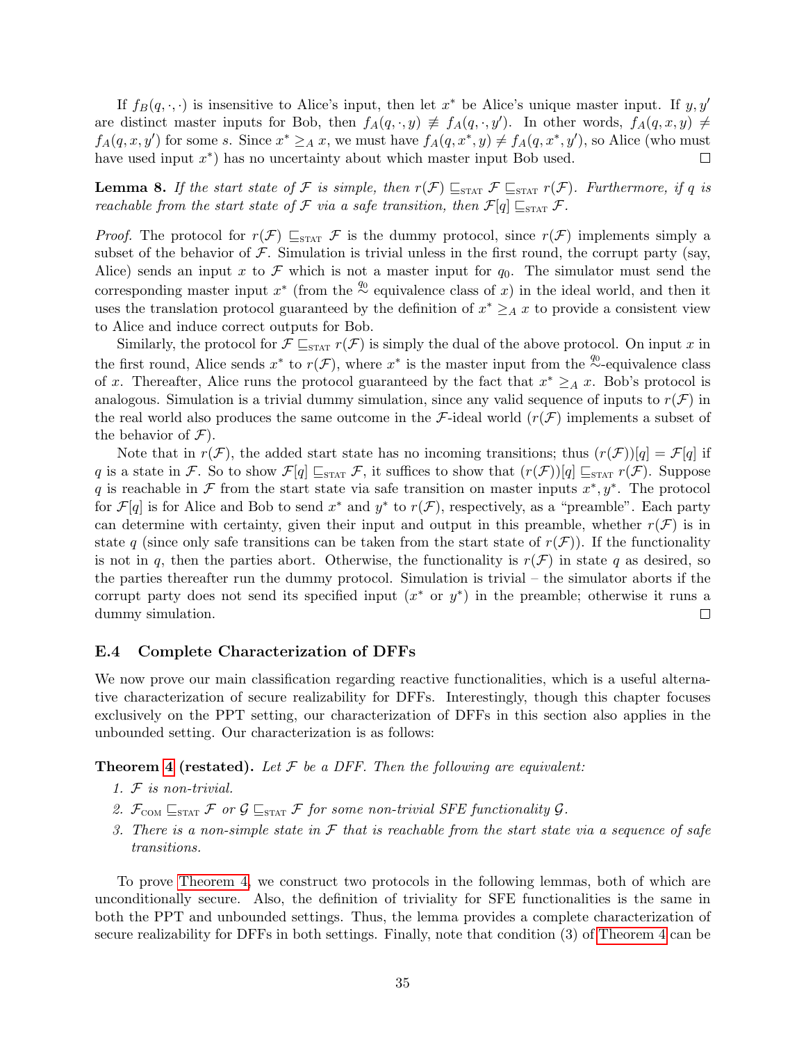If $f_B(q,\cdot,\cdot)$ is insensitive to Alice's input, then let $x^*$ be Alice's unique master input. If $y, y'$ are distinct master inputs for Bob, then $f_A(q,\cdot,y) \not\equiv f_A(q,\cdot,y')$. In other words, $f_A(q,x,y) \neq f_A(q,x,y')$ for some $s$. Since $x^* \geq_A x$, we must have $f_A(q,x^*,y) \neq f_A(q,x^*,y')$, so Alice (who must have used input $x^*$) has no uncertainty about which master input Bob used. □

**Lemma 8.** *If the start state of $\mathcal{F}$ is simple, then $r(\mathcal{F}) \sqsubseteq_{\text{STAT}} \mathcal{F} \sqsubseteq_{\text{STAT}} r(\mathcal{F})$. Furthermore, if $q$ is reachable from the start state of $\mathcal{F}$ via a safe transition, then $\mathcal{F}[q] \sqsubseteq_{\text{STAT}} \mathcal{F}$.*

*Proof.* The protocol for $r(\mathcal{F}) \sqsubseteq_{\text{STAT}} \mathcal{F}$ is the dummy protocol, since $r(\mathcal{F})$ implements simply a subset of the behavior of $\mathcal{F}$. Simulation is trivial unless in the first round, the corrupt party (say, Alice) sends an input $x$ to $\mathcal{F}$ which is not a master input for $q_0$. The simulator must send the corresponding master input $x^*$ (from the $\overset{q_0}{\sim}$ equivalence class of $x$) in the ideal world, and then it uses the translation protocol guaranteed by the definition of $x^* \geq_A x$ to provide a consistent view to Alice and induce correct outputs for Bob.

Similarly, the protocol for $\mathcal{F} \sqsubseteq_{\text{STAT}} r(\mathcal{F})$ is simply the dual of the above protocol. On input $x$ in the first round, Alice sends $x^*$ to $r(\mathcal{F})$, where $x^*$ is the master input from the $\overset{q_0}{\sim}$-equivalence class of $x$. Thereafter, Alice runs the protocol guaranteed by the fact that $x^* \geq_A x$. Bob's protocol is analogous. Simulation is a trivial dummy simulation, since any valid sequence of inputs to $r(\mathcal{F})$ in the real world also produces the same outcome in the $\mathcal{F}$-ideal world ($r(\mathcal{F})$ implements a subset of the behavior of $\mathcal{F}$).

Note that in $r(\mathcal{F})$, the added start state has no incoming transitions; thus $(r(\mathcal{F}))[q] = \mathcal{F}[q]$ if $q$ is a state in $\mathcal{F}$. So to show $\mathcal{F}[q] \sqsubseteq_{\text{STAT}} \mathcal{F}$, it suffices to show that $(r(\mathcal{F}))[q] \sqsubseteq_{\text{STAT}} r(\mathcal{F})$. Suppose $q$ is reachable in $\mathcal{F}$ from the start state via safe transition on master inputs $x^*, y^*$. The protocol for $\mathcal{F}[q]$ is for Alice and Bob to send $x^*$ and $y^*$ to $r(\mathcal{F})$, respectively, as a "preamble". Each party can determine with certainty, given their input and output in this preamble, whether $r(\mathcal{F})$ is in state $q$ (since only safe transitions can be taken from the start state of $r(\mathcal{F})$). If the functionality is not in $q$, then the parties abort. Otherwise, the functionality is $r(\mathcal{F})$ in state $q$ as desired, so the parties thereafter run the dummy protocol. Simulation is trivial – the simulator aborts if the corrupt party does not send its specified input ($x^*$ or $y^*$) in the preamble; otherwise it runs a dummy simulation. □

### E.4 Complete Characterization of DFFs

We now prove our main classification regarding reactive functionalities, which is a useful alternative characterization of secure realizability for DFFs. Interestingly, though this chapter focuses exclusively on the PPT setting, our characterization of DFFs in this section also applies in the unbounded setting. Our characterization is as follows:

**Theorem 4 (restated).** *Let $\mathcal{F}$ be a DFF. Then the following are equivalent:*

1. *$\mathcal{F}$ is non-trivial.*
2. *$\mathcal{F}_{\text{COM}} \sqsubseteq_{\text{STAT}} \mathcal{F}$ or $\mathcal{G} \sqsubseteq_{\text{STAT}} \mathcal{F}$ for some non-trivial SFE functionality $\mathcal{G}$.*
3. *There is a non-simple state in $\mathcal{F}$ that is reachable from the start state via a sequence of safe transitions.*

To prove Theorem 4, we construct two protocols in the following lemmas, both of which are unconditionally secure. Also, the definition of triviality for SFE functionalities is the same in both the PPT and unbounded settings. Thus, the lemma provides a complete characterization of secure realizability for DFFs in both settings. Finally, note that condition (3) of Theorem 4 can be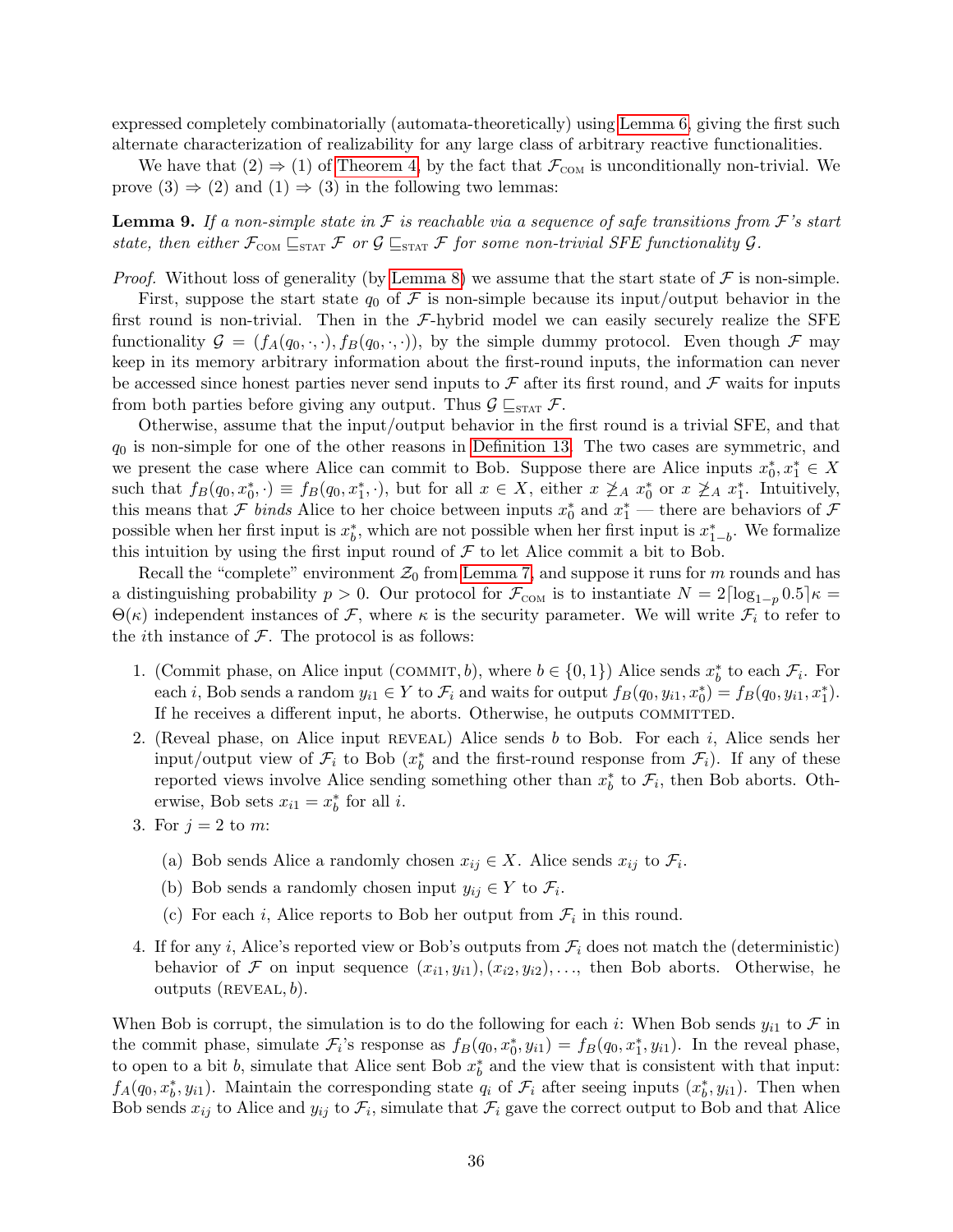expressed completely combinatorially (automata-theoretically) using Lemma 6, giving the first such alternate characterization of realizability for any large class of arbitrary reactive functionalities.

We have that (2) ⇒ (1) of Theorem 4, by the fact that $\mathcal{F}_{\text{COM}}$ is unconditionally non-trivial. We prove (3) ⇒ (2) and (1) ⇒ (3) in the following two lemmas:

**Lemma 9.** *If a non-simple state in $\mathcal{F}$ is reachable via a sequence of safe transitions from $\mathcal{F}$'s start state, then either $\mathcal{F}_{\text{COM}} \sqsubseteq_{\text{STAT}} \mathcal{F}$ or $\mathcal{G} \sqsubseteq_{\text{STAT}} \mathcal{F}$ for some non-trivial SFE functionality $\mathcal{G}$.*

*Proof.* Without loss of generality (by Lemma 8) we assume that the start state of $\mathcal{F}$ is non-simple.

First, suppose the start state $q_0$ of $\mathcal{F}$ is non-simple because its input/output behavior in the first round is non-trivial. Then in the $\mathcal{F}$-hybrid model we can easily securely realize the SFE functionality $\mathcal{G} = (f_A(q_0, \cdot, \cdot), f_B(q_0, \cdot, \cdot))$, by the simple dummy protocol. Even though $\mathcal{F}$ may keep in its memory arbitrary information about the first-round inputs, the information can never be accessed since honest parties never send inputs to $\mathcal{F}$ after its first round, and $\mathcal{F}$ waits for inputs from both parties before giving any output. Thus $\mathcal{G} \sqsubseteq_{\text{STAT}} \mathcal{F}$.

Otherwise, assume that the input/output behavior in the first round is a trivial SFE, and that $q_0$ is non-simple for one of the other reasons in Definition 13. The two cases are symmetric, and we present the case where Alice can commit to Bob. Suppose there are Alice inputs $x_0^*, x_1^* \in X$ such that $f_B(q_0, x_0^*, \cdot) \equiv f_B(q_0, x_1^*, \cdot)$, but for all $x \in X$, either $x \not\geq_A x_0^*$ or $x \not\geq_A x_1^*$. Intuitively, this means that $\mathcal{F}$ *binds* Alice to her choice between inputs $x_0^*$ and $x_1^*$ — there are behaviors of $\mathcal{F}$ possible when her first input is $x_b^*$, which are not possible when her first input is $x_{1-b}^*$. We formalize this intuition by using the first input round of $\mathcal{F}$ to let Alice commit a bit to Bob.

Recall the "complete" environment $\mathcal{Z}_0$ from Lemma 7, and suppose it runs for $m$ rounds and has a distinguishing probability $p > 0$. Our protocol for $\mathcal{F}_{\text{COM}}$ is to instantiate $N = 2\lceil \log_{1-p} 0.5 \rceil \kappa = \Theta(\kappa)$ independent instances of $\mathcal{F}$, where $\kappa$ is the security parameter. We will write $\mathcal{F}_i$ to refer to the $i$th instance of $\mathcal{F}$. The protocol is as follows:

1. (Commit phase, on Alice input (COMMIT, $b$), where $b \in \{0,1\}$) Alice sends $x_b^*$ to each $\mathcal{F}_i$. For each $i$, Bob sends a random $y_{i1} \in Y$ to $\mathcal{F}_i$ and waits for output $f_B(q_0, y_{i1}, x_0^*) = f_B(q_0, y_{i1}, x_1^*)$. If he receives a different input, he aborts. Otherwise, he outputs COMMITTED.
2. (Reveal phase, on Alice input REVEAL) Alice sends $b$ to Bob. For each $i$, Alice sends her input/output view of $\mathcal{F}_i$ to Bob ($x_b^*$ and the first-round response from $\mathcal{F}_i$). If any of these reported views involve Alice sending something other than $x_b^*$ to $\mathcal{F}_i$, then Bob aborts. Otherwise, Bob sets $x_{i1} = x_b^*$ for all $i$.
3. For $j = 2$ to $m$:
   (a) Bob sends Alice a randomly chosen $x_{ij} \in X$. Alice sends $x_{ij}$ to $\mathcal{F}_i$.
   (b) Bob sends a randomly chosen input $y_{ij} \in Y$ to $\mathcal{F}_i$.
   (c) For each $i$, Alice reports to Bob her output from $\mathcal{F}_i$ in this round.
4. If for any $i$, Alice's reported view or Bob's outputs from $\mathcal{F}_i$ does not match the (deterministic) behavior of $\mathcal{F}$ on input sequence $(x_{i1}, y_{i1}), (x_{i2}, y_{i2}), \ldots$, then Bob aborts. Otherwise, he outputs (REVEAL, $b$).

When Bob is corrupt, the simulation is to do the following for each $i$: When Bob sends $y_{i1}$ to $\mathcal{F}$ in the commit phase, simulate $\mathcal{F}_i$'s response as $f_B(q_0, x_0^*, y_{i1}) = f_B(q_0, x_1^*, y_{i1})$. In the reveal phase, to open to a bit $b$, simulate that Alice sent Bob $x_b^*$ and the view that is consistent with that input: $f_A(q_0, x_b^*, y_{i1})$. Maintain the corresponding state $q_i$ of $\mathcal{F}_i$ after seeing inputs $(x_b^*, y_{i1})$. Then when Bob sends $x_{ij}$ to Alice and $y_{ij}$ to $\mathcal{F}_i$, simulate that $\mathcal{F}_i$ gave the correct output to Bob and that Alice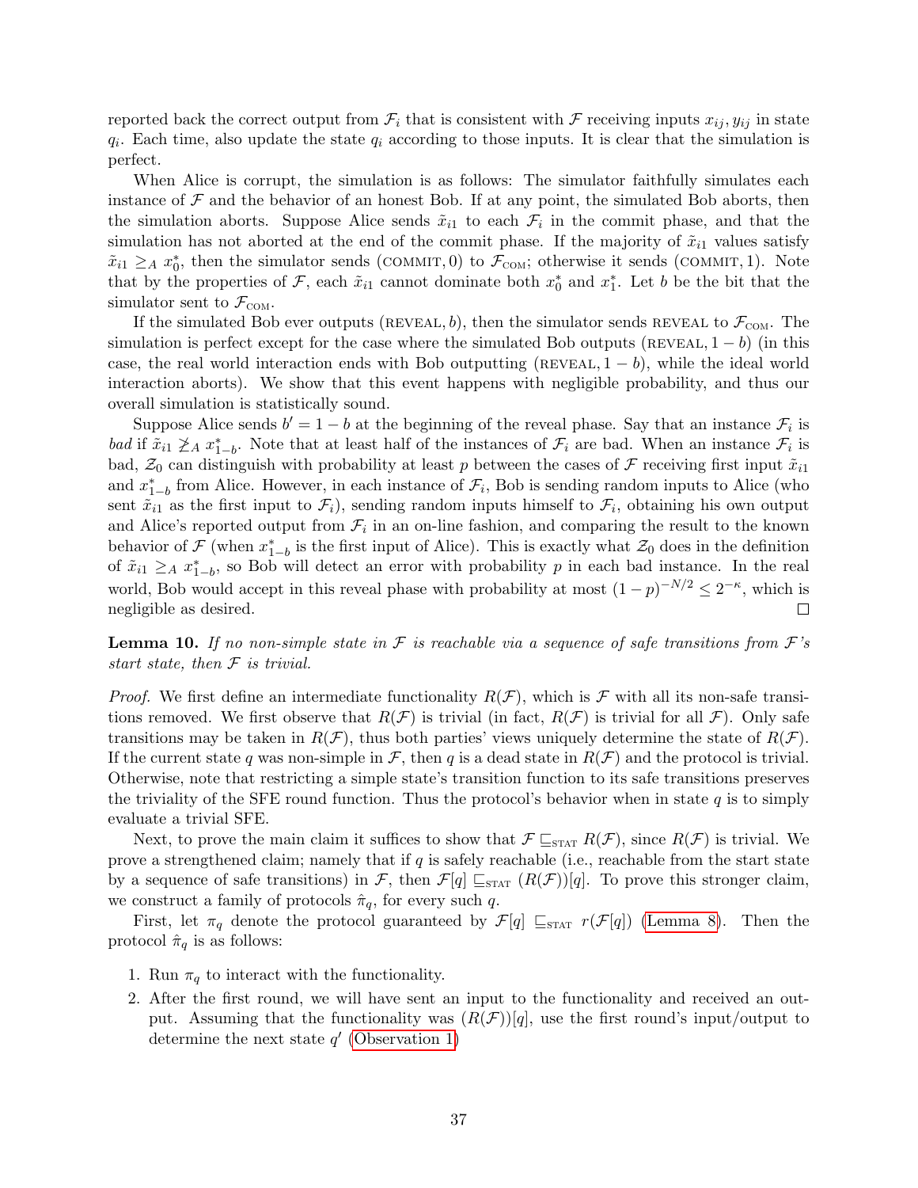reported back the correct output from $\mathcal{F}_i$ that is consistent with $\mathcal{F}$ receiving inputs $x_{ij}, y_{ij}$ in state $q_i$. Each time, also update the state $q_i$ according to those inputs. It is clear that the simulation is perfect.

When Alice is corrupt, the simulation is as follows: The simulator faithfully simulates each instance of $\mathcal{F}$ and the behavior of an honest Bob. If at any point, the simulated Bob aborts, then the simulation aborts. Suppose Alice sends $\tilde{x}_{i1}$ to each $\mathcal{F}_i$ in the commit phase, and that the simulation has not aborted at the end of the commit phase. If the majority of $\tilde{x}_{i1}$ values satisfy $\tilde{x}_{i1} \geq_A x_0^*$, then the simulator sends $(\text{COMMIT}, 0)$ to $\mathcal{F}_{\text{COM}}$; otherwise it sends $(\text{COMMIT}, 1)$. Note that by the properties of $\mathcal{F}$, each $\tilde{x}_{i1}$ cannot dominate both $x_0^*$ and $x_1^*$. Let $b$ be the bit that the simulator sent to $\mathcal{F}_{\text{COM}}$.

If the simulated Bob ever outputs $(\text{REVEAL}, b)$, then the simulator sends REVEAL to $\mathcal{F}_{\text{COM}}$. The simulation is perfect except for the case where the simulated Bob outputs $(\text{REVEAL}, 1-b)$ (in this case, the real world interaction ends with Bob outputting $(\text{REVEAL}, 1-b)$, while the ideal world interaction aborts). We show that this event happens with negligible probability, and thus our overall simulation is statistically sound.

Suppose Alice sends $b' = 1 - b$ at the beginning of the reveal phase. Say that an instance $\mathcal{F}_i$ is *bad* if $\tilde{x}_{i1} \not\geq_A x_{1-b}^*$. Note that at least half of the instances of $\mathcal{F}_i$ are bad. When an instance $\mathcal{F}_i$ is bad, $\mathcal{Z}_0$ can distinguish with probability at least $p$ between the cases of $\mathcal{F}$ receiving first input $\tilde{x}_{i1}$ and $x_{1-b}^*$ from Alice. However, in each instance of $\mathcal{F}_i$, Bob is sending random inputs to Alice (who sent $\tilde{x}_{i1}$ as the first input to $\mathcal{F}_i$), sending random inputs himself to $\mathcal{F}_i$, obtaining his own output and Alice's reported output from $\mathcal{F}_i$ in an on-line fashion, and comparing the result to the known behavior of $\mathcal{F}$ (when $x_{1-b}^*$ is the first input of Alice). This is exactly what $\mathcal{Z}_0$ does in the definition of $\tilde{x}_{i1} \geq_A x_{1-b}^*$, so Bob will detect an error with probability $p$ in each bad instance. In the real world, Bob would accept in this reveal phase with probability at most $(1-p)^{-N/2} \leq 2^{-\kappa}$, which is negligible as desired. □

**Lemma 10.** *If no non-simple state in $\mathcal{F}$ is reachable via a sequence of safe transitions from $\mathcal{F}$'s start state, then $\mathcal{F}$ is trivial.*

*Proof.* We first define an intermediate functionality $R(\mathcal{F})$, which is $\mathcal{F}$ with all its non-safe transitions removed. We first observe that $R(\mathcal{F})$ is trivial (in fact, $R(\mathcal{F})$ is trivial for all $\mathcal{F}$). Only safe transitions may be taken in $R(\mathcal{F})$, thus both parties' views uniquely determine the state of $R(\mathcal{F})$. If the current state $q$ was non-simple in $\mathcal{F}$, then $q$ is a dead state in $R(\mathcal{F})$ and the protocol is trivial. Otherwise, note that restricting a simple state's transition function to its safe transitions preserves the triviality of the SFE round function. Thus the protocol's behavior when in state $q$ is to simply evaluate a trivial SFE.

Next, to prove the main claim it suffices to show that $\mathcal{F} \sqsubseteq_{\text{STAT}} R(\mathcal{F})$, since $R(\mathcal{F})$ is trivial. We prove a strengthened claim; namely that if $q$ is safely reachable (i.e., reachable from the start state by a sequence of safe transitions) in $\mathcal{F}$, then $\mathcal{F}[q] \sqsubseteq_{\text{STAT}} (R(\mathcal{F}))[q]$. To prove this stronger claim, we construct a family of protocols $\hat{\pi}_q$, for every such $q$.

First, let $\pi_q$ denote the protocol guaranteed by $\mathcal{F}[q] \sqsubseteq_{\text{STAT}} r(\mathcal{F}[q])$ (Lemma 8). Then the protocol $\hat{\pi}_q$ is as follows:

1. Run $\pi_q$ to interact with the functionality.
2. After the first round, we will have sent an input to the functionality and received an output. Assuming that the functionality was $(R(\mathcal{F}))[q]$, use the first round's input/output to determine the next state $q'$ (Observation 1)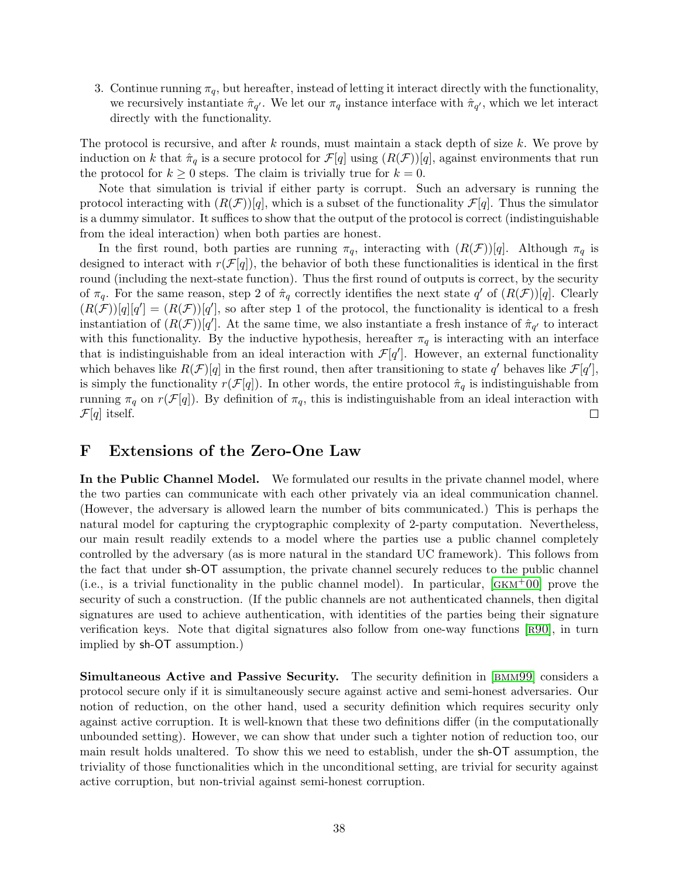3. Continue running $\pi_q$, but hereafter, instead of letting it interact directly with the functionality, we recursively instantiate $\hat{\pi}_{q'}$. We let our $\pi_q$ instance interface with $\hat{\pi}_{q'}$, which we let interact directly with the functionality.

The protocol is recursive, and after $k$ rounds, must maintain a stack depth of size $k$. We prove by induction on $k$ that $\hat{\pi}_q$ is a secure protocol for $\mathcal{F}[q]$ using $(R(\mathcal{F}))[q]$, against environments that run the protocol for $k \geq 0$ steps. The claim is trivially true for $k = 0$.

Note that simulation is trivial if either party is corrupt. Such an adversary is running the protocol interacting with $(R(\mathcal{F}))[q]$, which is a subset of the functionality $\mathcal{F}[q]$. Thus the simulator is a dummy simulator. It suffices to show that the output of the protocol is correct (indistinguishable from the ideal interaction) when both parties are honest.

In the first round, both parties are running $\pi_q$, interacting with $(R(\mathcal{F}))[q]$. Although $\pi_q$ is designed to interact with $r(\mathcal{F}[q])$, the behavior of both these functionalities is identical in the first round (including the next-state function). Thus the first round of outputs is correct, by the security of $\pi_q$. For the same reason, step 2 of $\hat{\pi}_q$ correctly identifies the next state $q'$ of $(R(\mathcal{F}))[q]$. Clearly $(R(\mathcal{F}))[q][q'] = (R(\mathcal{F}))[q']$, so after step 1 of the protocol, the functionality is identical to a fresh instantiation of $(R(\mathcal{F}))[q']$. At the same time, we also instantiate a fresh instance of $\hat{\pi}_{q'}$ to interact with this functionality. By the inductive hypothesis, hereafter $\pi_q$ is interacting with an interface that is indistinguishable from an ideal interaction with $\mathcal{F}[q']$. However, an external functionality which behaves like $R(\mathcal{F})[q]$ in the first round, then after transitioning to state $q'$ behaves like $\mathcal{F}[q']$, is simply the functionality $r(\mathcal{F}[q])$. In other words, the entire protocol $\hat{\pi}_q$ is indistinguishable from running $\pi_q$ on $r(\mathcal{F}[q])$. By definition of $\pi_q$, this is indistinguishable from an ideal interaction with $\mathcal{F}[q]$ itself. □

# F Extensions of the Zero-One Law

**In the Public Channel Model.** We formulated our results in the private channel model, where the two parties can communicate with each other privately via an ideal communication channel. (However, the adversary is allowed learn the number of bits communicated.) This is perhaps the natural model for capturing the cryptographic complexity of 2-party computation. Nevertheless, our main result readily extends to a model where the parties use a public channel completely controlled by the adversary (as is more natural in the standard UC framework). This follows from the fact that under sh-OT assumption, the private channel securely reduces to the public channel (i.e., is a trivial functionality in the public channel model). In particular, [GKM+00] prove the security of such a construction. (If the public channels are not authenticated channels, then digital signatures are used to achieve authentication, with identities of the parties being their signature verification keys. Note that digital signatures also follow from one-way functions [R90], in turn implied by sh-OT assumption.)

**Simultaneous Active and Passive Security.** The security definition in [BMM99] considers a protocol secure only if it is simultaneously secure against active and semi-honest adversaries. Our notion of reduction, on the other hand, used a security definition which requires security only against active corruption. It is well-known that these two definitions differ (in the computationally unbounded setting). However, we can show that under such a tighter notion of reduction too, our main result holds unaltered. To show this we need to establish, under the sh-OT assumption, the triviality of those functionalities which in the unconditional setting, are trivial for security against active corruption, but non-trivial against semi-honest corruption.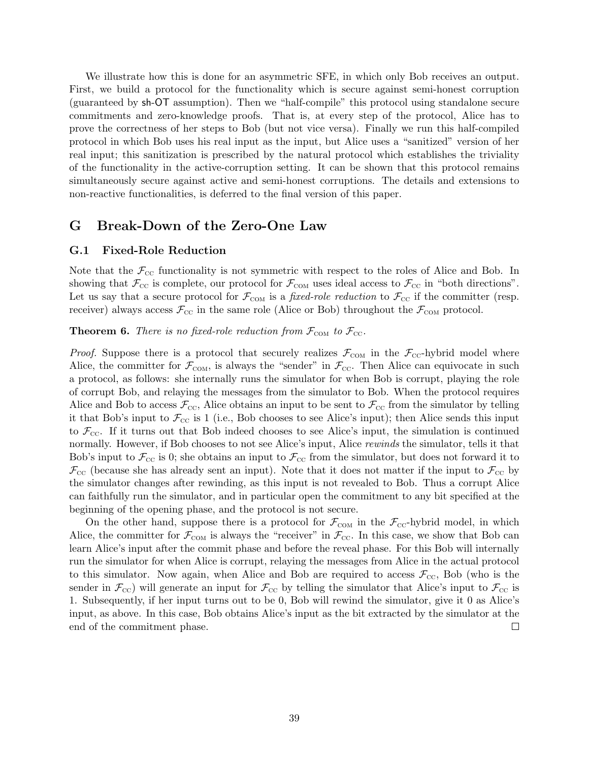We illustrate how this is done for an asymmetric SFE, in which only Bob receives an output. First, we build a protocol for the functionality which is secure against semi-honest corruption (guaranteed by sh-OT assumption). Then we "half-compile" this protocol using standalone secure commitments and zero-knowledge proofs. That is, at every step of the protocol, Alice has to prove the correctness of her steps to Bob (but not vice versa). Finally we run this half-compiled protocol in which Bob uses his real input as the input, but Alice uses a "sanitized" version of her real input; this sanitization is prescribed by the natural protocol which establishes the triviality of the functionality in the active-corruption setting. It can be shown that this protocol remains simultaneously secure against active and semi-honest corruptions. The details and extensions to non-reactive functionalities, is deferred to the final version of this paper.

## G Break-Down of the Zero-One Law

### G.1 Fixed-Role Reduction

Note that the $\mathcal{F}_{\text{CC}}$ functionality is not symmetric with respect to the roles of Alice and Bob. In showing that $\mathcal{F}_{\text{CC}}$ is complete, our protocol for $\mathcal{F}_{\text{COM}}$ uses ideal access to $\mathcal{F}_{\text{CC}}$ in "both directions". Let us say that a secure protocol for $\mathcal{F}_{\text{COM}}$ is a *fixed-role reduction* to $\mathcal{F}_{\text{CC}}$ if the committer (resp. receiver) always access $\mathcal{F}_{\text{CC}}$ in the same role (Alice or Bob) throughout the $\mathcal{F}_{\text{COM}}$ protocol.

**Theorem 6.** *There is no fixed-role reduction from $\mathcal{F}_{\text{COM}}$ to $\mathcal{F}_{\text{CC}}$.*

*Proof.* Suppose there is a protocol that securely realizes $\mathcal{F}_{\text{COM}}$ in the $\mathcal{F}_{\text{CC}}$-hybrid model where Alice, the committer for $\mathcal{F}_{\text{COM}}$, is always the "sender" in $\mathcal{F}_{\text{CC}}$. Then Alice can equivocate in such a protocol, as follows: she internally runs the simulator for when Bob is corrupt, playing the role of corrupt Bob, and relaying the messages from the simulator to Bob. When the protocol requires Alice and Bob to access $\mathcal{F}_{\text{CC}}$, Alice obtains an input to be sent to $\mathcal{F}_{\text{CC}}$ from the simulator by telling it that Bob's input to $\mathcal{F}_{\text{CC}}$ is 1 (i.e., Bob chooses to see Alice's input); then Alice sends this input to $\mathcal{F}_{\text{CC}}$. If it turns out that Bob indeed chooses to see Alice's input, the simulation is continued normally. However, if Bob chooses to not see Alice's input, Alice *rewinds* the simulator, tells it that Bob's input to $\mathcal{F}_{\text{CC}}$ is 0; she obtains an input to $\mathcal{F}_{\text{CC}}$ from the simulator, but does not forward it to $\mathcal{F}_{\text{CC}}$ (because she has already sent an input). Note that it does not matter if the input to $\mathcal{F}_{\text{CC}}$ by the simulator changes after rewinding, as this input is not revealed to Bob. Thus a corrupt Alice can faithfully run the simulator, and in particular open the commitment to any bit specified at the beginning of the opening phase, and the protocol is not secure.

On the other hand, suppose there is a protocol for $\mathcal{F}_{\text{COM}}$ in the $\mathcal{F}_{\text{CC}}$-hybrid model, in which Alice, the committer for $\mathcal{F}_{\text{COM}}$ is always the "receiver" in $\mathcal{F}_{\text{CC}}$. In this case, we show that Bob can learn Alice's input after the commit phase and before the reveal phase. For this Bob will internally run the simulator for when Alice is corrupt, relaying the messages from Alice in the actual protocol to this simulator. Now again, when Alice and Bob are required to access $\mathcal{F}_{\text{CC}}$, Bob (who is the sender in $\mathcal{F}_{\text{CC}}$) will generate an input for $\mathcal{F}_{\text{CC}}$ by telling the simulator that Alice's input to $\mathcal{F}_{\text{CC}}$ is 1. Subsequently, if her input turns out to be 0, Bob will rewind the simulator, give it 0 as Alice's input, as above. In this case, Bob obtains Alice's input as the bit extracted by the simulator at the end of the commitment phase. □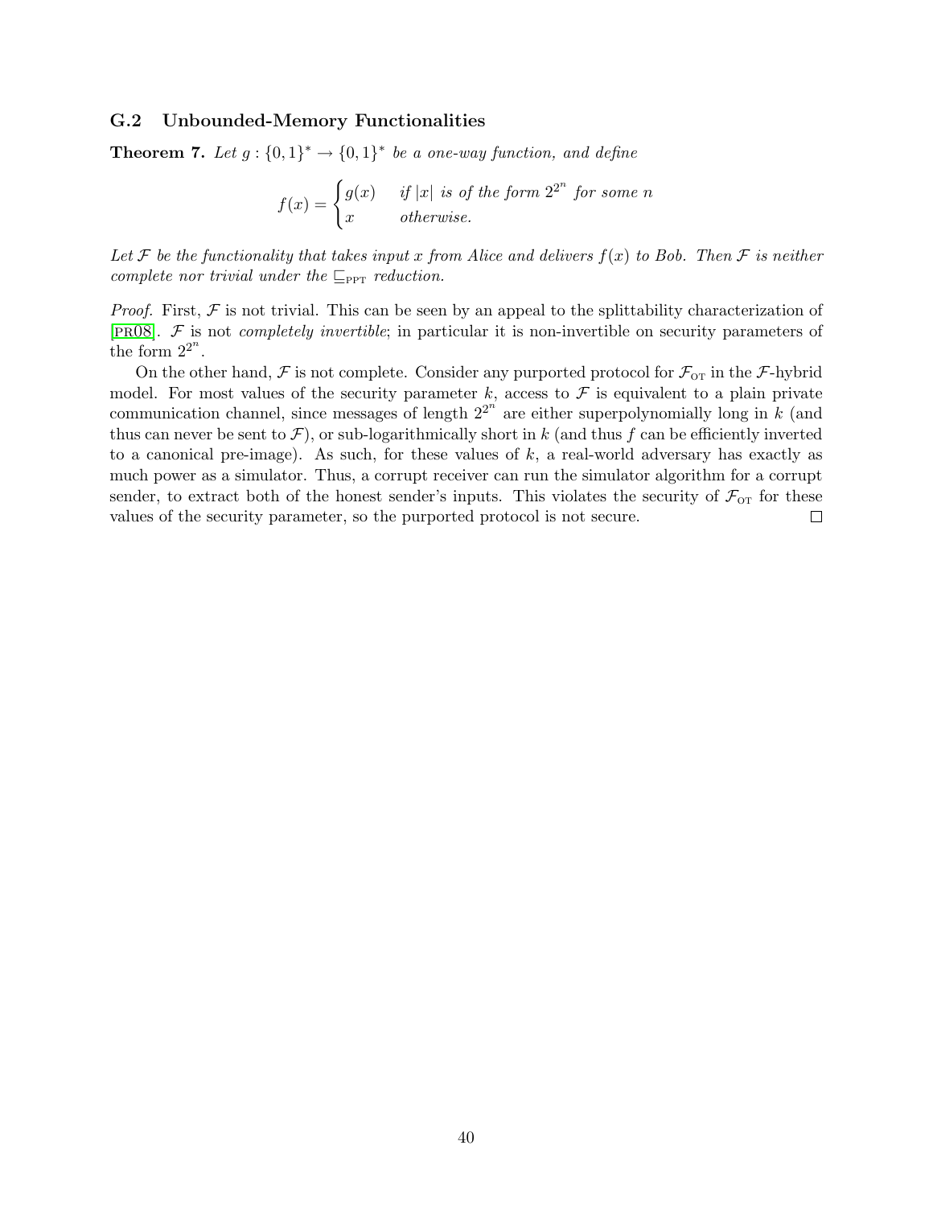### G.2 Unbounded-Memory Functionalities

**Theorem 7.** *Let $g : \{0,1\}^* \to \{0,1\}^*$ be a one-way function, and define*

$$f(x) = \begin{cases} g(x) & \text{if } |x| \text{ is of the form } 2^{2^n} \text{ for some } n \\ x & \text{otherwise.} \end{cases}$$

*Let $\mathcal{F}$ be the functionality that takes input $x$ from Alice and delivers $f(x)$ to Bob. Then $\mathcal{F}$ is neither complete nor trivial under the $\sqsubseteq_{\text{PPT}}$ reduction.*

*Proof.* First, $\mathcal{F}$ is not trivial. This can be seen by an appeal to the splittability characterization of [PR08]. $\mathcal{F}$ is not *completely invertible*; in particular it is non-invertible on security parameters of the form $2^{2^n}$.

On the other hand, $\mathcal{F}$ is not complete. Consider any purported protocol for $\mathcal{F}_{\text{OT}}$ in the $\mathcal{F}$-hybrid model. For most values of the security parameter $k$, access to $\mathcal{F}$ is equivalent to a plain private communication channel, since messages of length $2^{2^n}$ are either superpolynomially long in $k$ (and thus can never be sent to $\mathcal{F}$), or sub-logarithmically short in $k$ (and thus $f$ can be efficiently inverted to a canonical pre-image). As such, for these values of $k$, a real-world adversary has exactly as much power as a simulator. Thus, a corrupt receiver can run the simulator algorithm for a corrupt sender, to extract both of the honest sender's inputs. This violates the security of $\mathcal{F}_{\text{OT}}$ for these values of the security parameter, so the purported protocol is not secure. □